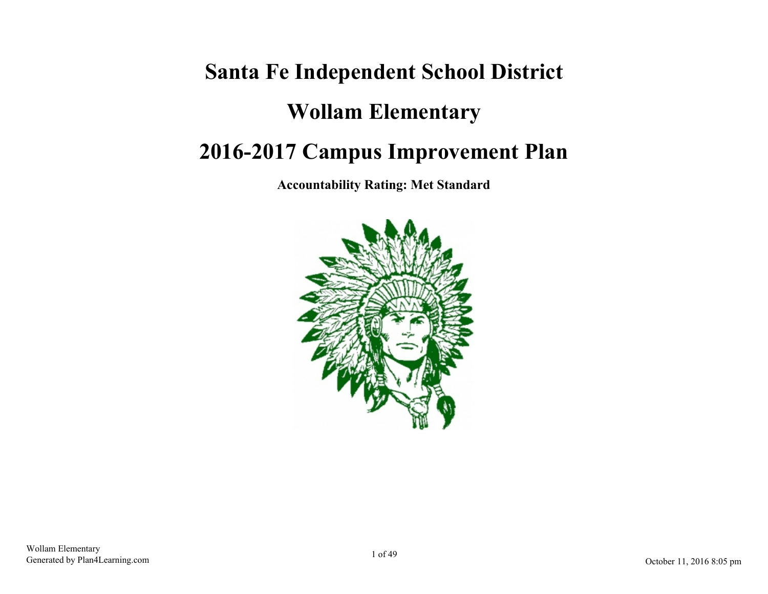# Santa Fe Independent School District

# Wollam Elementary

# 2016-2017 Campus Improvement Plan

**Accountability Rating: Met Standard**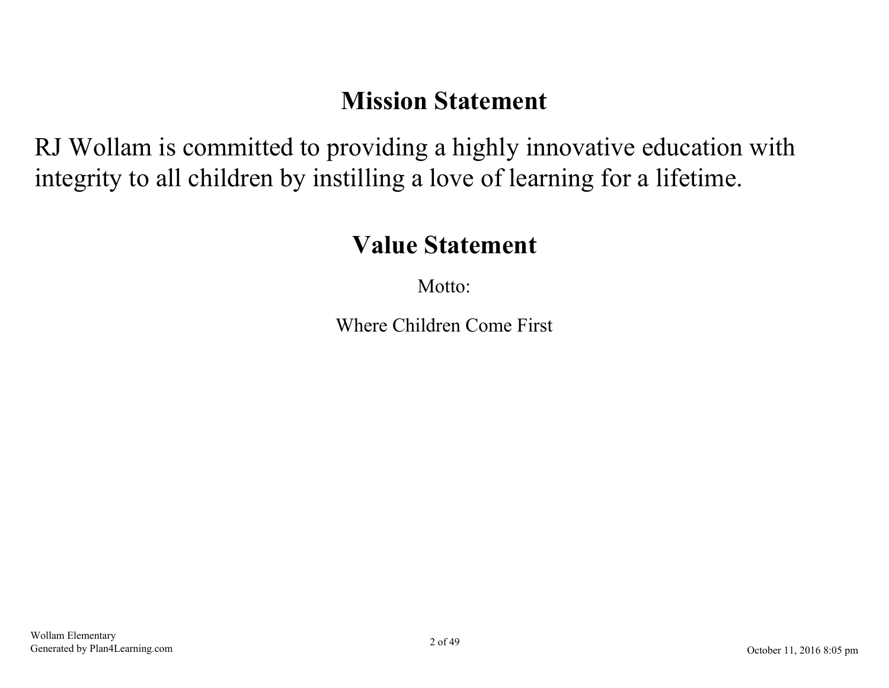# Mission Statement

RJ Wollam is committed to providing a highly innovative education with integrity to all children by instilling a love of learning for a lifetime.

# Value Statement

Motto:

Where Children Come First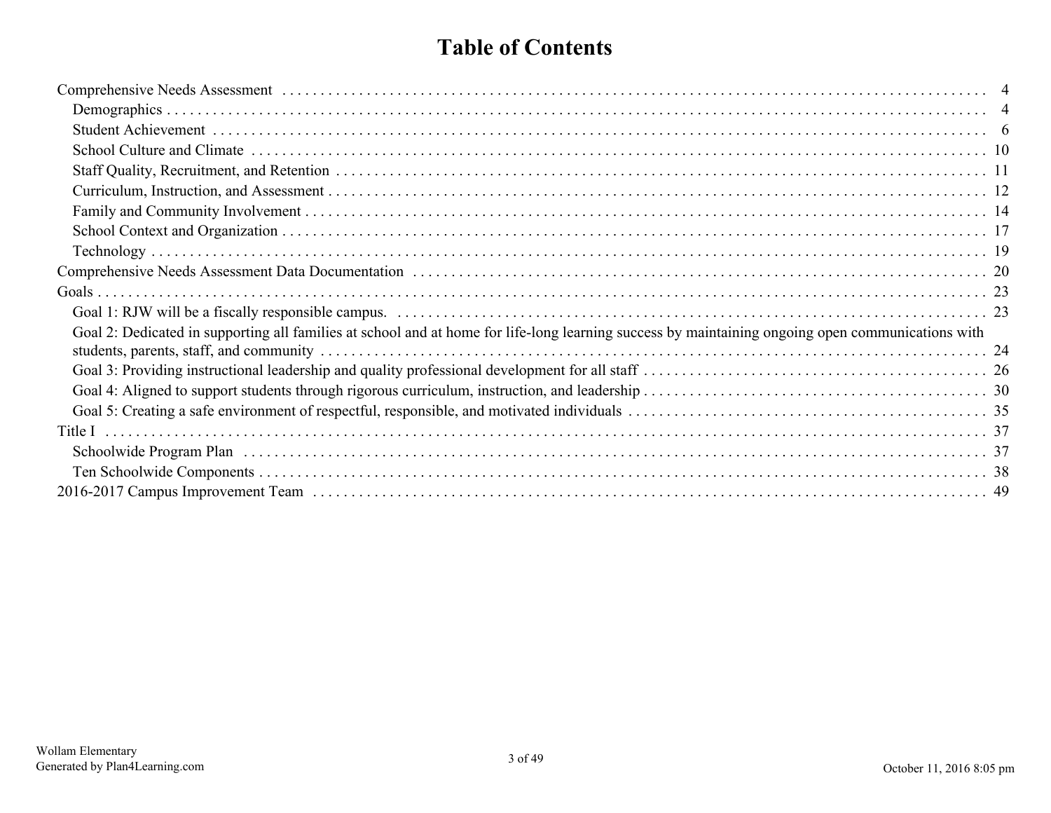# Table of Contents

- Comprehensive Needs Assessment . . . . . 4
  - Demographics . . . . . 4
  - Student Achievement . . . . . 6
  - School Culture and Climate . . . . . 10
  - Staff Quality, Recruitment, and Retention . . . . . 11
  - Curriculum, Instruction, and Assessment . . . . . 12
  - Family and Community Involvement . . . . . 14
  - School Context and Organization . . . . . 17
  - Technology . . . . . 19
- Comprehensive Needs Assessment Data Documentation . . . . . 20
- Goals . . . . . 23
  - Goal 1: RJW will be a fiscally responsible campus. . . . . . 23
  - Goal 2: Dedicated in supporting all families at school and at home for life-long learning success by maintaining ongoing open communications with students, parents, staff, and community . . . . . 24
  - Goal 3: Providing instructional leadership and quality professional development for all staff . . . . . 26
  - Goal 4: Aligned to support students through rigorous curriculum, instruction, and leadership . . . . . 30
  - Goal 5: Creating a safe environment of respectful, responsible, and motivated individuals . . . . . 35
- Title I . . . . . 37
  - Schoolwide Program Plan . . . . . 37
  - Ten Schoolwide Components . . . . . 38
- 2016-2017 Campus Improvement Team . . . . . 49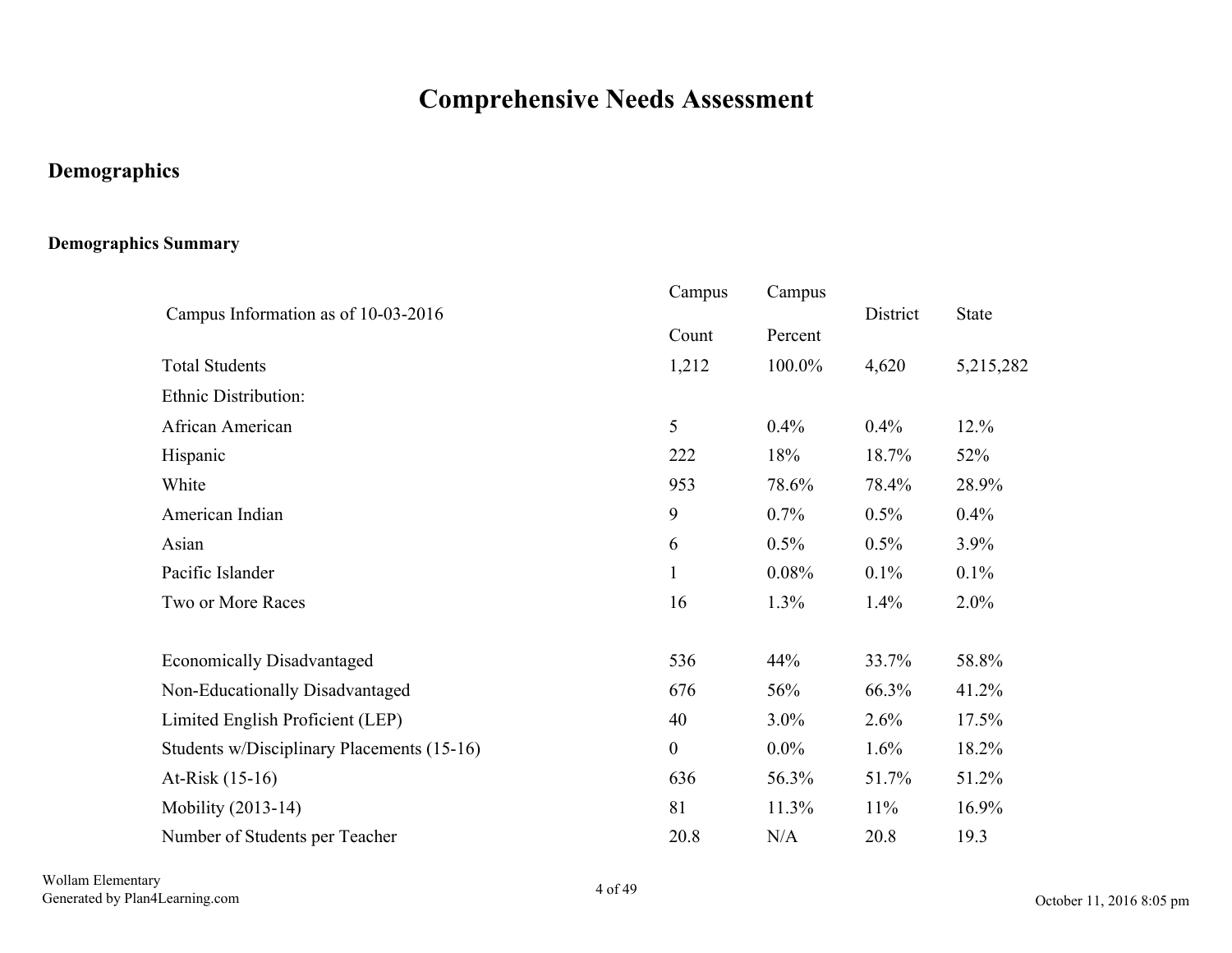# Comprehensive Needs Assessment

## Demographics

### Demographics Summary

| Campus Information as of 10-03-2016 | Campus Count | Campus Percent | District | State |
|---|---|---|---|---|
| Total Students | 1,212 | 100.0% | 4,620 | 5,215,282 |
| Ethnic Distribution: | | | | |
| African American | 5 | 0.4% | 0.4% | 12.% |
| Hispanic | 222 | 18% | 18.7% | 52% |
| White | 953 | 78.6% | 78.4% | 28.9% |
| American Indian | 9 | 0.7% | 0.5% | 0.4% |
| Asian | 6 | 0.5% | 0.5% | 3.9% |
| Pacific Islander | 1 | 0.08% | 0.1% | 0.1% |
| Two or More Races | 16 | 1.3% | 1.4% | 2.0% |
| | | | | |
| Economically Disadvantaged | 536 | 44% | 33.7% | 58.8% |
| Non-Educationally Disadvantaged | 676 | 56% | 66.3% | 41.2% |
| Limited English Proficient (LEP) | 40 | 3.0% | 2.6% | 17.5% |
| Students w/Disciplinary Placements (15-16) | 0 | 0.0% | 1.6% | 18.2% |
| At-Risk (15-16) | 636 | 56.3% | 51.7% | 51.2% |
| Mobility (2013-14) | 81 | 11.3% | 11% | 16.9% |
| Number of Students per Teacher | 20.8 | N/A | 20.8 | 19.3 |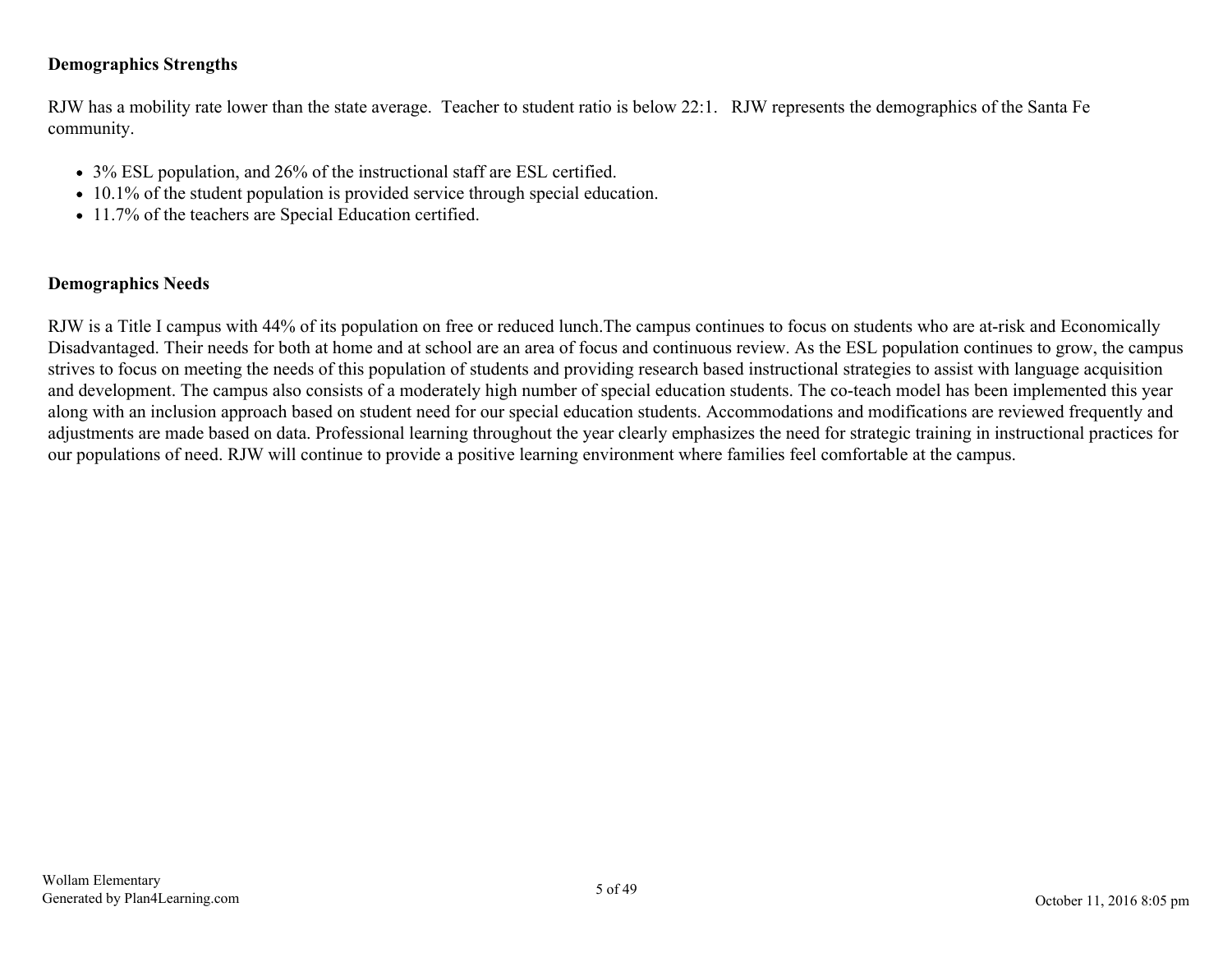**Demographics Strengths**

RJW has a mobility rate lower than the state average. Teacher to student ratio is below 22:1. RJW represents the demographics of the Santa Fe community.

- 3% ESL population, and 26% of the instructional staff are ESL certified.
- 10.1% of the student population is provided service through special education.
- 11.7% of the teachers are Special Education certified.

**Demographics Needs**

RJW is a Title I campus with 44% of its population on free or reduced lunch.The campus continues to focus on students who are at-risk and Economically Disadvantaged. Their needs for both at home and at school are an area of focus and continuous review. As the ESL population continues to grow, the campus strives to focus on meeting the needs of this population of students and providing research based instructional strategies to assist with language acquisition and development. The campus also consists of a moderately high number of special education students. The co-teach model has been implemented this year along with an inclusion approach based on student need for our special education students. Accommodations and modifications are reviewed frequently and adjustments are made based on data. Professional learning throughout the year clearly emphasizes the need for strategic training in instructional practices for our populations of need. RJW will continue to provide a positive learning environment where families feel comfortable at the campus.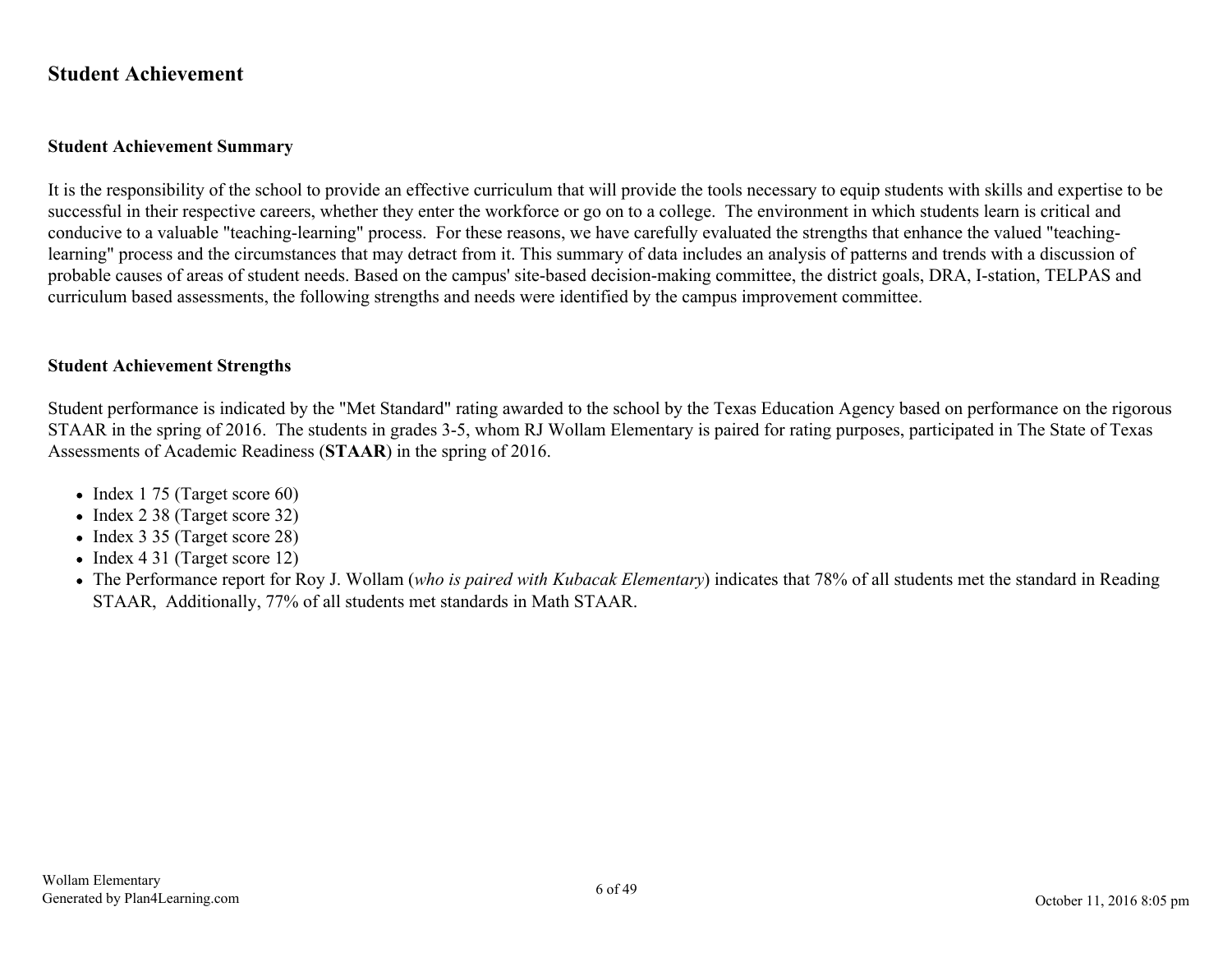# Student Achievement

### Student Achievement Summary

It is the responsibility of the school to provide an effective curriculum that will provide the tools necessary to equip students with skills and expertise to be successful in their respective careers, whether they enter the workforce or go on to a college. The environment in which students learn is critical and conducive to a valuable "teaching-learning" process. For these reasons, we have carefully evaluated the strengths that enhance the valued "teaching-learning" process and the circumstances that may detract from it. This summary of data includes an analysis of patterns and trends with a discussion of probable causes of areas of student needs. Based on the campus' site-based decision-making committee, the district goals, DRA, I-station, TELPAS and curriculum based assessments, the following strengths and needs were identified by the campus improvement committee.

### Student Achievement Strengths

Student performance is indicated by the "Met Standard" rating awarded to the school by the Texas Education Agency based on performance on the rigorous STAAR in the spring of 2016. The students in grades 3-5, whom RJ Wollam Elementary is paired for rating purposes, participated in The State of Texas Assessments of Academic Readiness (**STAAR**) in the spring of 2016.

- Index 1 75 (Target score 60)
- Index 2 38 (Target score 32)
- Index 3 35 (Target score 28)
- Index 4 31 (Target score 12)
- The Performance report for Roy J. Wollam (*who is paired with Kubacak Elementary*) indicates that 78% of all students met the standard in Reading STAAR, Additionally, 77% of all students met standards in Math STAAR.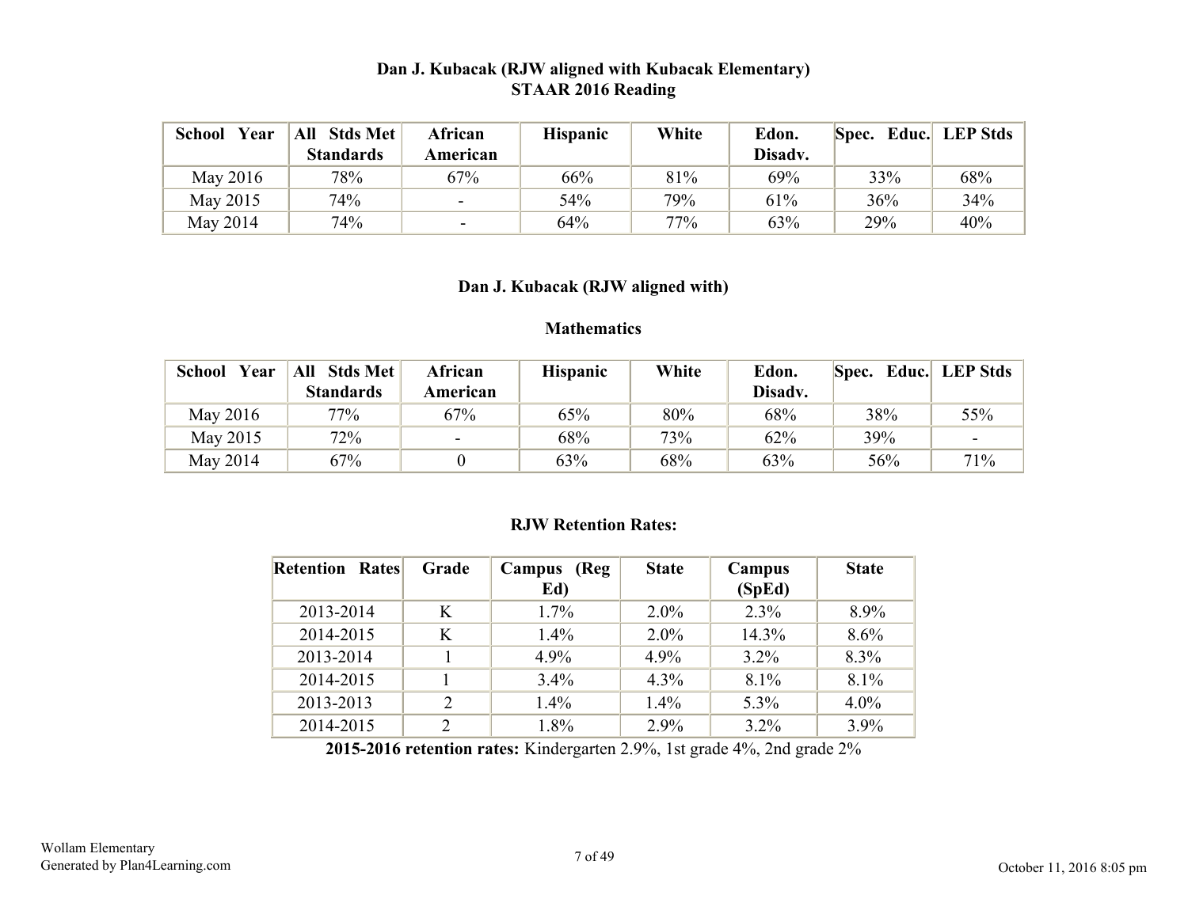### Dan J. Kubacak (RJW aligned with Kubacak Elementary)
### STAAR 2016 Reading

| School Year | All Stds Met Standards | African American | Hispanic | White | Edon. Disadv. | Spec. Educ. | LEP Stds |
|---|---|---|---|---|---|---|---|
| May 2016 | 78% | 67% | 66% | 81% | 69% | 33% | 68% |
| May 2015 | 74% | - | 54% | 79% | 61% | 36% | 34% |
| May 2014 | 74% | - | 64% | 77% | 63% | 29% | 40% |

### Dan J. Kubacak (RJW aligned with)

### Mathematics

| School Year | All Stds Met Standards | African American | Hispanic | White | Edon. Disadv. | Spec. Educ. | LEP Stds |
|---|---|---|---|---|---|---|---|
| May 2016 | 77% | 67% | 65% | 80% | 68% | 38% | 55% |
| May 2015 | 72% | - | 68% | 73% | 62% | 39% | - |
| May 2014 | 67% | 0 | 63% | 68% | 63% | 56% | 71% |

### RJW Retention Rates:

| Retention Rates | Grade | Campus (Reg Ed) | State | Campus (SpEd) | State |
|---|---|---|---|---|---|
| 2013-2014 | K | 1.7% | 2.0% | 2.3% | 8.9% |
| 2014-2015 | K | 1.4% | 2.0% | 14.3% | 8.6% |
| 2013-2014 | 1 | 4.9% | 4.9% | 3.2% | 8.3% |
| 2014-2015 | 1 | 3.4% | 4.3% | 8.1% | 8.1% |
| 2013-2013 | 2 | 1.4% | 1.4% | 5.3% | 4.0% |
| 2014-2015 | 2 | 1.8% | 2.9% | 3.2% | 3.9% |

**2015-2016 retention rates:** Kindergarten 2.9%, 1st grade 4%, 2nd grade 2%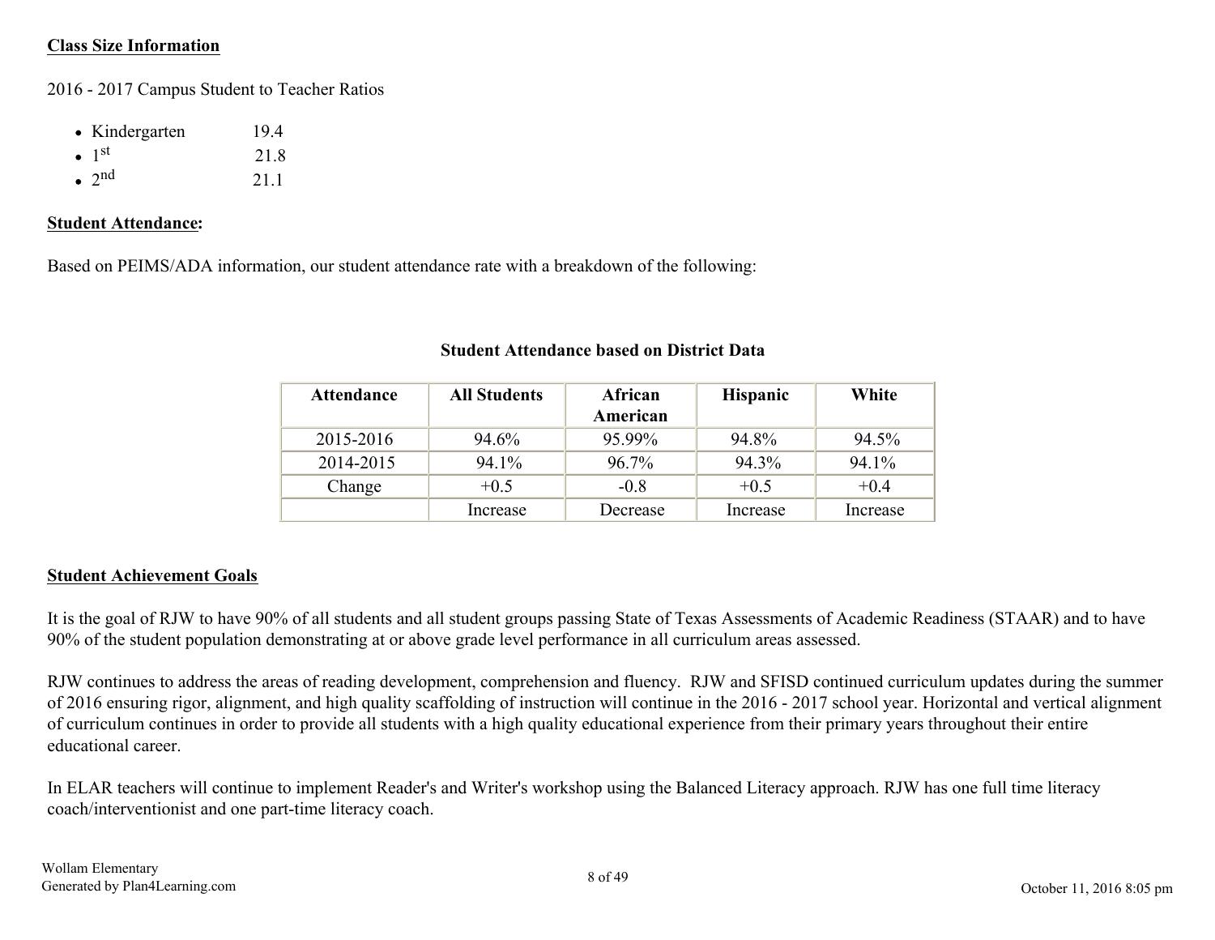**Class Size Information**

2016 - 2017 Campus Student to Teacher Ratios

- Kindergarten 19.4
- 1st 21.8
- 2nd 21.1

**Student Attendance:**

Based on PEIMS/ADA information, our student attendance rate with a breakdown of the following:

**Student Attendance based on District Data**

| Attendance | All Students | African American | Hispanic | White |
|---|---|---|---|---|
| 2015-2016 | 94.6% | 95.99% | 94.8% | 94.5% |
| 2014-2015 | 94.1% | 96.7% | 94.3% | 94.1% |
| Change | +0.5 | -0.8 | +0.5 | +0.4 |
| | Increase | Decrease | Increase | Increase |

**Student Achievement Goals**

It is the goal of RJW to have 90% of all students and all student groups passing State of Texas Assessments of Academic Readiness (STAAR) and to have 90% of the student population demonstrating at or above grade level performance in all curriculum areas assessed.

RJW continues to address the areas of reading development, comprehension and fluency. RJW and SFISD continued curriculum updates during the summer of 2016 ensuring rigor, alignment, and high quality scaffolding of instruction will continue in the 2016 - 2017 school year. Horizontal and vertical alignment of curriculum continues in order to provide all students with a high quality educational experience from their primary years throughout their entire educational career.

In ELAR teachers will continue to implement Reader's and Writer's workshop using the Balanced Literacy approach. RJW has one full time literacy coach/interventionist and one part-time literacy coach.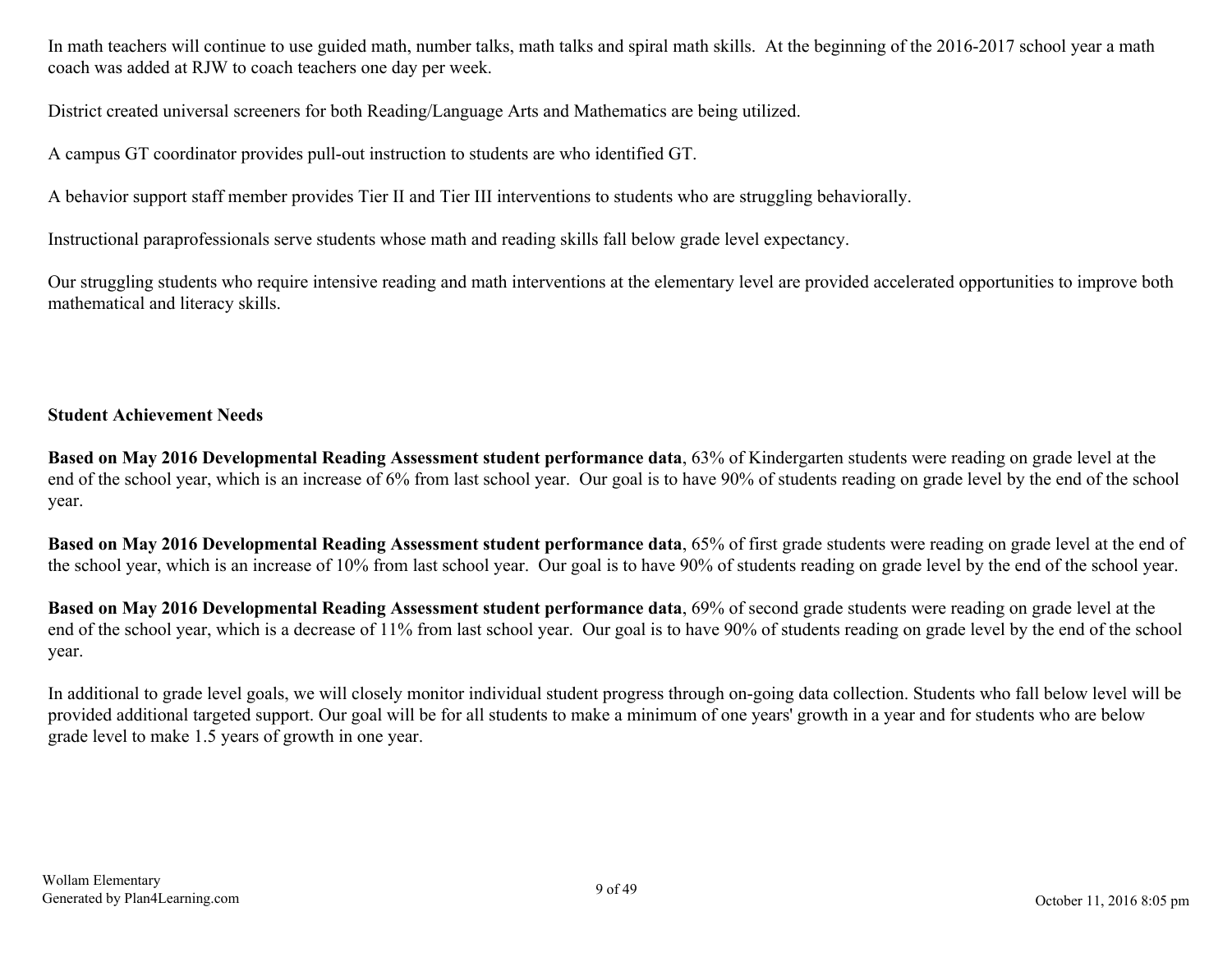In math teachers will continue to use guided math, number talks, math talks and spiral math skills. At the beginning of the 2016-2017 school year a math coach was added at RJW to coach teachers one day per week.

District created universal screeners for both Reading/Language Arts and Mathematics are being utilized.

A campus GT coordinator provides pull-out instruction to students are who identified GT.

A behavior support staff member provides Tier II and Tier III interventions to students who are struggling behaviorally.

Instructional paraprofessionals serve students whose math and reading skills fall below grade level expectancy.

Our struggling students who require intensive reading and math interventions at the elementary level are provided accelerated opportunities to improve both mathematical and literacy skills.

**Student Achievement Needs**

**Based on May 2016 Developmental Reading Assessment student performance data**, 63% of Kindergarten students were reading on grade level at the end of the school year, which is an increase of 6% from last school year. Our goal is to have 90% of students reading on grade level by the end of the school year.

**Based on May 2016 Developmental Reading Assessment student performance data**, 65% of first grade students were reading on grade level at the end of the school year, which is an increase of 10% from last school year. Our goal is to have 90% of students reading on grade level by the end of the school year.

**Based on May 2016 Developmental Reading Assessment student performance data**, 69% of second grade students were reading on grade level at the end of the school year, which is a decrease of 11% from last school year. Our goal is to have 90% of students reading on grade level by the end of the school year.

In additional to grade level goals, we will closely monitor individual student progress through on-going data collection. Students who fall below level will be provided additional targeted support. Our goal will be for all students to make a minimum of one years' growth in a year and for students who are below grade level to make 1.5 years of growth in one year.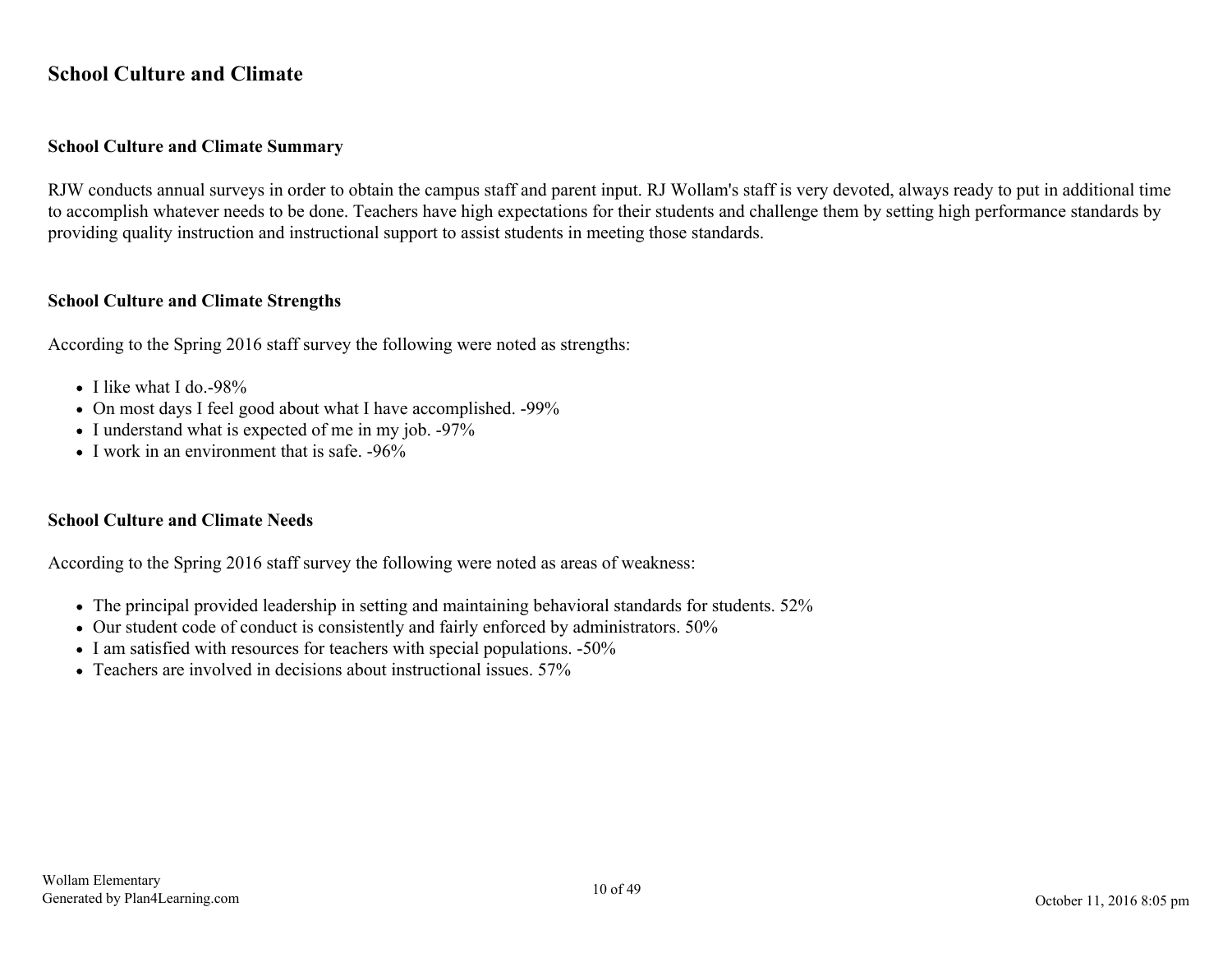# School Culture and Climate

## School Culture and Climate Summary

RJW conducts annual surveys in order to obtain the campus staff and parent input. RJ Wollam's staff is very devoted, always ready to put in additional time to accomplish whatever needs to be done. Teachers have high expectations for their students and challenge them by setting high performance standards by providing quality instruction and instructional support to assist students in meeting those standards.

## School Culture and Climate Strengths

According to the Spring 2016 staff survey the following were noted as strengths:

- I like what I do.-98%
- On most days I feel good about what I have accomplished. -99%
- I understand what is expected of me in my job. -97%
- I work in an environment that is safe. -96%

## School Culture and Climate Needs

According to the Spring 2016 staff survey the following were noted as areas of weakness:

- The principal provided leadership in setting and maintaining behavioral standards for students. 52%
- Our student code of conduct is consistently and fairly enforced by administrators. 50%
- I am satisfied with resources for teachers with special populations. -50%
- Teachers are involved in decisions about instructional issues. 57%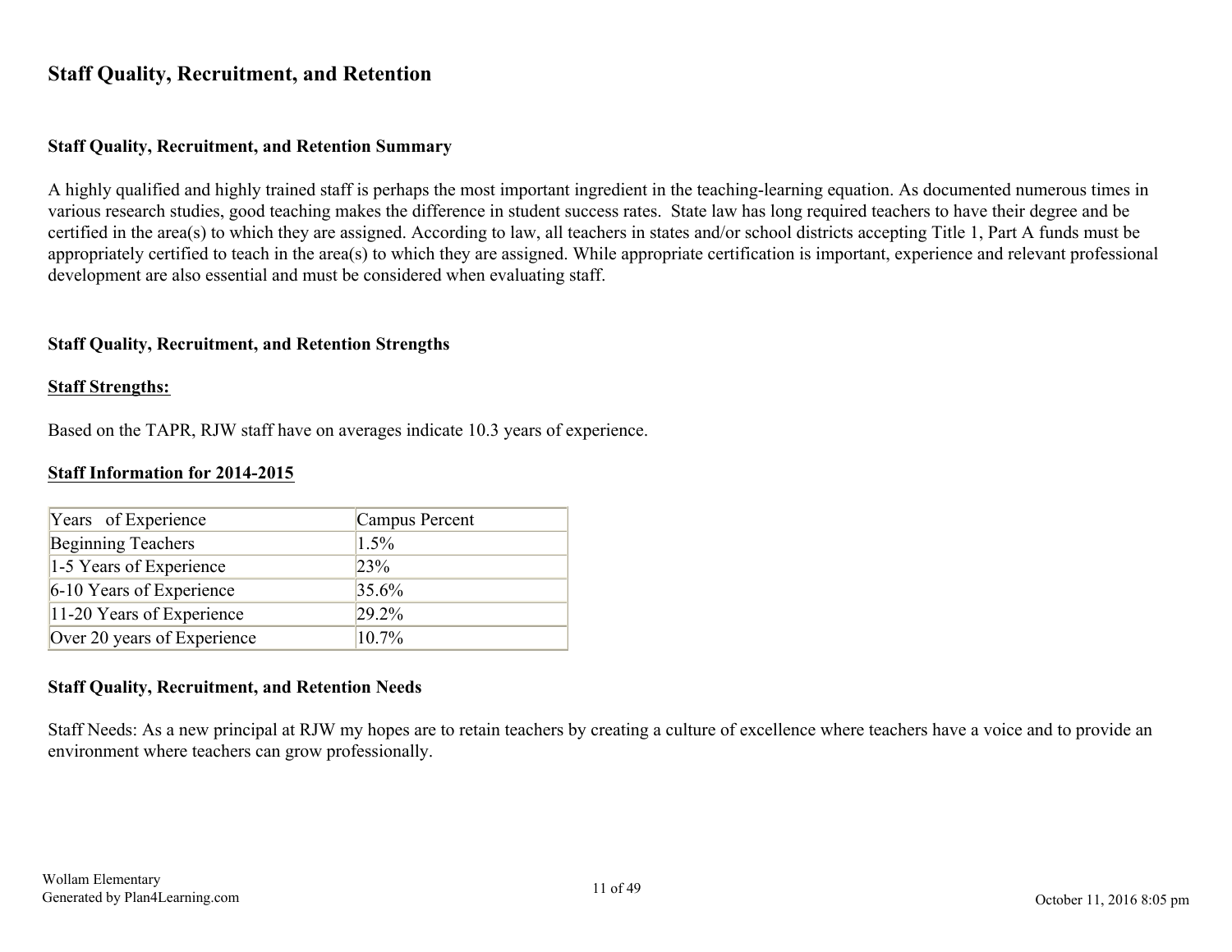# Staff Quality, Recruitment, and Retention

### Staff Quality, Recruitment, and Retention Summary

A highly qualified and highly trained staff is perhaps the most important ingredient in the teaching-learning equation. As documented numerous times in various research studies, good teaching makes the difference in student success rates. State law has long required teachers to have their degree and be certified in the area(s) to which they are assigned. According to law, all teachers in states and/or school districts accepting Title 1, Part A funds must be appropriately certified to teach in the area(s) to which they are assigned. While appropriate certification is important, experience and relevant professional development are also essential and must be considered when evaluating staff.

### Staff Quality, Recruitment, and Retention Strengths

**Staff Strengths:**

Based on the TAPR, RJW staff have on averages indicate 10.3 years of experience.

**Staff Information for 2014-2015**

| Years of Experience | Campus Percent |
|---|---|
| Beginning Teachers | 1.5% |
| 1-5 Years of Experience | 23% |
| 6-10 Years of Experience | 35.6% |
| 11-20 Years of Experience | 29.2% |
| Over 20 years of Experience | 10.7% |

### Staff Quality, Recruitment, and Retention Needs

Staff Needs: As a new principal at RJW my hopes are to retain teachers by creating a culture of excellence where teachers have a voice and to provide an environment where teachers can grow professionally.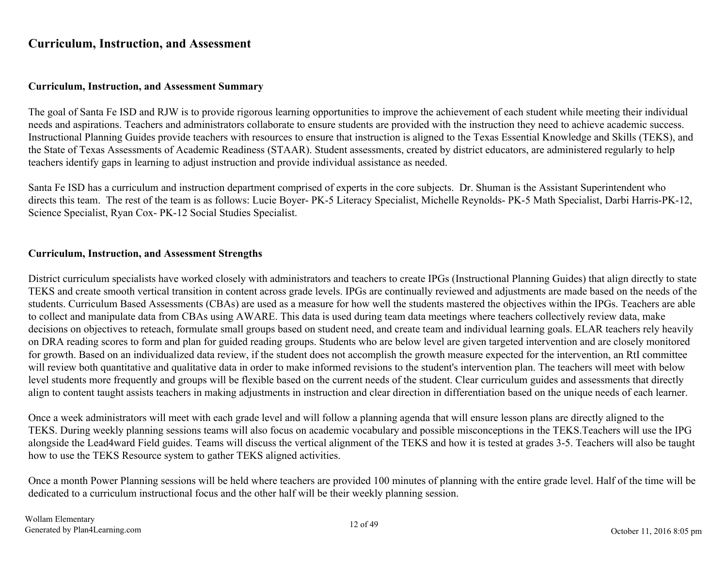## Curriculum, Instruction, and Assessment

### Curriculum, Instruction, and Assessment Summary

The goal of Santa Fe ISD and RJW is to provide rigorous learning opportunities to improve the achievement of each student while meeting their individual needs and aspirations. Teachers and administrators collaborate to ensure students are provided with the instruction they need to achieve academic success. Instructional Planning Guides provide teachers with resources to ensure that instruction is aligned to the Texas Essential Knowledge and Skills (TEKS), and the State of Texas Assessments of Academic Readiness (STAAR). Student assessments, created by district educators, are administered regularly to help teachers identify gaps in learning to adjust instruction and provide individual assistance as needed.

Santa Fe ISD has a curriculum and instruction department comprised of experts in the core subjects. Dr. Shuman is the Assistant Superintendent who directs this team. The rest of the team is as follows: Lucie Boyer- PK-5 Literacy Specialist, Michelle Reynolds- PK-5 Math Specialist, Darbi Harris-PK-12, Science Specialist, Ryan Cox- PK-12 Social Studies Specialist.

### Curriculum, Instruction, and Assessment Strengths

District curriculum specialists have worked closely with administrators and teachers to create IPGs (Instructional Planning Guides) that align directly to state TEKS and create smooth vertical transition in content across grade levels. IPGs are continually reviewed and adjustments are made based on the needs of the students. Curriculum Based Assessments (CBAs) are used as a measure for how well the students mastered the objectives within the IPGs. Teachers are able to collect and manipulate data from CBAs using AWARE. This data is used during team data meetings where teachers collectively review data, make decisions on objectives to reteach, formulate small groups based on student need, and create team and individual learning goals. ELAR teachers rely heavily on DRA reading scores to form and plan for guided reading groups. Students who are below level are given targeted intervention and are closely monitored for growth. Based on an individualized data review, if the student does not accomplish the growth measure expected for the intervention, an RtI committee will review both quantitative and qualitative data in order to make informed revisions to the student's intervention plan. The teachers will meet with below level students more frequently and groups will be flexible based on the current needs of the student. Clear curriculum guides and assessments that directly align to content taught assists teachers in making adjustments in instruction and clear direction in differentiation based on the unique needs of each learner.

Once a week administrators will meet with each grade level and will follow a planning agenda that will ensure lesson plans are directly aligned to the TEKS. During weekly planning sessions teams will also focus on academic vocabulary and possible misconceptions in the TEKS.Teachers will use the IPG alongside the Lead4ward Field guides. Teams will discuss the vertical alignment of the TEKS and how it is tested at grades 3-5. Teachers will also be taught how to use the TEKS Resource system to gather TEKS aligned activities.

Once a month Power Planning sessions will be held where teachers are provided 100 minutes of planning with the entire grade level. Half of the time will be dedicated to a curriculum instructional focus and the other half will be their weekly planning session.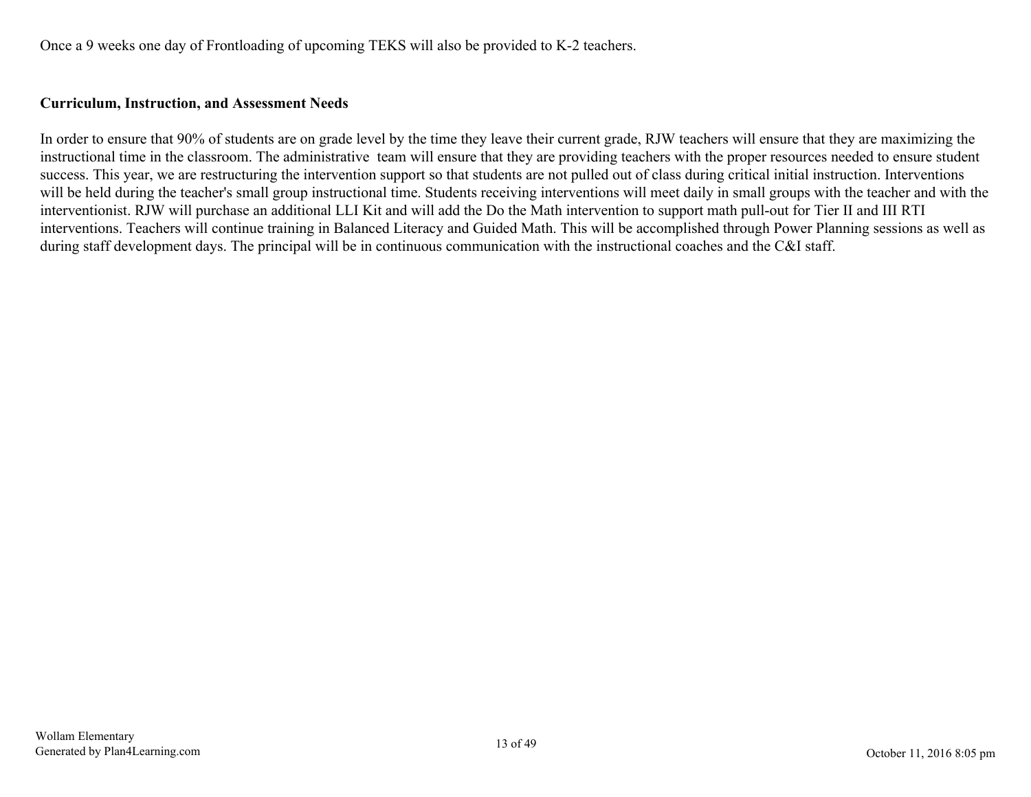Once a 9 weeks one day of Frontloading of upcoming TEKS will also be provided to K-2 teachers.

**Curriculum, Instruction, and Assessment Needs**

In order to ensure that 90% of students are on grade level by the time they leave their current grade, RJW teachers will ensure that they are maximizing the instructional time in the classroom. The administrative team will ensure that they are providing teachers with the proper resources needed to ensure student success. This year, we are restructuring the intervention support so that students are not pulled out of class during critical initial instruction. Interventions will be held during the teacher's small group instructional time. Students receiving interventions will meet daily in small groups with the teacher and with the interventionist. RJW will purchase an additional LLI Kit and will add the Do the Math intervention to support math pull-out for Tier II and III RTI interventions. Teachers will continue training in Balanced Literacy and Guided Math. This will be accomplished through Power Planning sessions as well as during staff development days. The principal will be in continuous communication with the instructional coaches and the C&I staff.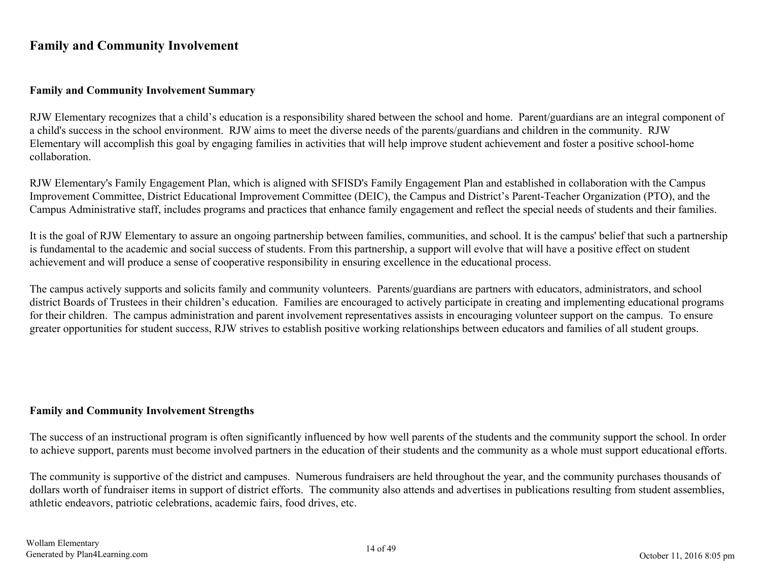## Family and Community Involvement

### Family and Community Involvement Summary

RJW Elementary recognizes that a child's education is a responsibility shared between the school and home. Parent/guardians are an integral component of a child's success in the school environment. RJW aims to meet the diverse needs of the parents/guardians and children in the community. RJW Elementary will accomplish this goal by engaging families in activities that will help improve student achievement and foster a positive school-home collaboration.

RJW Elementary's Family Engagement Plan, which is aligned with SFISD's Family Engagement Plan and established in collaboration with the Campus Improvement Committee, District Educational Improvement Committee (DEIC), the Campus and District's Parent-Teacher Organization (PTO), and the Campus Administrative staff, includes programs and practices that enhance family engagement and reflect the special needs of students and their families.

It is the goal of RJW Elementary to assure an ongoing partnership between families, communities, and school. It is the campus' belief that such a partnership is fundamental to the academic and social success of students. From this partnership, a support will evolve that will have a positive effect on student achievement and will produce a sense of cooperative responsibility in ensuring excellence in the educational process.

The campus actively supports and solicits family and community volunteers. Parents/guardians are partners with educators, administrators, and school district Boards of Trustees in their children's education. Families are encouraged to actively participate in creating and implementing educational programs for their children. The campus administration and parent involvement representatives assists in encouraging volunteer support on the campus. To ensure greater opportunities for student success, RJW strives to establish positive working relationships between educators and families of all student groups.

### Family and Community Involvement Strengths

The success of an instructional program is often significantly influenced by how well parents of the students and the community support the school. In order to achieve support, parents must become involved partners in the education of their students and the community as a whole must support educational efforts.

The community is supportive of the district and campuses. Numerous fundraisers are held throughout the year, and the community purchases thousands of dollars worth of fundraiser items in support of district efforts. The community also attends and advertises in publications resulting from student assemblies, athletic endeavors, patriotic celebrations, academic fairs, food drives, etc.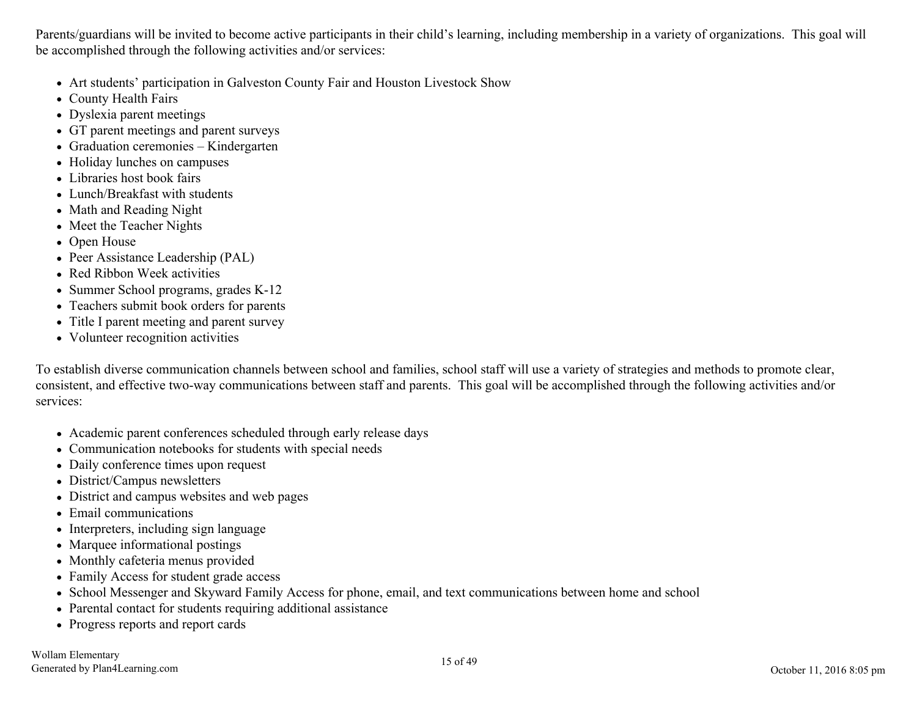Parents/guardians will be invited to become active participants in their child's learning, including membership in a variety of organizations. This goal will be accomplished through the following activities and/or services:

- Art students' participation in Galveston County Fair and Houston Livestock Show
- County Health Fairs
- Dyslexia parent meetings
- GT parent meetings and parent surveys
- Graduation ceremonies – Kindergarten
- Holiday lunches on campuses
- Libraries host book fairs
- Lunch/Breakfast with students
- Math and Reading Night
- Meet the Teacher Nights
- Open House
- Peer Assistance Leadership (PAL)
- Red Ribbon Week activities
- Summer School programs, grades K-12
- Teachers submit book orders for parents
- Title I parent meeting and parent survey
- Volunteer recognition activities

To establish diverse communication channels between school and families, school staff will use a variety of strategies and methods to promote clear, consistent, and effective two-way communications between staff and parents. This goal will be accomplished through the following activities and/or services:

- Academic parent conferences scheduled through early release days
- Communication notebooks for students with special needs
- Daily conference times upon request
- District/Campus newsletters
- District and campus websites and web pages
- Email communications
- Interpreters, including sign language
- Marquee informational postings
- Monthly cafeteria menus provided
- Family Access for student grade access
- School Messenger and Skyward Family Access for phone, email, and text communications between home and school
- Parental contact for students requiring additional assistance
- Progress reports and report cards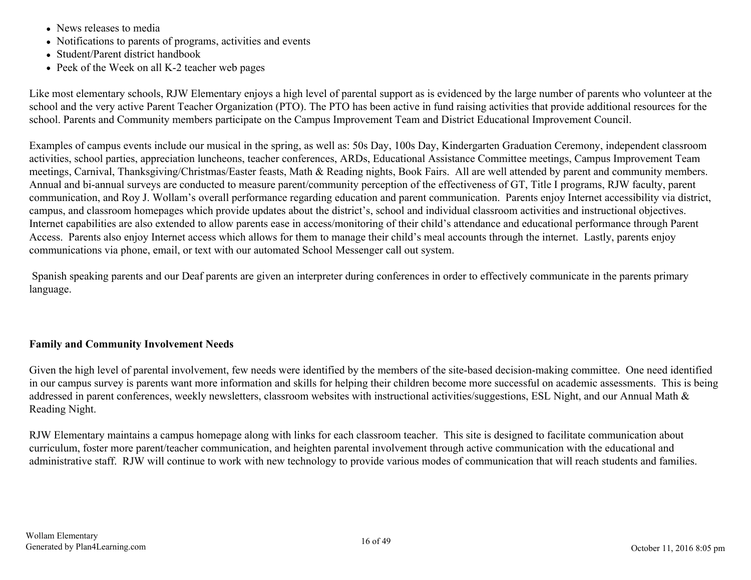- News releases to media
- Notifications to parents of programs, activities and events
- Student/Parent district handbook
- Peek of the Week on all K-2 teacher web pages

Like most elementary schools, RJW Elementary enjoys a high level of parental support as is evidenced by the large number of parents who volunteer at the school and the very active Parent Teacher Organization (PTO). The PTO has been active in fund raising activities that provide additional resources for the school. Parents and Community members participate on the Campus Improvement Team and District Educational Improvement Council.

Examples of campus events include our musical in the spring, as well as: 50s Day, 100s Day, Kindergarten Graduation Ceremony, independent classroom activities, school parties, appreciation luncheons, teacher conferences, ARDs, Educational Assistance Committee meetings, Campus Improvement Team meetings, Carnival, Thanksgiving/Christmas/Easter feasts, Math & Reading nights, Book Fairs. All are well attended by parent and community members. Annual and bi-annual surveys are conducted to measure parent/community perception of the effectiveness of GT, Title I programs, RJW faculty, parent communication, and Roy J. Wollam's overall performance regarding education and parent communication. Parents enjoy Internet accessibility via district, campus, and classroom homepages which provide updates about the district's, school and individual classroom activities and instructional objectives. Internet capabilities are also extended to allow parents ease in access/monitoring of their child's attendance and educational performance through Parent Access. Parents also enjoy Internet access which allows for them to manage their child's meal accounts through the internet. Lastly, parents enjoy communications via phone, email, or text with our automated School Messenger call out system.

Spanish speaking parents and our Deaf parents are given an interpreter during conferences in order to effectively communicate in the parents primary language.

**Family and Community Involvement Needs**

Given the high level of parental involvement, few needs were identified by the members of the site-based decision-making committee. One need identified in our campus survey is parents want more information and skills for helping their children become more successful on academic assessments. This is being addressed in parent conferences, weekly newsletters, classroom websites with instructional activities/suggestions, ESL Night, and our Annual Math & Reading Night.

RJW Elementary maintains a campus homepage along with links for each classroom teacher. This site is designed to facilitate communication about curriculum, foster more parent/teacher communication, and heighten parental involvement through active communication with the educational and administrative staff. RJW will continue to work with new technology to provide various modes of communication that will reach students and families.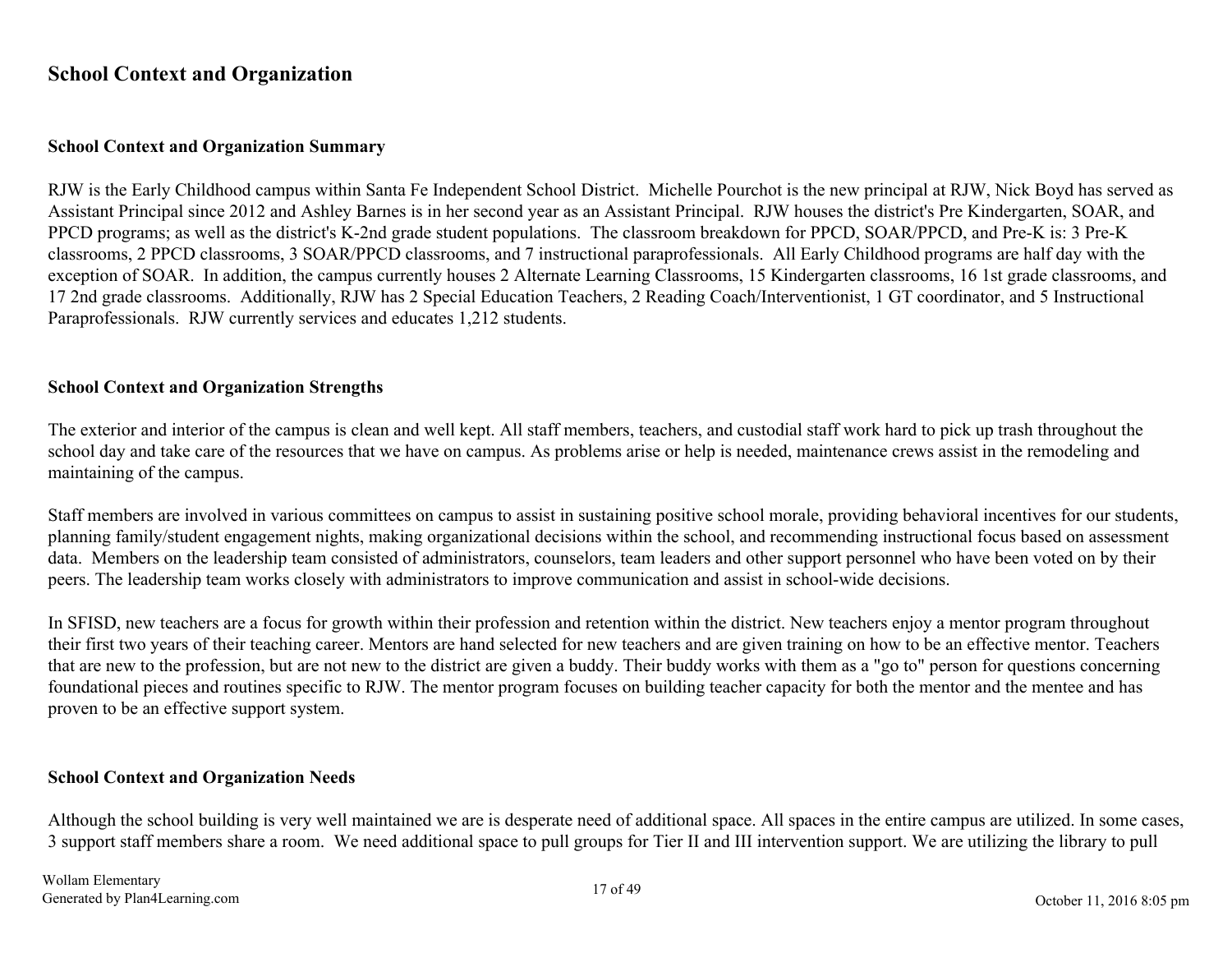# School Context and Organization

## School Context and Organization Summary

RJW is the Early Childhood campus within Santa Fe Independent School District. Michelle Pourchot is the new principal at RJW, Nick Boyd has served as Assistant Principal since 2012 and Ashley Barnes is in her second year as an Assistant Principal. RJW houses the district's Pre Kindergarten, SOAR, and PPCD programs; as well as the district's K-2nd grade student populations. The classroom breakdown for PPCD, SOAR/PPCD, and Pre-K is: 3 Pre-K classrooms, 2 PPCD classrooms, 3 SOAR/PPCD classrooms, and 7 instructional paraprofessionals. All Early Childhood programs are half day with the exception of SOAR. In addition, the campus currently houses 2 Alternate Learning Classrooms, 15 Kindergarten classrooms, 16 1st grade classrooms, and 17 2nd grade classrooms. Additionally, RJW has 2 Special Education Teachers, 2 Reading Coach/Interventionist, 1 GT coordinator, and 5 Instructional Paraprofessionals. RJW currently services and educates 1,212 students.

## School Context and Organization Strengths

The exterior and interior of the campus is clean and well kept. All staff members, teachers, and custodial staff work hard to pick up trash throughout the school day and take care of the resources that we have on campus. As problems arise or help is needed, maintenance crews assist in the remodeling and maintaining of the campus.

Staff members are involved in various committees on campus to assist in sustaining positive school morale, providing behavioral incentives for our students, planning family/student engagement nights, making organizational decisions within the school, and recommending instructional focus based on assessment data. Members on the leadership team consisted of administrators, counselors, team leaders and other support personnel who have been voted on by their peers. The leadership team works closely with administrators to improve communication and assist in school-wide decisions.

In SFISD, new teachers are a focus for growth within their profession and retention within the district. New teachers enjoy a mentor program throughout their first two years of their teaching career. Mentors are hand selected for new teachers and are given training on how to be an effective mentor. Teachers that are new to the profession, but are not new to the district are given a buddy. Their buddy works with them as a "go to" person for questions concerning foundational pieces and routines specific to RJW. The mentor program focuses on building teacher capacity for both the mentor and the mentee and has proven to be an effective support system.

## School Context and Organization Needs

Although the school building is very well maintained we are is desperate need of additional space. All spaces in the entire campus are utilized. In some cases, 3 support staff members share a room. We need additional space to pull groups for Tier II and III intervention support. We are utilizing the library to pull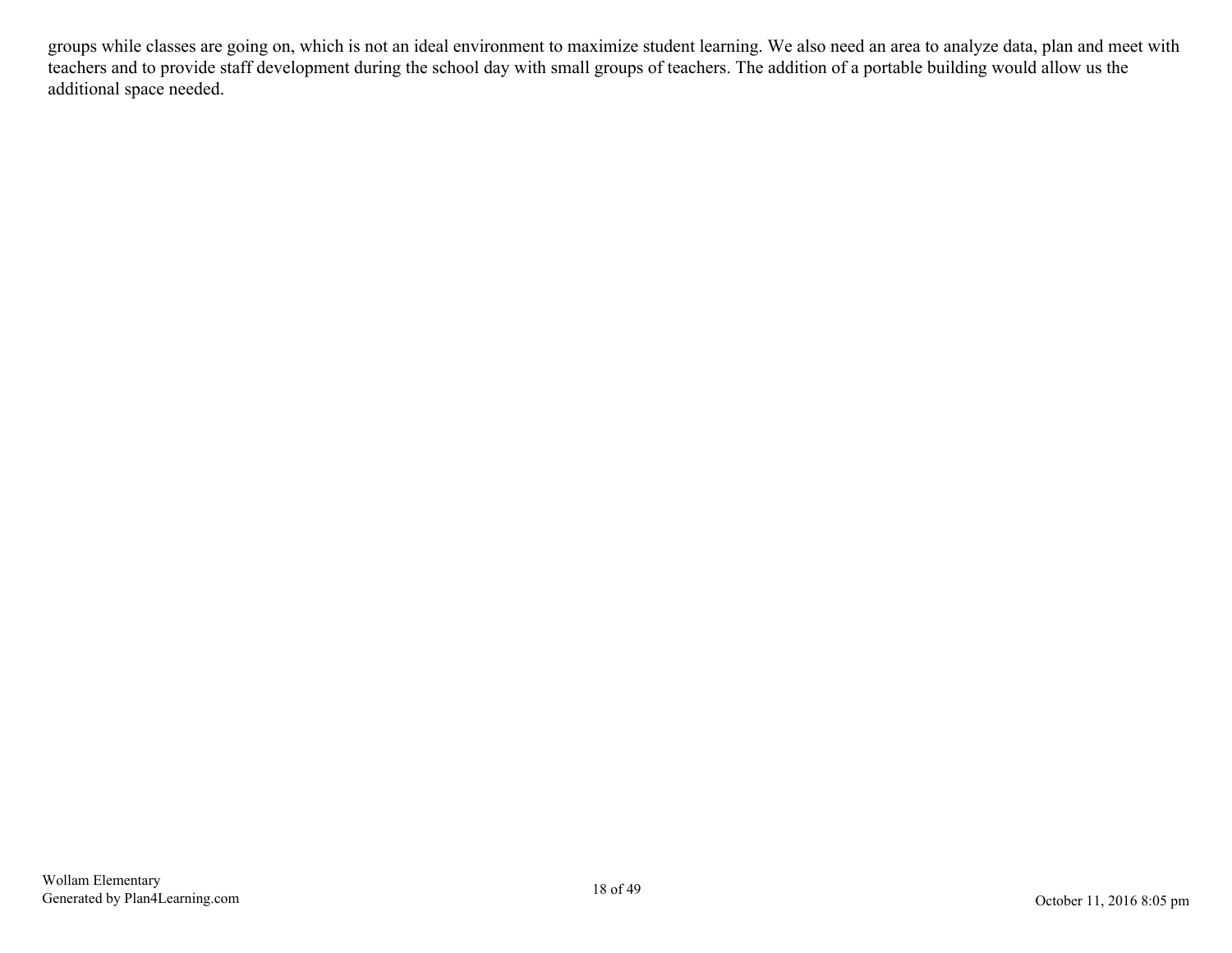groups while classes are going on, which is not an ideal environment to maximize student learning. We also need an area to analyze data, plan and meet with teachers and to provide staff development during the school day with small groups of teachers. The addition of a portable building would allow us the additional space needed.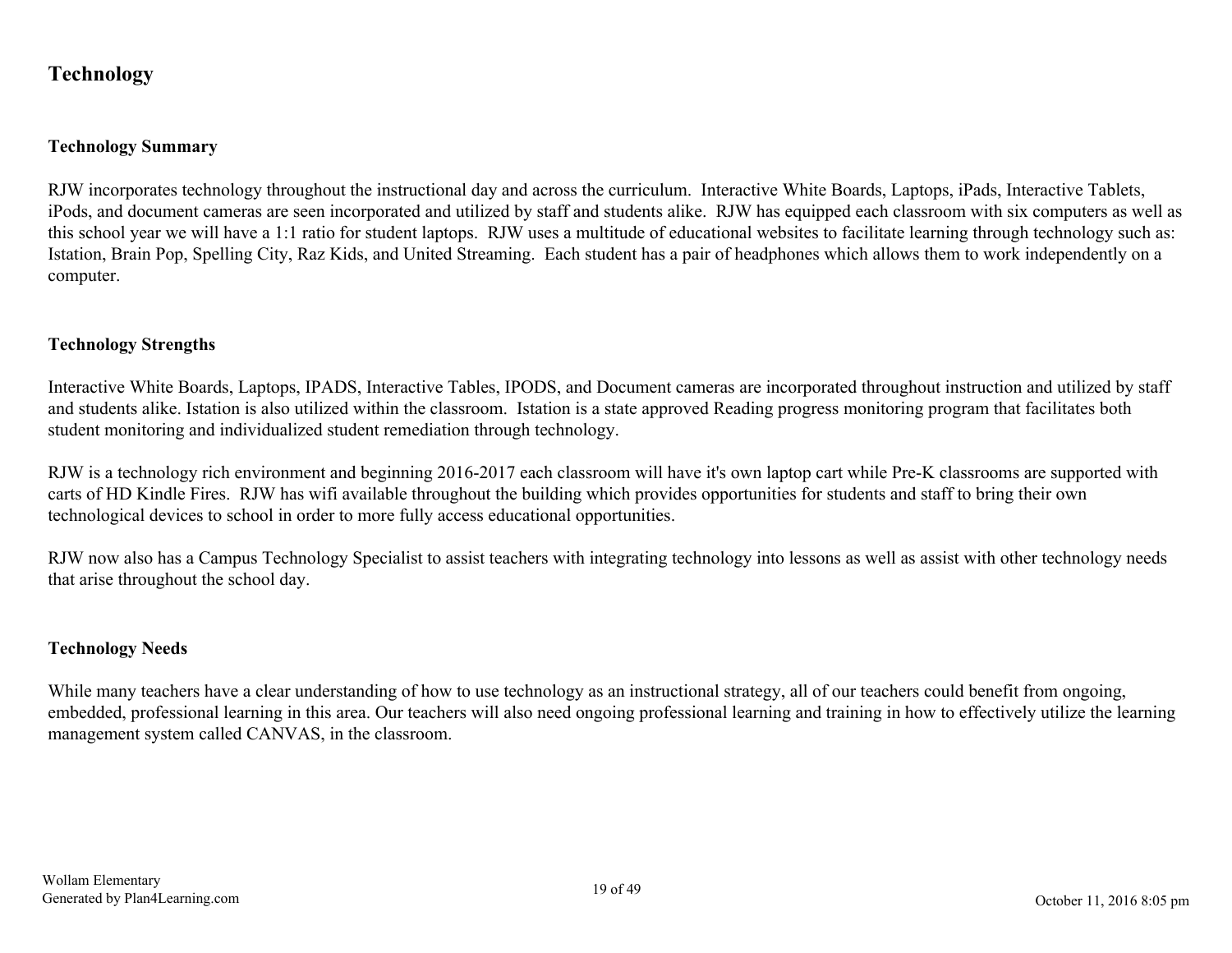# Technology

## Technology Summary

RJW incorporates technology throughout the instructional day and across the curriculum. Interactive White Boards, Laptops, iPads, Interactive Tablets, iPods, and document cameras are seen incorporated and utilized by staff and students alike. RJW has equipped each classroom with six computers as well as this school year we will have a 1:1 ratio for student laptops. RJW uses a multitude of educational websites to facilitate learning through technology such as: Istation, Brain Pop, Spelling City, Raz Kids, and United Streaming. Each student has a pair of headphones which allows them to work independently on a computer.

## Technology Strengths

Interactive White Boards, Laptops, IPADS, Interactive Tables, IPODS, and Document cameras are incorporated throughout instruction and utilized by staff and students alike. Istation is also utilized within the classroom. Istation is a state approved Reading progress monitoring program that facilitates both student monitoring and individualized student remediation through technology.

RJW is a technology rich environment and beginning 2016-2017 each classroom will have it's own laptop cart while Pre-K classrooms are supported with carts of HD Kindle Fires. RJW has wifi available throughout the building which provides opportunities for students and staff to bring their own technological devices to school in order to more fully access educational opportunities.

RJW now also has a Campus Technology Specialist to assist teachers with integrating technology into lessons as well as assist with other technology needs that arise throughout the school day.

## Technology Needs

While many teachers have a clear understanding of how to use technology as an instructional strategy, all of our teachers could benefit from ongoing, embedded, professional learning in this area. Our teachers will also need ongoing professional learning and training in how to effectively utilize the learning management system called CANVAS, in the classroom.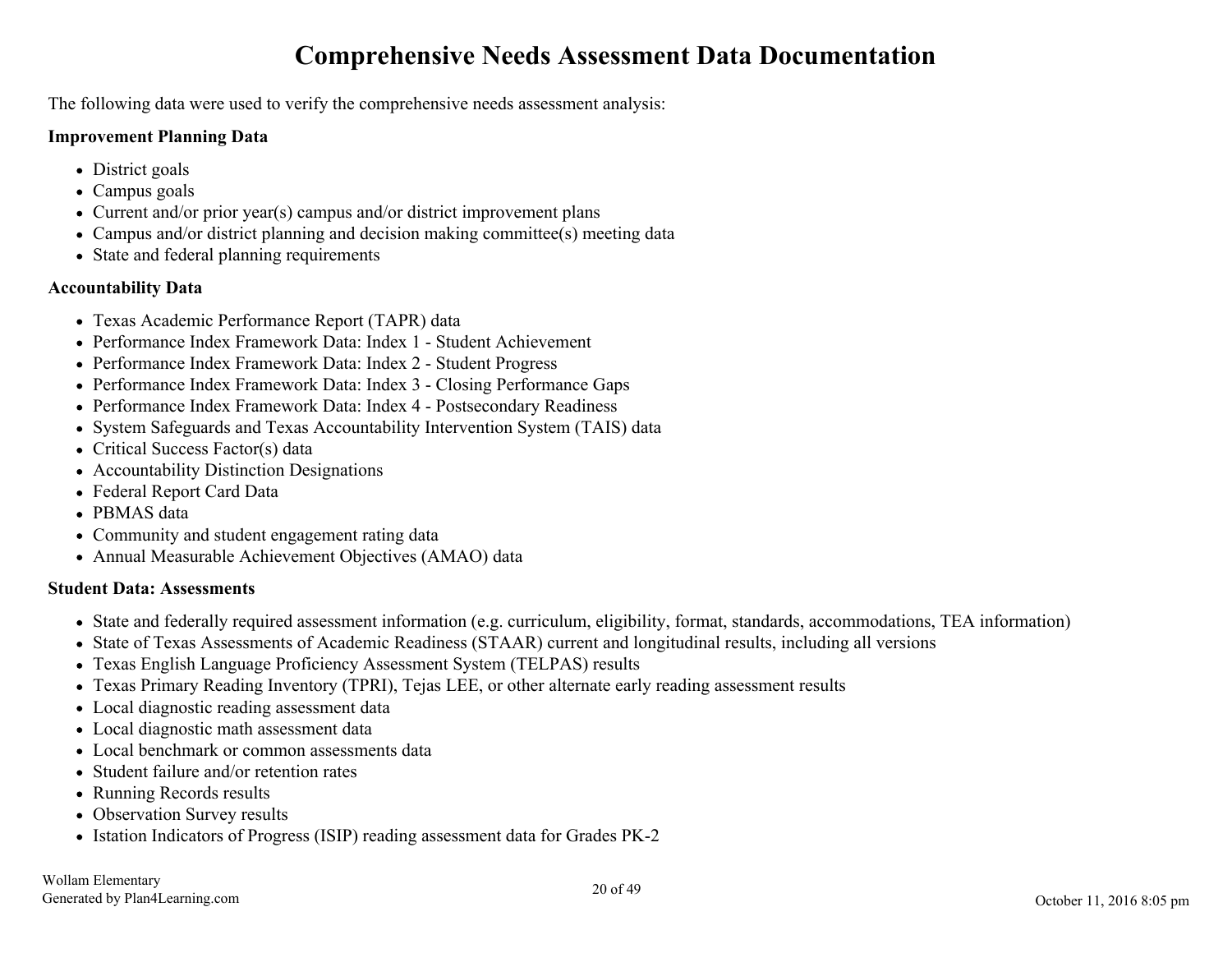# Comprehensive Needs Assessment Data Documentation

The following data were used to verify the comprehensive needs assessment analysis:

**Improvement Planning Data**

- District goals
- Campus goals
- Current and/or prior year(s) campus and/or district improvement plans
- Campus and/or district planning and decision making committee(s) meeting data
- State and federal planning requirements

**Accountability Data**

- Texas Academic Performance Report (TAPR) data
- Performance Index Framework Data: Index 1 - Student Achievement
- Performance Index Framework Data: Index 2 - Student Progress
- Performance Index Framework Data: Index 3 - Closing Performance Gaps
- Performance Index Framework Data: Index 4 - Postsecondary Readiness
- System Safeguards and Texas Accountability Intervention System (TAIS) data
- Critical Success Factor(s) data
- Accountability Distinction Designations
- Federal Report Card Data
- PBMAS data
- Community and student engagement rating data
- Annual Measurable Achievement Objectives (AMAO) data

**Student Data: Assessments**

- State and federally required assessment information (e.g. curriculum, eligibility, format, standards, accommodations, TEA information)
- State of Texas Assessments of Academic Readiness (STAAR) current and longitudinal results, including all versions
- Texas English Language Proficiency Assessment System (TELPAS) results
- Texas Primary Reading Inventory (TPRI), Tejas LEE, or other alternate early reading assessment results
- Local diagnostic reading assessment data
- Local diagnostic math assessment data
- Local benchmark or common assessments data
- Student failure and/or retention rates
- Running Records results
- Observation Survey results
- Istation Indicators of Progress (ISIP) reading assessment data for Grades PK-2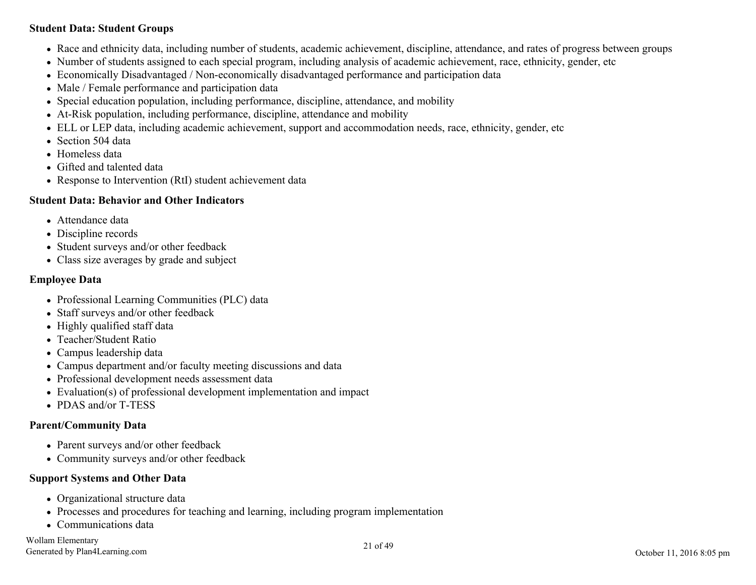**Student Data: Student Groups**

- Race and ethnicity data, including number of students, academic achievement, discipline, attendance, and rates of progress between groups
- Number of students assigned to each special program, including analysis of academic achievement, race, ethnicity, gender, etc
- Economically Disadvantaged / Non-economically disadvantaged performance and participation data
- Male / Female performance and participation data
- Special education population, including performance, discipline, attendance, and mobility
- At-Risk population, including performance, discipline, attendance and mobility
- ELL or LEP data, including academic achievement, support and accommodation needs, race, ethnicity, gender, etc
- Section 504 data
- Homeless data
- Gifted and talented data
- Response to Intervention (RtI) student achievement data

**Student Data: Behavior and Other Indicators**

- Attendance data
- Discipline records
- Student surveys and/or other feedback
- Class size averages by grade and subject

**Employee Data**

- Professional Learning Communities (PLC) data
- Staff surveys and/or other feedback
- Highly qualified staff data
- Teacher/Student Ratio
- Campus leadership data
- Campus department and/or faculty meeting discussions and data
- Professional development needs assessment data
- Evaluation(s) of professional development implementation and impact
- PDAS and/or T-TESS

**Parent/Community Data**

- Parent surveys and/or other feedback
- Community surveys and/or other feedback

**Support Systems and Other Data**

- Organizational structure data
- Processes and procedures for teaching and learning, including program implementation
- Communications data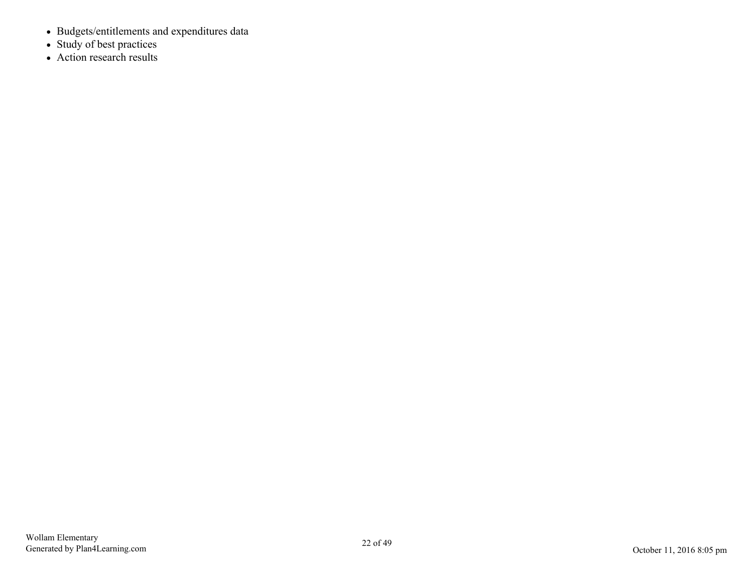- Budgets/entitlements and expenditures data
- Study of best practices
- Action research results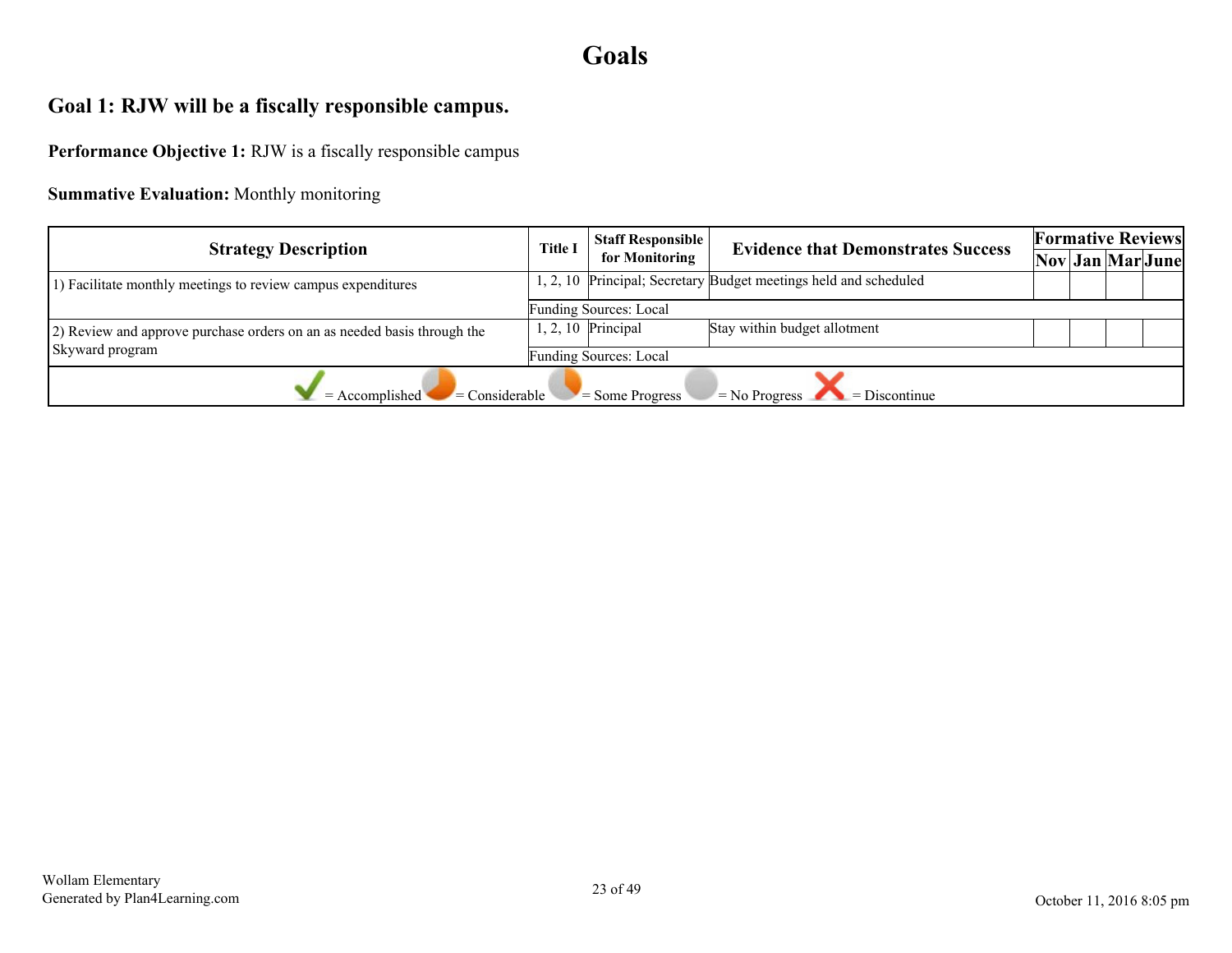# Goals

## Goal 1: RJW will be a fiscally responsible campus.

**Performance Objective 1:** RJW is a fiscally responsible campus

**Summative Evaluation:** Monthly monitoring

| Strategy Description | Title I | Staff Responsible for Monitoring | Evidence that Demonstrates Success | Formative Reviews | | | |
|---|---|---|---|---|---|---|---|
| | | | | Nov | Jan | Mar | June |
| 1) Facilitate monthly meetings to review campus expenditures | 1, 2, 10 | Principal; Secretary | Budget meetings held and scheduled | | | | |
| | Funding Sources: Local | | | | | | |
| 2) Review and approve purchase orders on an as needed basis through the Skyward program | 1, 2, 10 | Principal | Stay within budget allotment | | | | |
| | Funding Sources: Local | | | | | | |

= Accomplished = Considerable = Some Progress = No Progress = Discontinue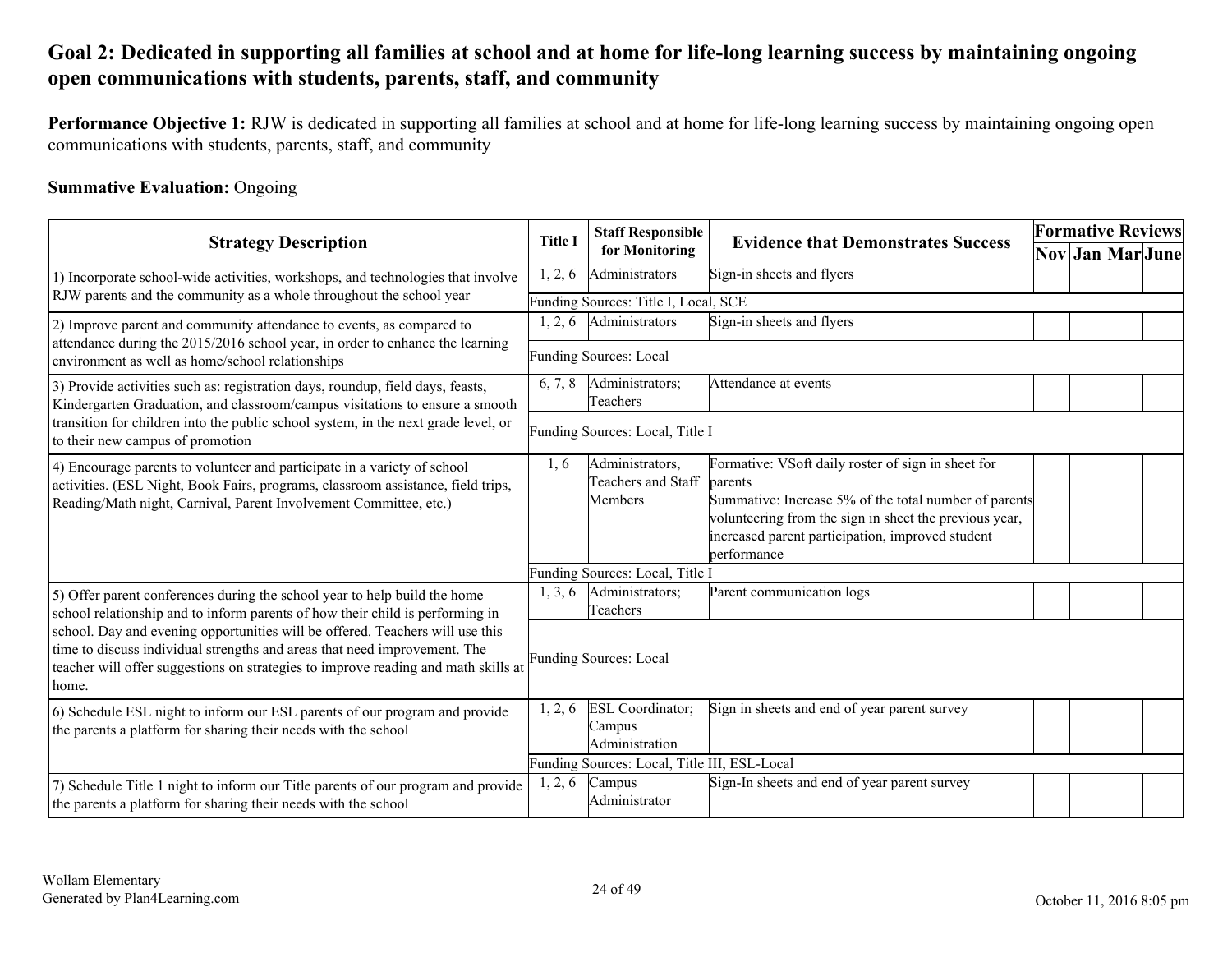## Goal 2: Dedicated in supporting all families at school and at home for life-long learning success by maintaining ongoing open communications with students, parents, staff, and community

**Performance Objective 1:** RJW is dedicated in supporting all families at school and at home for life-long learning success by maintaining ongoing open communications with students, parents, staff, and community

**Summative Evaluation:** Ongoing

| Strategy Description | Title I | Staff Responsible for Monitoring | Evidence that Demonstrates Success | Formative Reviews | | | |
|---|---|---|---|---|---|---|---|
| | | | | Nov | Jan | Mar | June |
| 1) Incorporate school-wide activities, workshops, and technologies that involve RJW parents and the community as a whole throughout the school year | 1, 2, 6 | Administrators | Sign-in sheets and flyers | | | | |
| | Funding Sources: Title I, Local, SCE | | | | | | |
| 2) Improve parent and community attendance to events, as compared to attendance during the 2015/2016 school year, in order to enhance the learning environment as well as home/school relationships | 1, 2, 6 | Administrators | Sign-in sheets and flyers | | | | |
| | Funding Sources: Local | | | | | | |
| 3) Provide activities such as: registration days, roundup, field days, feasts, Kindergarten Graduation, and classroom/campus visitations to ensure a smooth transition for children into the public school system, in the next grade level, or to their new campus of promotion | 6, 7, 8 | Administrators; Teachers | Attendance at events | | | | |
| | Funding Sources: Local, Title I | | | | | | |
| 4) Encourage parents to volunteer and participate in a variety of school activities. (ESL Night, Book Fairs, programs, classroom assistance, field trips, Reading/Math night, Carnival, Parent Involvement Committee, etc.) | 1, 6 | Administrators, Teachers and Staff Members | Formative: VSoft daily roster of sign in sheet for parents<br>Summative: Increase 5% of the total number of parents volunteering from the sign in sheet the previous year, increased parent participation, improved student performance | | | | |
| | Funding Sources: Local, Title I | | | | | | |
| 5) Offer parent conferences during the school year to help build the home school relationship and to inform parents of how their child is performing in school. Day and evening opportunities will be offered. Teachers will use this time to discuss individual strengths and areas that need improvement. The teacher will offer suggestions on strategies to improve reading and math skills at home. | 1, 3, 6 | Administrators; Teachers | Parent communication logs | | | | |
| | Funding Sources: Local | | | | | | |
| 6) Schedule ESL night to inform our ESL parents of our program and provide the parents a platform for sharing their needs with the school | 1, 2, 6 | ESL Coordinator; Campus Administration | Sign in sheets and end of year parent survey | | | | |
| | Funding Sources: Local, Title III, ESL-Local | | | | | | |
| 7) Schedule Title 1 night to inform our Title parents of our program and provide the parents a platform for sharing their needs with the school | 1, 2, 6 | Campus Administrator | Sign-In sheets and end of year parent survey | | | | |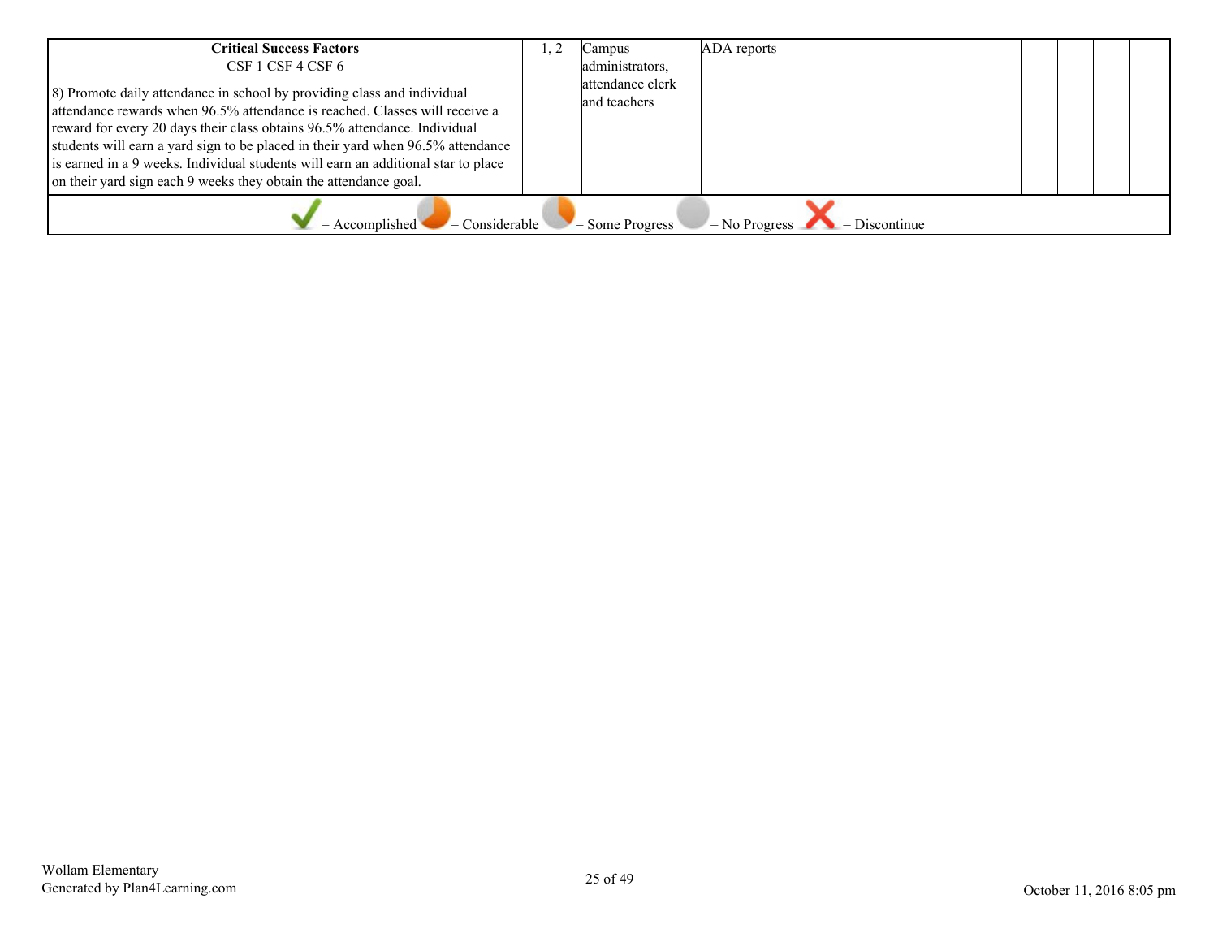| Critical Success Factors<br>CSF 1 CSF 4 CSF 6<br><br>8) Promote daily attendance in school by providing class and individual attendance rewards when 96.5% attendance is reached. Classes will receive a reward for every 20 days their class obtains 96.5% attendance. Individual students will earn a yard sign to be placed in their yard when 96.5% attendance is earned in a 9 weeks. Individual students will earn an additional star to place on their yard sign each 9 weeks they obtain the attendance goal. | 1, 2 | Campus administrators, attendance clerk and teachers | ADA reports | | | | |
|---|---|---|---|---|---|---|---|

= Accomplished = Considerable = Some Progress = No Progress = Discontinue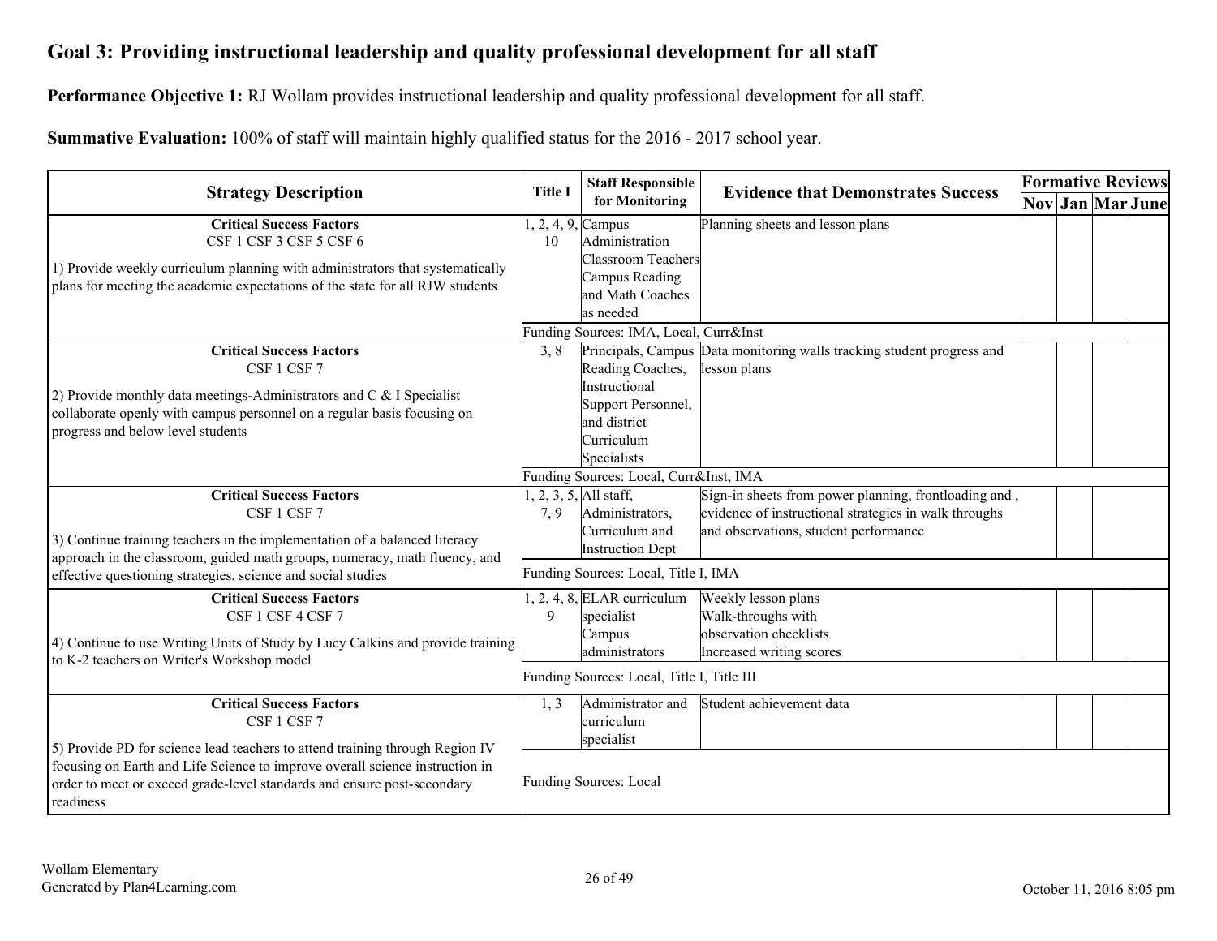## Goal 3: Providing instructional leadership and quality professional development for all staff

**Performance Objective 1:** RJ Wollam provides instructional leadership and quality professional development for all staff.

**Summative Evaluation:** 100% of staff will maintain highly qualified status for the 2016 - 2017 school year.

| Strategy Description | Title I | Staff Responsible for Monitoring | Evidence that Demonstrates Success | Formative Reviews | | | |
|---|---|---|---|---|---|---|---|
| | | | | Nov | Jan | Mar | June |
| **Critical Success Factors**<br>CSF 1 CSF 3 CSF 5 CSF 6<br><br>1) Provide weekly curriculum planning with administrators that systematically plans for meeting the academic expectations of the state for all RJW students | 1, 2, 4, 9, 10 | Campus Administration Classroom Teachers Campus Reading and Math Coaches as needed | Planning sheets and lesson plans | | | | |
| | Funding Sources: IMA, Local, Curr&Inst | | | | | | |
| **Critical Success Factors**<br>CSF 1 CSF 7<br><br>2) Provide monthly data meetings-Administrators and C & I Specialist collaborate openly with campus personnel on a regular basis focusing on progress and below level students | 3, 8 | Principals, Campus Reading Coaches, Instructional Support Personnel, and district Curriculum Specialists | Data monitoring walls tracking student progress and lesson plans | | | | |
| | Funding Sources: Local, Curr&Inst, IMA | | | | | | |
| **Critical Success Factors**<br>CSF 1 CSF 7<br><br>3) Continue training teachers in the implementation of a balanced literacy approach in the classroom, guided math groups, numeracy, math fluency, and effective questioning strategies, science and social studies | 1, 2, 3, 5, 7, 9 | All staff, Administrators, Curriculum and Instruction Dept | Sign-in sheets from power planning, frontloading and , evidence of instructional strategies in walk throughs and observations, student performance | | | | |
| | Funding Sources: Local, Title I, IMA | | | | | | |
| **Critical Success Factors**<br>CSF 1 CSF 4 CSF 7<br><br>4) Continue to use Writing Units of Study by Lucy Calkins and provide training to K-2 teachers on Writer's Workshop model | 1, 2, 4, 8, 9 | ELAR curriculum specialist Campus administrators | Weekly lesson plans<br>Walk-throughs with observation checklists<br>Increased writing scores | | | | |
| | Funding Sources: Local, Title I, Title III | | | | | | |
| **Critical Success Factors**<br>CSF 1 CSF 7<br><br>5) Provide PD for science lead teachers to attend training through Region IV focusing on Earth and Life Science to improve overall science instruction in order to meet or exceed grade-level standards and ensure post-secondary readiness | 1, 3 | Administrator and curriculum specialist | Student achievement data | | | | |
| | Funding Sources: Local | | | | | | |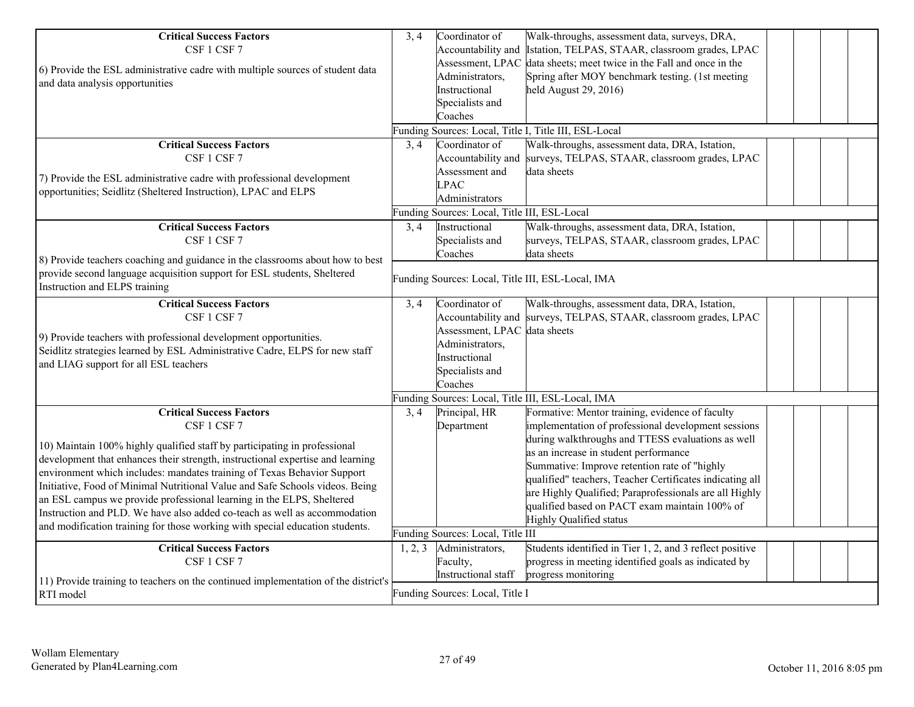| Strategy | ELEMENTS | Staff | Evidence | | | | |
|---|---|---|---|---|---|---|---|
| **Critical Success Factors**<br>CSF 1 CSF 7<br><br>6) Provide the ESL administrative cadre with multiple sources of student data and data analysis opportunities | 3, 4 | Coordinator of Accountability and Assessment, LPAC Administrators, Instructional Specialists and Coaches | Walk-throughs, assessment data, surveys, DRA, Istation, TELPAS, STAAR, classroom grades, LPAC data sheets; meet twice in the Fall and once in the Spring after MOY benchmark testing. (1st meeting held August 29, 2016) | | | | |
| | Funding Sources: Local, Title I, Title III, ESL-Local | | | | | | |
| **Critical Success Factors**<br>CSF 1 CSF 7<br><br>7) Provide the ESL administrative cadre with professional development opportunities; Seidlitz (Sheltered Instruction), LPAC and ELPS | 3, 4 | Coordinator of Accountability and Assessment and LPAC Administrators | Walk-throughs, assessment data, DRA, Istation, surveys, TELPAS, STAAR, classroom grades, LPAC data sheets | | | | |
| | Funding Sources: Local, Title III, ESL-Local | | | | | | |
| **Critical Success Factors**<br>CSF 1 CSF 7<br><br>8) Provide teachers coaching and guidance in the classrooms about how to best provide second language acquisition support for ESL students, Sheltered Instruction and ELPS training | 3, 4 | Instructional Specialists and Coaches | Walk-throughs, assessment data, DRA, Istation, surveys, TELPAS, STAAR, classroom grades, LPAC data sheets | | | | |
| | Funding Sources: Local, Title III, ESL-Local, IMA | | | | | | |
| **Critical Success Factors**<br>CSF 1 CSF 7<br><br>9) Provide teachers with professional development opportunities. Seidlitz strategies learned by ESL Administrative Cadre, ELPS for new staff and LIAG support for all ESL teachers | 3, 4 | Coordinator of Accountability and Assessment, LPAC Administrators, Instructional Specialists and Coaches | Walk-throughs, assessment data, DRA, Istation, surveys, TELPAS, STAAR, classroom grades, LPAC data sheets | | | | |
| | Funding Sources: Local, Title III, ESL-Local, IMA | | | | | | |
| **Critical Success Factors**<br>CSF 1 CSF 7<br><br>10) Maintain 100% highly qualified staff by participating in professional development that enhances their strength, instructional expertise and learning environment which includes: mandates training of Texas Behavior Support Initiative, Food of Minimal Nutritional Value and Safe Schools videos. Being an ESL campus we provide professional learning in the ELPS, Sheltered Instruction and PLD. We have also added co-teach as well as accommodation and modification training for those working with special education students. | 3, 4 | Principal, HR Department | Formative: Mentor training, evidence of faculty implementation of professional development sessions during walkthroughs and TTESS evaluations as well as an increase in student performance<br>Summative: Improve retention rate of "highly qualified" teachers, Teacher Certificates indicating all are Highly Qualified; Paraprofessionals are all Highly qualified based on PACT exam maintain 100% of Highly Qualified status | | | | |
| | Funding Sources: Local, Title III | | | | | | |
| **Critical Success Factors**<br>CSF 1 CSF 7<br><br>11) Provide training to teachers on the continued implementation of the district's RTI model | 1, 2, 3 | Administrators, Faculty, Instructional staff | Students identified in Tier 1, 2, and 3 reflect positive progress in meeting identified goals as indicated by progress monitoring | | | | |
| | Funding Sources: Local, Title I | | | | | | |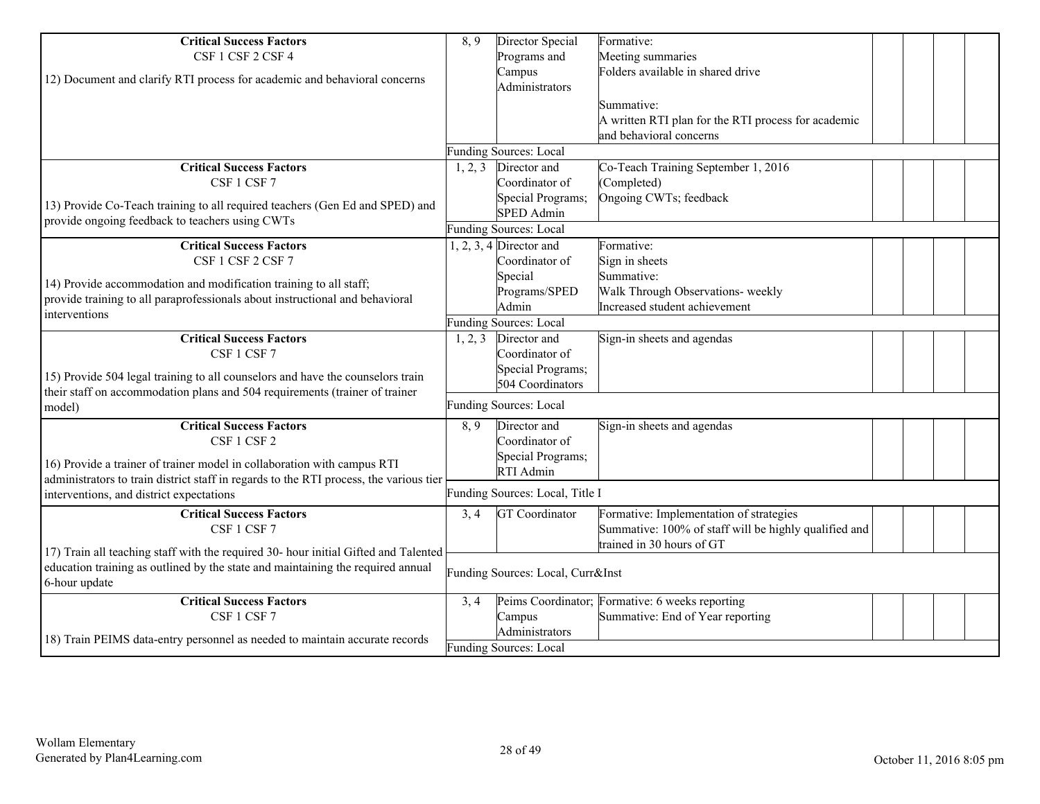| Strategy Description | ELEMENTS | Monitor | Strategy's Expected Result/Impact | | | | |
|---|---|---|---|---|---|---|---|
| **Critical Success Factors**<br>CSF 1 CSF 2 CSF 4<br><br>12) Document and clarify RTI process for academic and behavioral concerns | 8, 9 | Director Special Programs and Campus Administrators | Formative:<br>Meeting summaries<br>Folders available in shared drive<br><br>Summative:<br>A written RTI plan for the RTI process for academic and behavioral concerns | | | | |
| | Funding Sources: Local | | | | | | |
| **Critical Success Factors**<br>CSF 1 CSF 7<br><br>13) Provide Co-Teach training to all required teachers (Gen Ed and SPED) and provide ongoing feedback to teachers using CWTs | 1, 2, 3 | Director and Coordinator of Special Programs; SPED Admin | Co-Teach Training September 1, 2016 (Completed)<br>Ongoing CWTs; feedback | | | | |
| | Funding Sources: Local | | | | | | |
| **Critical Success Factors**<br>CSF 1 CSF 2 CSF 7<br><br>14) Provide accommodation and modification training to all staff; provide training to all paraprofessionals about instructional and behavioral interventions | 1, 2, 3, 4 | Director and Coordinator of Special Programs/SPED Admin | Formative:<br>Sign in sheets<br>Summative:<br>Walk Through Observations- weekly<br>Increased student achievement | | | | |
| | Funding Sources: Local | | | | | | |
| **Critical Success Factors**<br>CSF 1 CSF 7<br><br>15) Provide 504 legal training to all counselors and have the counselors train their staff on accommodation plans and 504 requirements (trainer of trainer model) | 1, 2, 3 | Director and Coordinator of Special Programs; 504 Coordinators | Sign-in sheets and agendas | | | | |
| | Funding Sources: Local | | | | | | |
| **Critical Success Factors**<br>CSF 1 CSF 2<br><br>16) Provide a trainer of trainer model in collaboration with campus RTI administrators to train district staff in regards to the RTI process, the various tier interventions, and district expectations | 8, 9 | Director and Coordinator of Special Programs; RTI Admin | Sign-in sheets and agendas | | | | |
| | Funding Sources: Local, Title I | | | | | | |
| **Critical Success Factors**<br>CSF 1 CSF 7<br><br>17) Train all teaching staff with the required 30- hour initial Gifted and Talented education training as outlined by the state and maintaining the required annual 6-hour update | 3, 4 | GT Coordinator | Formative: Implementation of strategies<br>Summative: 100% of staff will be highly qualified and trained in 30 hours of GT | | | | |
| | Funding Sources: Local, Curr&Inst | | | | | | |
| **Critical Success Factors**<br>CSF 1 CSF 7<br><br>18) Train PEIMS data-entry personnel as needed to maintain accurate records | 3, 4 | Peims Coordinator; Campus Administrators | Formative: 6 weeks reporting<br>Summative: End of Year reporting | | | | |
| | Funding Sources: Local | | | | | | |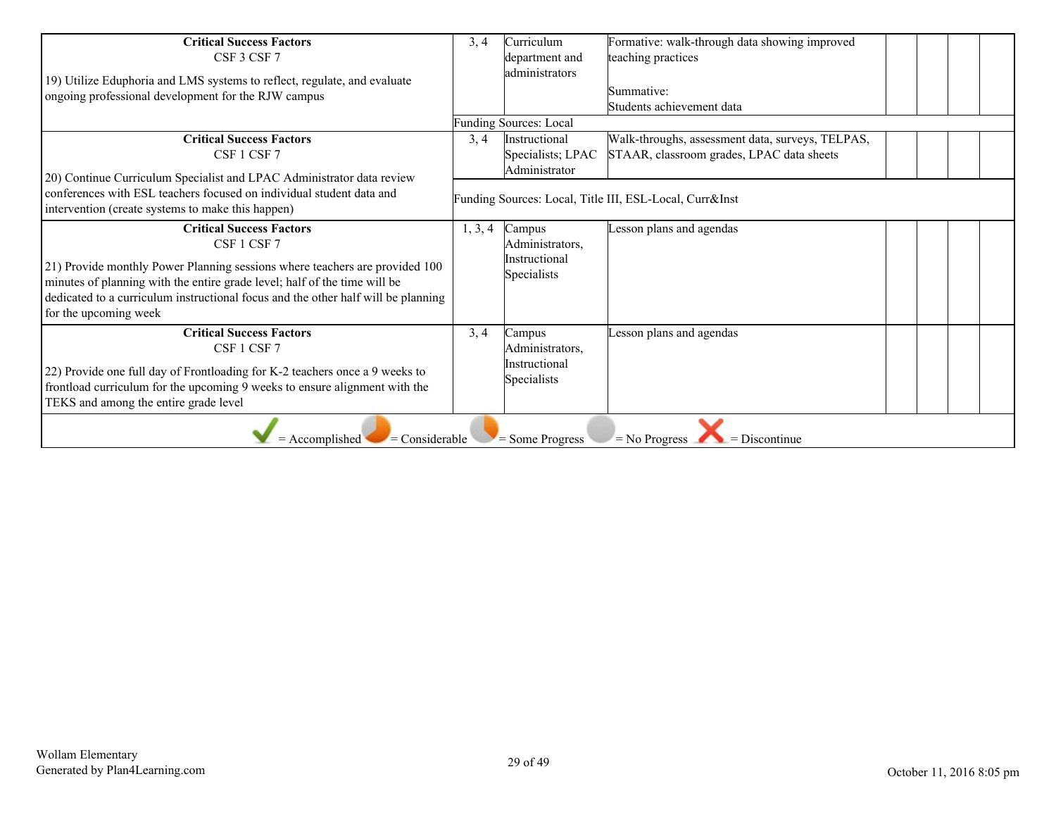| Strategy | ELEMENTS | Monitor | Strategy's Expected Result/Impact | | | | |
|---|---|---|---|---|---|---|---|
| **Critical Success Factors**<br>CSF 3 CSF 7<br><br>19) Utilize Eduphoria and LMS systems to reflect, regulate, and evaluate ongoing professional development for the RJW campus | 3, 4 | Curriculum department and administrators | Formative: walk-through data showing improved teaching practices<br><br>Summative:<br>Students achievement data | | | | |
| | Funding Sources: Local | | | | | | |
| **Critical Success Factors**<br>CSF 1 CSF 7<br><br>20) Continue Curriculum Specialist and LPAC Administrator data review conferences with ESL teachers focused on individual student data and intervention (create systems to make this happen) | 3, 4 | Instructional Specialists; LPAC Administrator | Walk-throughs, assessment data, surveys, TELPAS, STAAR, classroom grades, LPAC data sheets | | | | |
| | Funding Sources: Local, Title III, ESL-Local, Curr&Inst | | | | | | |
| **Critical Success Factors**<br>CSF 1 CSF 7<br><br>21) Provide monthly Power Planning sessions where teachers are provided 100 minutes of planning with the entire grade level; half of the time will be dedicated to a curriculum instructional focus and the other half will be planning for the upcoming week | 1, 3, 4 | Campus Administrators, Instructional Specialists | Lesson plans and agendas | | | | |
| **Critical Success Factors**<br>CSF 1 CSF 7<br><br>22) Provide one full day of Frontloading for K-2 teachers once a 9 weeks to frontload curriculum for the upcoming 9 weeks to ensure alignment with the TEKS and among the entire grade level | 3, 4 | Campus Administrators, Instructional Specialists | Lesson plans and agendas | | | | |

✓ = Accomplished ◕ = Considerable ◔ = Some Progress ○ = No Progress ✗ = Discontinue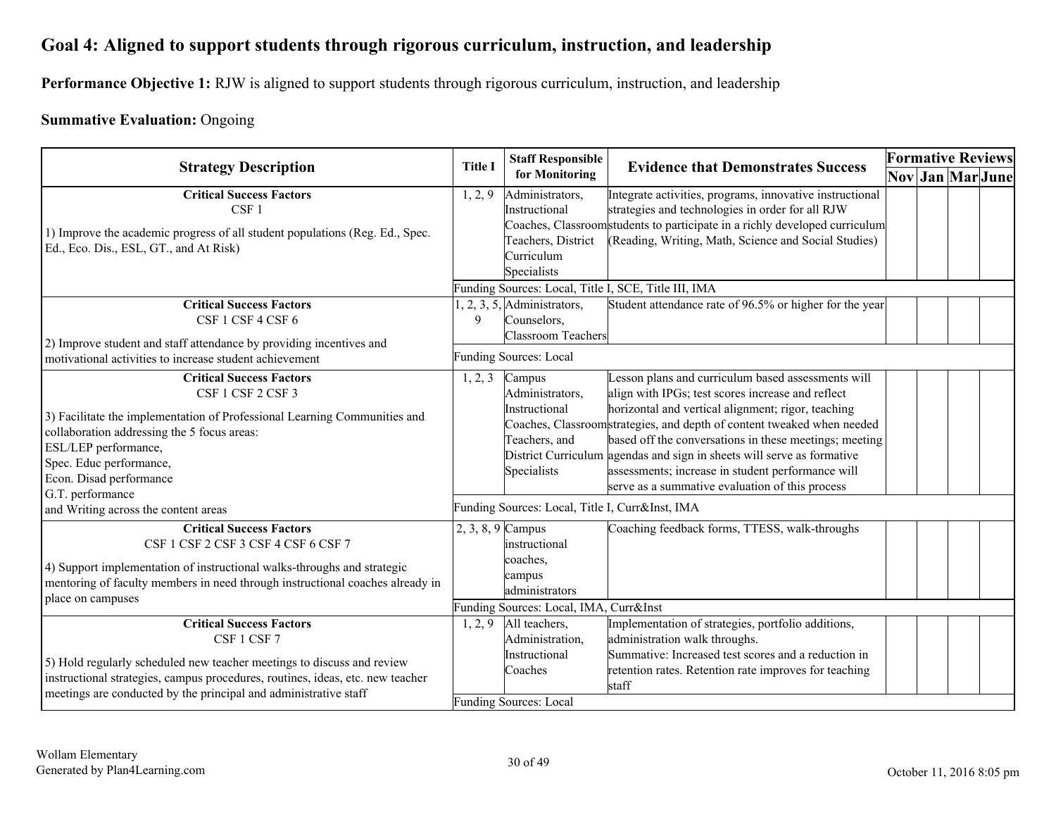## Goal 4: Aligned to support students through rigorous curriculum, instruction, and leadership

**Performance Objective 1:** RJW is aligned to support students through rigorous curriculum, instruction, and leadership

**Summative Evaluation:** Ongoing

| Strategy Description | Title I | Staff Responsible for Monitoring | Evidence that Demonstrates Success | Formative Reviews | | | |
|---|---|---|---|---|---|---|---|
| | | | | Nov | Jan | Mar | June |
| **Critical Success Factors** CSF 1<br>1) Improve the academic progress of all student populations (Reg. Ed., Spec. Ed., Eco. Dis., ESL, GT., and At Risk) | 1, 2, 9 | Administrators, Instructional Coaches, Classroom Teachers, District Curriculum Specialists | Integrate activities, programs, innovative instructional strategies and technologies in order for all RJW students to participate in a richly developed curriculum (Reading, Writing, Math, Science and Social Studies) | | | | |
| | Funding Sources: Local, Title I, SCE, Title III, IMA | | | | | | |
| **Critical Success Factors** CSF 1 CSF 4 CSF 6<br>2) Improve student and staff attendance by providing incentives and motivational activities to increase student achievement | 1, 2, 3, 5, 9 | Administrators, Counselors, Classroom Teachers | Student attendance rate of 96.5% or higher for the year | | | | |
| | Funding Sources: Local | | | | | | |
| **Critical Success Factors** CSF 1 CSF 2 CSF 3<br>3) Facilitate the implementation of Professional Learning Communities and collaboration addressing the 5 focus areas:<br>ESL/LEP performance,<br>Spec. Educ performance,<br>Econ. Disad performance<br>G.T. performance<br>and Writing across the content areas | 1, 2, 3 | Campus Administrators, Instructional Coaches, Classroom Teachers, and District Curriculum Specialists | Lesson plans and curriculum based assessments will align with IPGs; test scores increase and reflect horizontal and vertical alignment; rigor, teaching strategies, and depth of content tweaked when needed based off the conversations in these meetings; meeting agendas and sign in sheets will serve as formative assessments; increase in student performance will serve as a summative evaluation of this process | | | | |
| | Funding Sources: Local, Title I, Curr&Inst, IMA | | | | | | |
| **Critical Success Factors** CSF 1 CSF 2 CSF 3 CSF 4 CSF 6 CSF 7<br>4) Support implementation of instructional walks-throughs and strategic mentoring of faculty members in need through instructional coaches already in place on campuses | 2, 3, 8, 9 | Campus instructional coaches, campus administrators | Coaching feedback forms, TTESS, walk-throughs | | | | |
| | Funding Sources: Local, IMA, Curr&Inst | | | | | | |
| **Critical Success Factors** CSF 1 CSF 7<br>5) Hold regularly scheduled new teacher meetings to discuss and review instructional strategies, campus procedures, routines, ideas, etc. new teacher meetings are conducted by the principal and administrative staff | 1, 2, 9 | All teachers, Administration, Instructional Coaches | Implementation of strategies, portfolio additions, administration walk throughs.<br>Summative: Increased test scores and a reduction in retention rates. Retention rate improves for teaching staff | | | | |
| | Funding Sources: Local | | | | | | |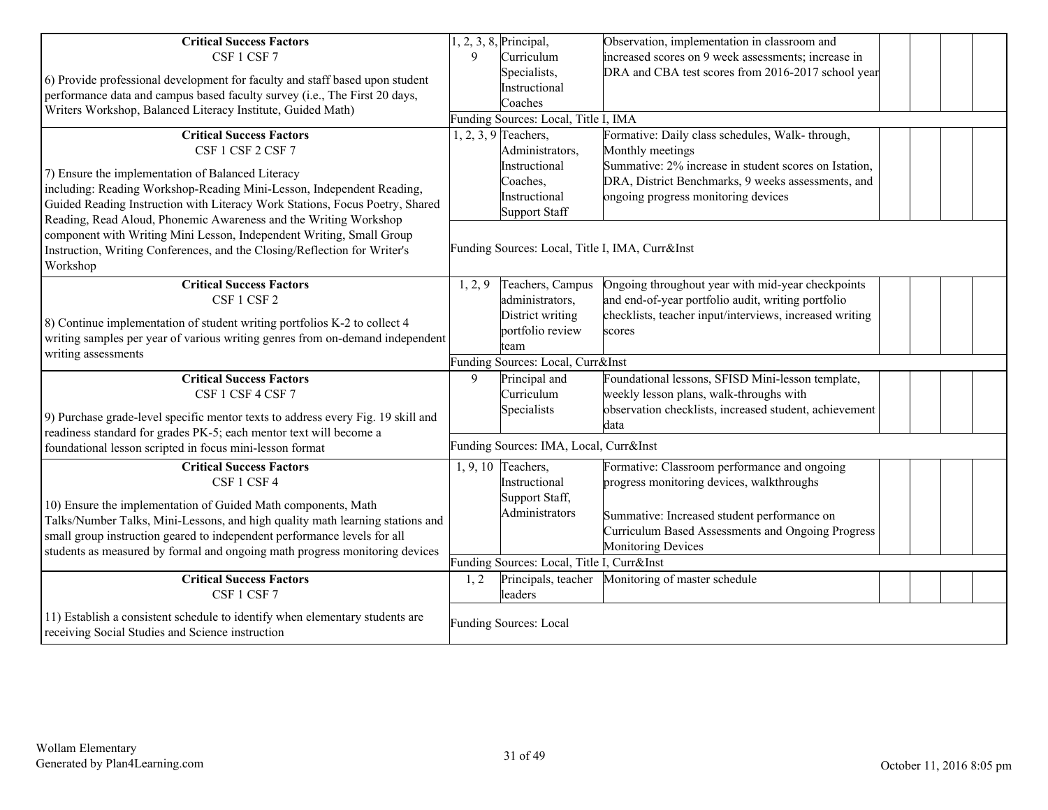| Strategy Description | ELEMENTS | Monitor | Strategy's Expected Result/Impact | | | | |
|---|---|---|---|---|---|---|---|
| **Critical Success Factors** CSF 1 CSF 7<br><br>6) Provide professional development for faculty and staff based upon student performance data and campus based faculty survey (i.e., The First 20 days, Writers Workshop, Balanced Literacy Institute, Guided Math) | 1, 2, 3, 8, 9 | Principal, Curriculum Specialists, Instructional Coaches | Observation, implementation in classroom and increased scores on 9 week assessments; increase in DRA and CBA test scores from 2016-2017 school year | | | | |
| | Funding Sources: Local, Title I, IMA | | | | | | |
| **Critical Success Factors** CSF 1 CSF 2 CSF 7<br><br>7) Ensure the implementation of Balanced Literacy including: Reading Workshop-Reading Mini-Lesson, Independent Reading, Guided Reading Instruction with Literacy Work Stations, Focus Poetry, Shared Reading, Read Aloud, Phonemic Awareness and the Writing Workshop component with Writing Mini Lesson, Independent Writing, Small Group Instruction, Writing Conferences, and the Closing/Reflection for Writer's Workshop | 1, 2, 3, 9 | Teachers, Administrators, Instructional Coaches, Instructional Support Staff | Formative: Daily class schedules, Walk- through, Monthly meetings<br>Summative: 2% increase in student scores on Istation, DRA, District Benchmarks, 9 weeks assessments, and ongoing progress monitoring devices | | | | |
| | Funding Sources: Local, Title I, IMA, Curr&Inst | | | | | | |
| **Critical Success Factors** CSF 1 CSF 2<br><br>8) Continue implementation of student writing portfolios K-2 to collect 4 writing samples per year of various writing genres from on-demand independent writing assessments | 1, 2, 9 | Teachers, Campus administrators, District writing portfolio review team | Ongoing throughout year with mid-year checkpoints and end-of-year portfolio audit, writing portfolio checklists, teacher input/interviews, increased writing scores | | | | |
| | Funding Sources: Local, Curr&Inst | | | | | | |
| **Critical Success Factors** CSF 1 CSF 4 CSF 7<br><br>9) Purchase grade-level specific mentor texts to address every Fig. 19 skill and readiness standard for grades PK-5; each mentor text will become a foundational lesson scripted in focus mini-lesson format | 9 | Principal and Curriculum Specialists | Foundational lessons, SFISD Mini-lesson template, weekly lesson plans, walk-throughs with observation checklists, increased student, achievement data | | | | |
| | Funding Sources: IMA, Local, Curr&Inst | | | | | | |
| **Critical Success Factors** CSF 1 CSF 4<br><br>10) Ensure the implementation of Guided Math components, Math Talks/Number Talks, Mini-Lessons, and high quality math learning stations and small group instruction geared to independent performance levels for all students as measured by formal and ongoing math progress monitoring devices | 1, 9, 10 | Teachers, Instructional Support Staff, Administrators | Formative: Classroom performance and ongoing progress monitoring devices, walkthroughs<br><br>Summative: Increased student performance on Curriculum Based Assessments and Ongoing Progress Monitoring Devices | | | | |
| | Funding Sources: Local, Title I, Curr&Inst | | | | | | |
| **Critical Success Factors** CSF 1 CSF 7<br><br>11) Establish a consistent schedule to identify when elementary students are receiving Social Studies and Science instruction | 1, 2 | Principals, teacher leaders | Monitoring of master schedule | | | | |
| | Funding Sources: Local | | | | | | |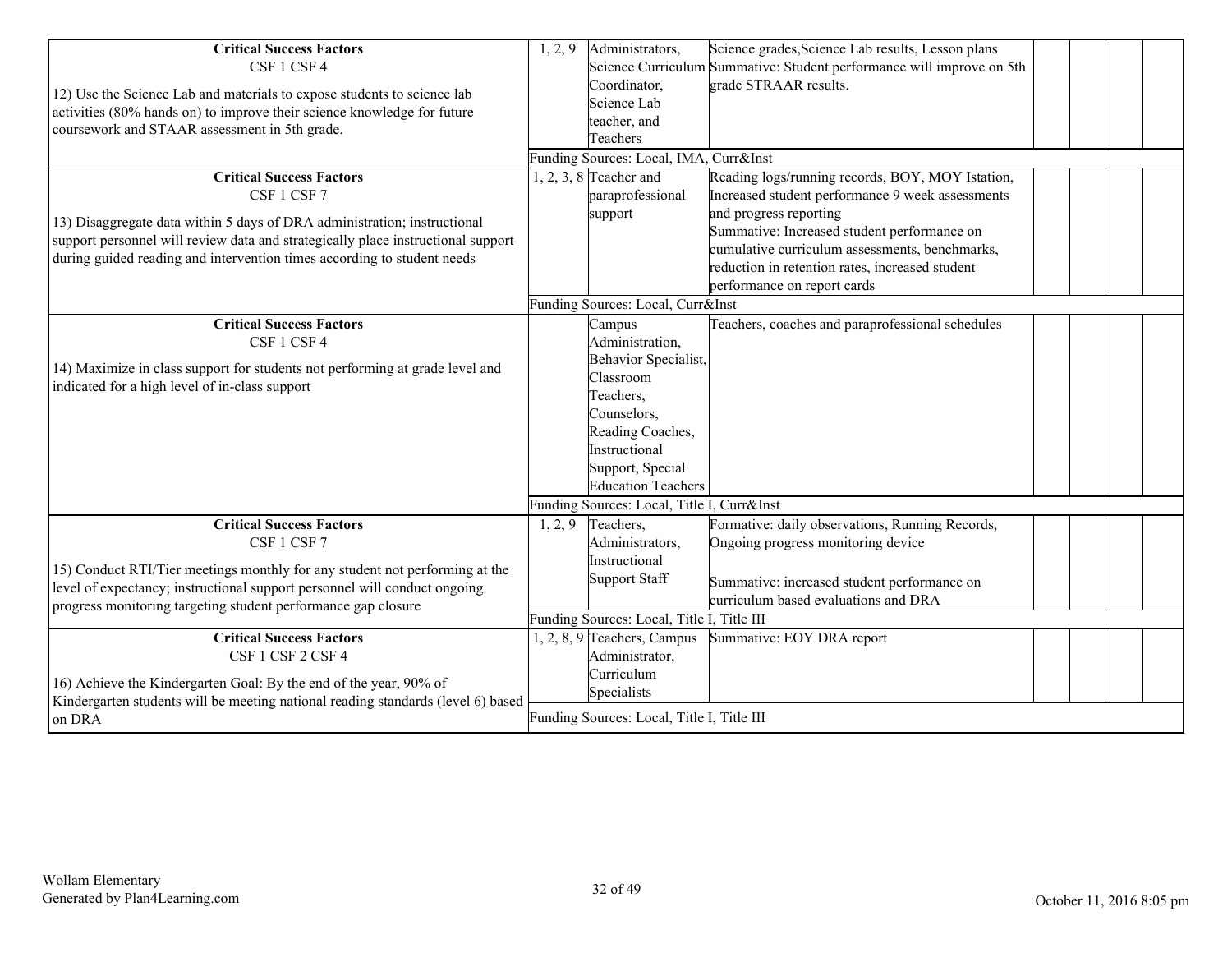| Strategy Description | ELEMENTS | Monitor | Strategy's Expected Result/Impact | | | | |
|---|---|---|---|---|---|---|---|
| **Critical Success Factors**<br>CSF 1 CSF 4<br><br>12) Use the Science Lab and materials to expose students to science lab activities (80% hands on) to improve their science knowledge for future coursework and STAAR assessment in 5th grade. | 1, 2, 9 | Administrators, Science Curriculum Coordinator, Science Lab teacher, and Teachers | Science grades,Science Lab results, Lesson plans<br>Summative: Student performance will improve on 5th grade STRAAR results. | | | | |
| | Funding Sources: Local, IMA, Curr&Inst | | | | | | |
| **Critical Success Factors**<br>CSF 1 CSF 7<br><br>13) Disaggregate data within 5 days of DRA administration; instructional support personnel will review data and strategically place instructional support during guided reading and intervention times according to student needs | 1, 2, 3, 8 | Teacher and paraprofessional support | Reading logs/running records, BOY, MOY Istation, Increased student performance 9 week assessments and progress reporting<br>Summative: Increased student performance on cumulative curriculum assessments, benchmarks, reduction in retention rates, increased student performance on report cards | | | | |
| | Funding Sources: Local, Curr&Inst | | | | | | |
| **Critical Success Factors**<br>CSF 1 CSF 4<br><br>14) Maximize in class support for students not performing at grade level and indicated for a high level of in-class support | | Campus Administration, Behavior Specialist, Classroom Teachers, Counselors, Reading Coaches, Instructional Support, Special Education Teachers | Teachers, coaches and paraprofessional schedules | | | | |
| | Funding Sources: Local, Title I, Curr&Inst | | | | | | |
| **Critical Success Factors**<br>CSF 1 CSF 7<br><br>15) Conduct RTI/Tier meetings monthly for any student not performing at the level of expectancy; instructional support personnel will conduct ongoing progress monitoring targeting student performance gap closure | 1, 2, 9 | Teachers, Administrators, Instructional Support Staff | Formative: daily observations, Running Records, Ongoing progress monitoring device<br><br>Summative: increased student performance on curriculum based evaluations and DRA | | | | |
| | Funding Sources: Local, Title I, Title III | | | | | | |
| **Critical Success Factors**<br>CSF 1 CSF 2 CSF 4<br><br>16) Achieve the Kindergarten Goal: By the end of the year, 90% of Kindergarten students will be meeting national reading standards (level 6) based on DRA | 1, 2, 8, 9 | Teachers, Campus Administrator, Curriculum Specialists | Summative: EOY DRA report | | | | |
| | Funding Sources: Local, Title I, Title III | | | | | | |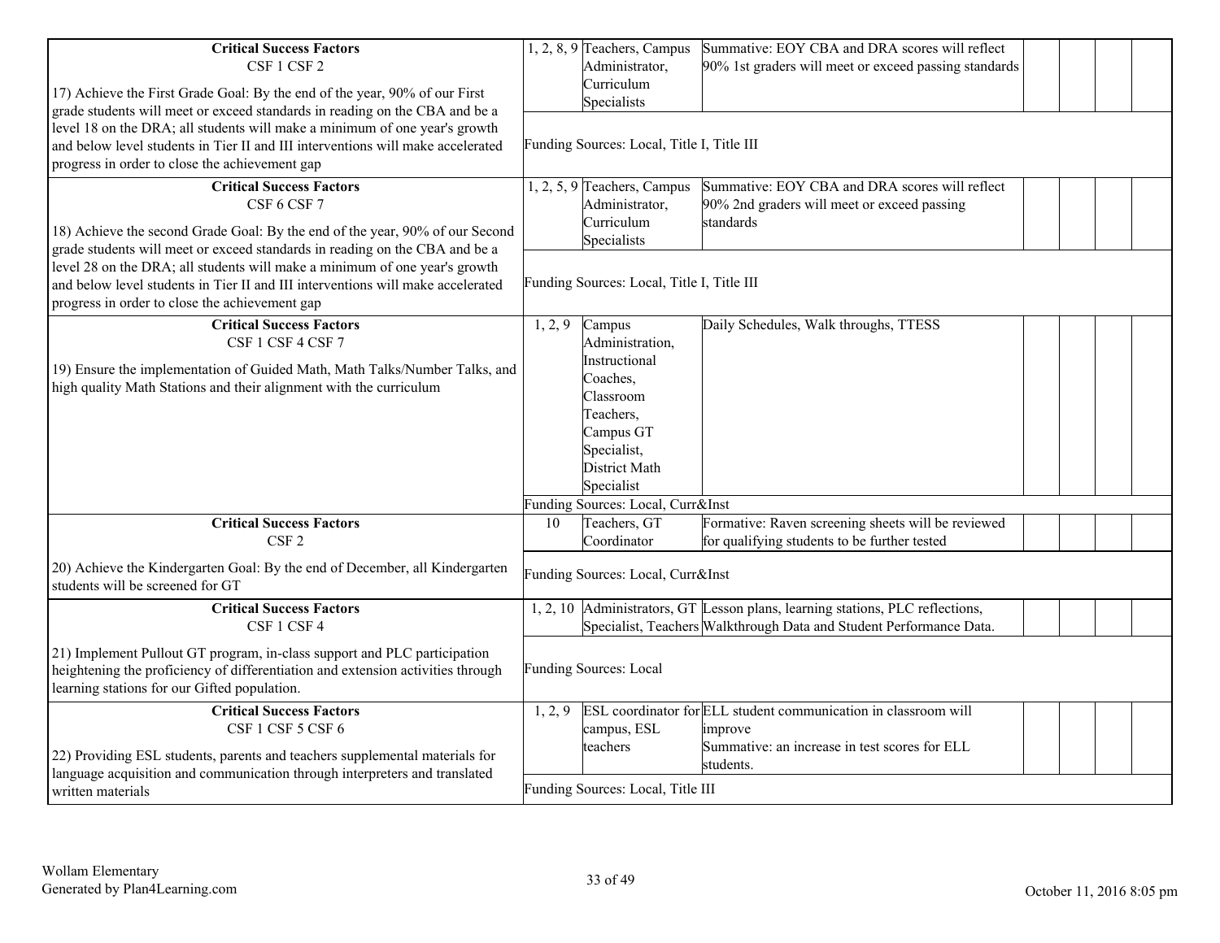| Strategy Description | ELEMENTS | Monitor | Strategy's Expected Result/Impact | | | | |
|---|---|---|---|---|---|---|---|
| **Critical Success Factors**<br>CSF 1 CSF 2<br><br>17) Achieve the First Grade Goal: By the end of the year, 90% of our First grade students will meet or exceed standards in reading on the CBA and be a level 18 on the DRA; all students will make a minimum of one year's growth and below level students in Tier II and III interventions will make accelerated progress in order to close the achievement gap | 1, 2, 8, 9 | Teachers, Campus Administrator, Curriculum Specialists | Summative: EOY CBA and DRA scores will reflect 90% 1st graders will meet or exceed passing standards | | | | |
| | Funding Sources: Local, Title I, Title III | | | | | | |
| **Critical Success Factors**<br>CSF 6 CSF 7<br><br>18) Achieve the second Grade Goal: By the end of the year, 90% of our Second grade students will meet or exceed standards in reading on the CBA and be a level 28 on the DRA; all students will make a minimum of one year's growth and below level students in Tier II and III interventions will make accelerated progress in order to close the achievement gap | 1, 2, 5, 9 | Teachers, Campus Administrator, Curriculum Specialists | Summative: EOY CBA and DRA scores will reflect 90% 2nd graders will meet or exceed passing standards | | | | |
| | Funding Sources: Local, Title I, Title III | | | | | | |
| **Critical Success Factors**<br>CSF 1 CSF 4 CSF 7<br><br>19) Ensure the implementation of Guided Math, Math Talks/Number Talks, and high quality Math Stations and their alignment with the curriculum | 1, 2, 9 | Campus Administration, Instructional Coaches, Classroom Teachers, Campus GT Specialist, District Math Specialist | Daily Schedules, Walk throughs, TTESS | | | | |
| | Funding Sources: Local, Curr&Inst | | | | | | |
| **Critical Success Factors**<br>CSF 2<br><br>20) Achieve the Kindergarten Goal: By the end of December, all Kindergarten students will be screened for GT | 10 | Teachers, GT Coordinator | Formative: Raven screening sheets will be reviewed for qualifying students to be further tested | | | | |
| | Funding Sources: Local, Curr&Inst | | | | | | |
| **Critical Success Factors**<br>CSF 1 CSF 4<br><br>21) Implement Pullout GT program, in-class support and PLC participation heightening the proficiency of differentiation and extension activities through learning stations for our Gifted population. | 1, 2, 10 | Administrators, GT Specialist, Teachers | Lesson plans, learning stations, PLC reflections, Walkthrough Data and Student Performance Data. | | | | |
| | Funding Sources: Local | | | | | | |
| **Critical Success Factors**<br>CSF 1 CSF 5 CSF 6<br><br>22) Providing ESL students, parents and teachers supplemental materials for language acquisition and communication through interpreters and translated written materials | 1, 2, 9 | ESL coordinator for campus, ESL teachers | ELL student communication in classroom will improve<br>Summative: an increase in test scores for ELL students. | | | | |
| | Funding Sources: Local, Title III | | | | | | |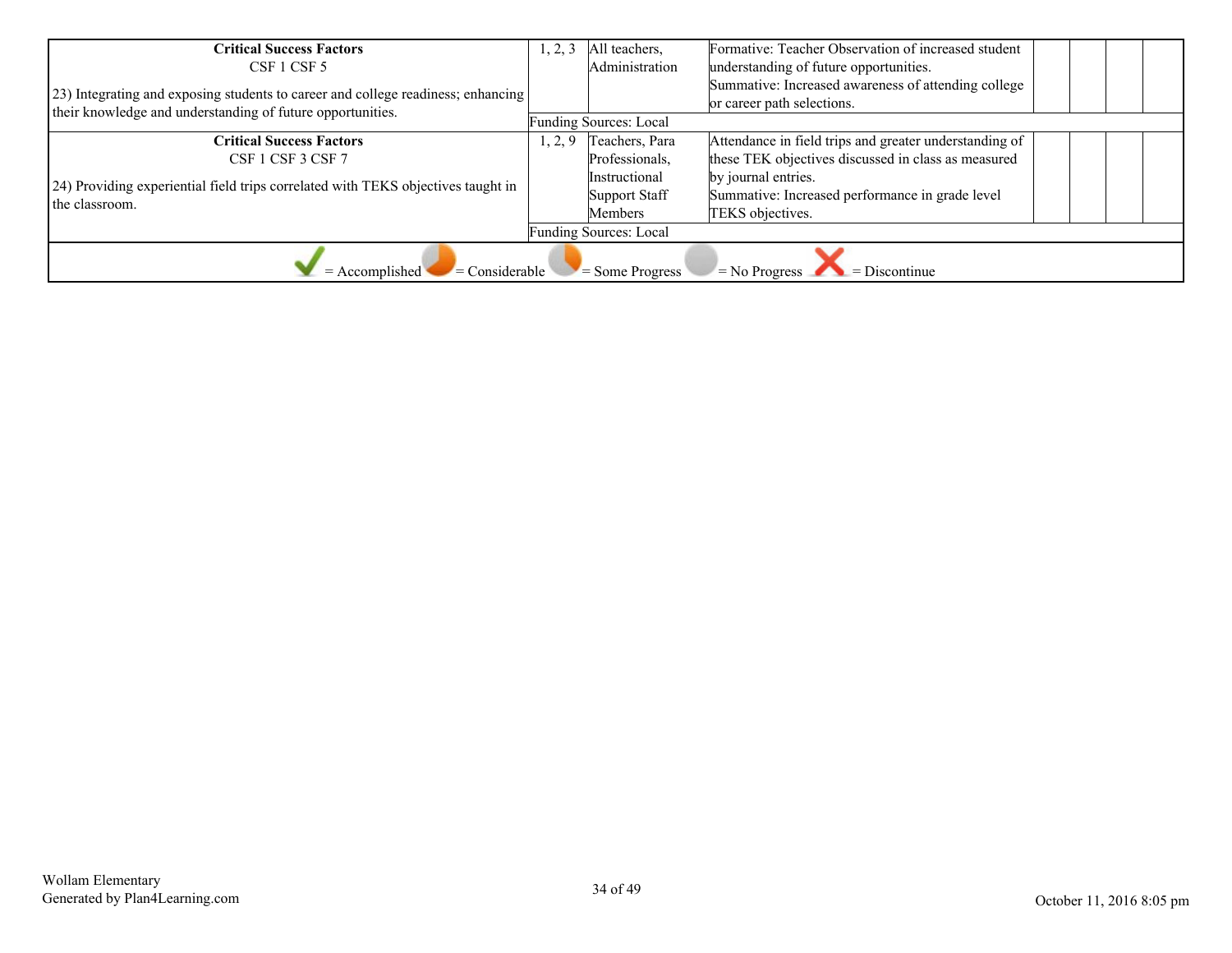| Strategy | Elements | Staff Responsible | Evidence | | | | |
|---|---|---|---|---|---|---|---|
| **Critical Success Factors**<br>CSF 1 CSF 5<br><br>23) Integrating and exposing students to career and college readiness; enhancing their knowledge and understanding of future opportunities. | 1, 2, 3 | All teachers, Administration | Formative: Teacher Observation of increased student understanding of future opportunities.<br>Summative: Increased awareness of attending college or career path selections. | | | | |
| | Funding Sources: Local | | | | | | |
| **Critical Success Factors**<br>CSF 1 CSF 3 CSF 7<br><br>24) Providing experiential field trips correlated with TEKS objectives taught in the classroom. | 1, 2, 9 | Teachers, Para Professionals, Instructional Support Staff Members | Attendance in field trips and greater understanding of these TEK objectives discussed in class as measured by journal entries.<br>Summative: Increased performance in grade level TEKS objectives. | | | | |
| | Funding Sources: Local | | | | | | |

= Accomplished = Considerable = Some Progress = No Progress = Discontinue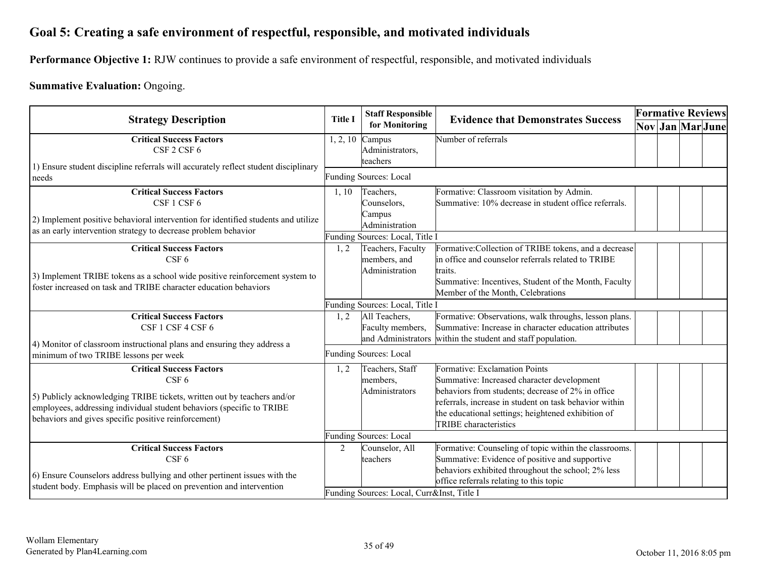## Goal 5: Creating a safe environment of respectful, responsible, and motivated individuals

**Performance Objective 1:** RJW continues to provide a safe environment of respectful, responsible, and motivated individuals

**Summative Evaluation:** Ongoing.

| Strategy Description | Title I | Staff Responsible for Monitoring | Evidence that Demonstrates Success | Formative Reviews | | | |
|---|---|---|---|---|---|---|---|
| | | | | Nov | Jan | Mar | June |
| **Critical Success Factors** CSF 2 CSF 6<br><br>1) Ensure student discipline referrals will accurately reflect student disciplinary needs | 1, 2, 10 | Campus Administrators, teachers | Number of referrals | | | | |
| | Funding Sources: Local | | | | | | |
| **Critical Success Factors** CSF 1 CSF 6<br><br>2) Implement positive behavioral intervention for identified students and utilize as an early intervention strategy to decrease problem behavior | 1, 10 | Teachers, Counselors, Campus Administration | Formative: Classroom visitation by Admin.<br>Summative: 10% decrease in student office referrals. | | | | |
| | Funding Sources: Local, Title I | | | | | | |
| **Critical Success Factors** CSF 6<br><br>3) Implement TRIBE tokens as a school wide positive reinforcement system to foster increased on task and TRIBE character education behaviors | 1, 2 | Teachers, Faculty members, and Administration | Formative:Collection of TRIBE tokens, and a decrease in office and counselor referrals related to TRIBE traits.<br>Summative: Incentives, Student of the Month, Faculty Member of the Month, Celebrations | | | | |
| | Funding Sources: Local, Title I | | | | | | |
| **Critical Success Factors** CSF 1 CSF 4 CSF 6<br><br>4) Monitor of classroom instructional plans and ensuring they address a minimum of two TRIBE lessons per week | 1, 2 | All Teachers, Faculty members, and Administrators | Formative: Observations, walk throughs, lesson plans.<br>Summative: Increase in character education attributes within the student and staff population. | | | | |
| | Funding Sources: Local | | | | | | |
| **Critical Success Factors** CSF 6<br><br>5) Publicly acknowledging TRIBE tickets, written out by teachers and/or employees, addressing individual student behaviors (specific to TRIBE behaviors and gives specific positive reinforcement) | 1, 2 | Teachers, Staff members, Administrators | Formative: Exclamation Points<br>Summative: Increased character development behaviors from students; decrease of 2% in office referrals, increase in student on task behavior within the educational settings; heightened exhibition of TRIBE characteristics | | | | |
| | Funding Sources: Local | | | | | | |
| **Critical Success Factors** CSF 6<br><br>6) Ensure Counselors address bullying and other pertinent issues with the student body. Emphasis will be placed on prevention and intervention | 2 | Counselor, All teachers | Formative: Counseling of topic within the classrooms.<br>Summative: Evidence of positive and supportive behaviors exhibited throughout the school; 2% less office referrals relating to this topic | | | | |
| | Funding Sources: Local, Curr&Inst, Title I | | | | | | |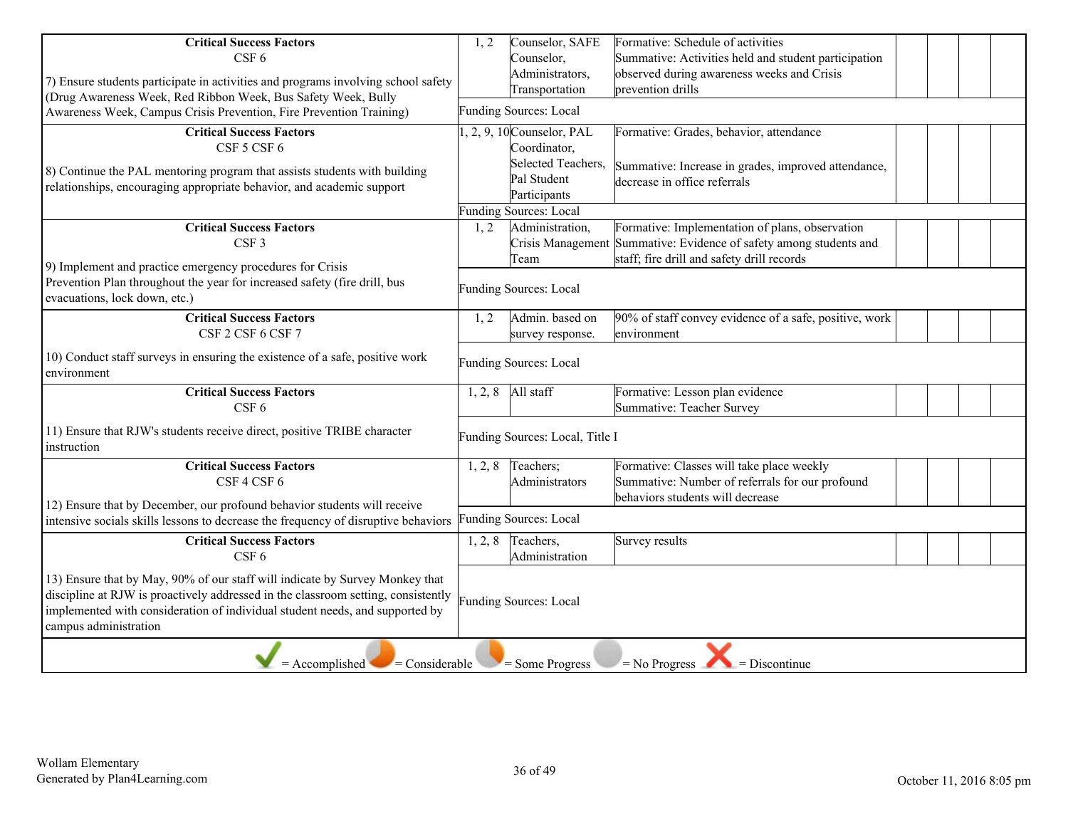| Strategy | ELEMENTS | Monitor | Strategy's Expected Result/Impact | | | | |
|---|---|---|---|---|---|---|---|
| **Critical Success Factors**<br>CSF 6<br><br>7) Ensure students participate in activities and programs involving school safety (Drug Awareness Week, Red Ribbon Week, Bus Safety Week, Bully Awareness Week, Campus Crisis Prevention, Fire Prevention Training) | 1, 2 | Counselor, SAFE Counselor, Administrators, Transportation | Formative: Schedule of activities<br>Summative: Activities held and student participation observed during awareness weeks and Crisis prevention drills | | | | |
| | Funding Sources: Local | | | | | | |
| **Critical Success Factors**<br>CSF 5 CSF 6<br><br>8) Continue the PAL mentoring program that assists students with building relationships, encouraging appropriate behavior, and academic support | 1, 2, 9, 10 | Counselor, PAL Coordinator, Selected Teachers, Pal Student Participants | Formative: Grades, behavior, attendance<br><br>Summative: Increase in grades, improved attendance, decrease in office referrals | | | | |
| | Funding Sources: Local | | | | | | |
| **Critical Success Factors**<br>CSF 3<br><br>9) Implement and practice emergency procedures for Crisis Prevention Plan throughout the year for increased safety (fire drill, bus evacuations, lock down, etc.) | 1, 2 | Administration, Crisis Management Team | Formative: Implementation of plans, observation<br>Summative: Evidence of safety among students and staff; fire drill and safety drill records | | | | |
| | Funding Sources: Local | | | | | | |
| **Critical Success Factors**<br>CSF 2 CSF 6 CSF 7<br><br>10) Conduct staff surveys in ensuring the existence of a safe, positive work environment | 1, 2 | Admin. based on survey response. | 90% of staff convey evidence of a safe, positive, work environment | | | | |
| | Funding Sources: Local | | | | | | |
| **Critical Success Factors**<br>CSF 6<br><br>11) Ensure that RJW's students receive direct, positive TRIBE character instruction | 1, 2, 8 | All staff | Formative: Lesson plan evidence<br>Summative: Teacher Survey | | | | |
| | Funding Sources: Local, Title I | | | | | | |
| **Critical Success Factors**<br>CSF 4 CSF 6<br><br>12) Ensure that by December, our profound behavior students will receive intensive socials skills lessons to decrease the frequency of disruptive behaviors | 1, 2, 8 | Teachers; Administrators | Formative: Classes will take place weekly<br>Summative: Number of referrals for our profound behaviors students will decrease | | | | |
| | Funding Sources: Local | | | | | | |
| **Critical Success Factors**<br>CSF 6<br><br>13) Ensure that by May, 90% of our staff will indicate by Survey Monkey that discipline at RJW is proactively addressed in the classroom setting, consistently implemented with consideration of individual student needs, and supported by campus administration | 1, 2, 8 | Teachers, Administration | Survey results | | | | |
| | Funding Sources: Local | | | | | | |

✓ = Accomplished = Considerable = Some Progress = No Progress ✗ = Discontinue

Wollam Elementary
Generated by Plan4Learning.com

October 11, 2016 8:05 pm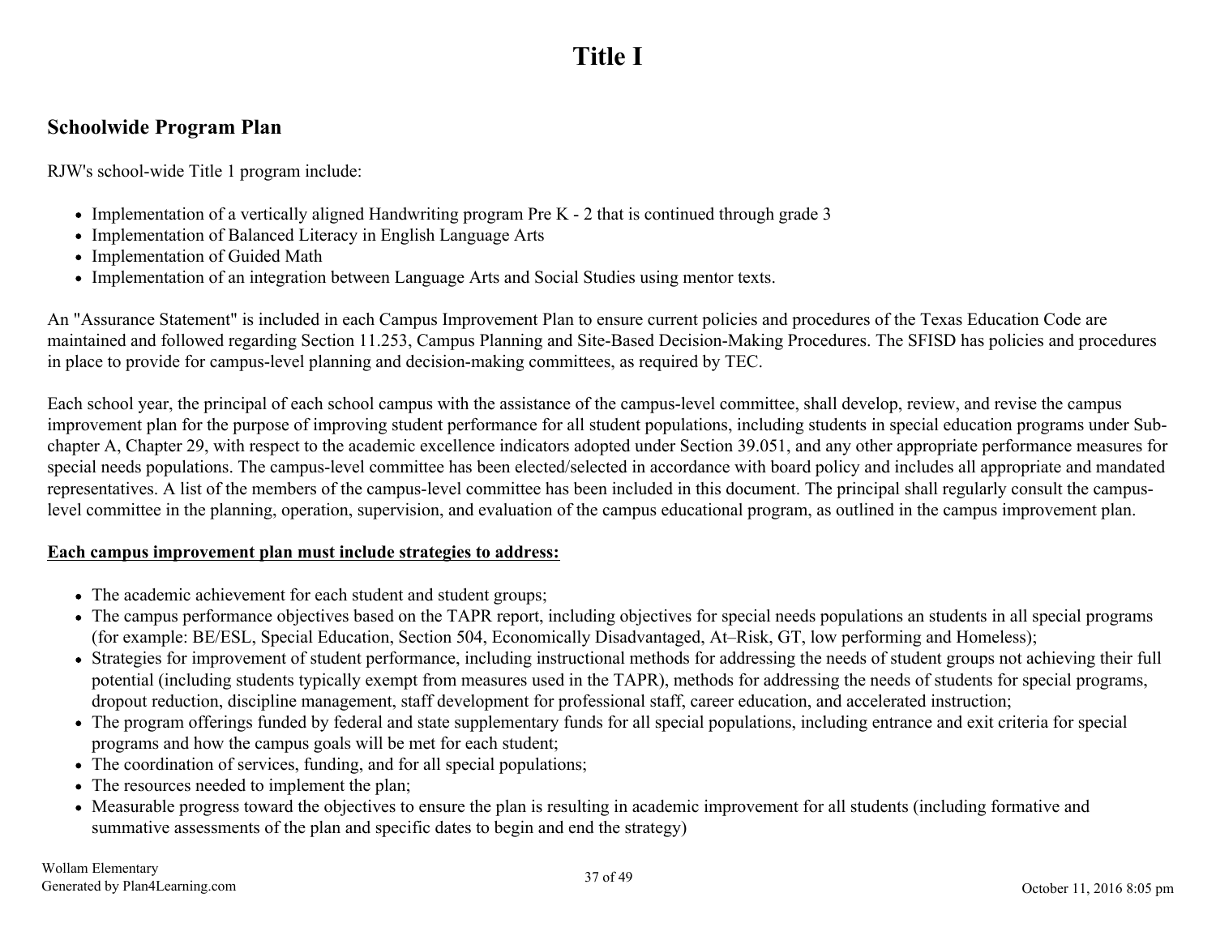# Title I

## Schoolwide Program Plan

RJW's school-wide Title 1 program include:

- Implementation of a vertically aligned Handwriting program Pre K - 2 that is continued through grade 3
- Implementation of Balanced Literacy in English Language Arts
- Implementation of Guided Math
- Implementation of an integration between Language Arts and Social Studies using mentor texts.

An "Assurance Statement" is included in each Campus Improvement Plan to ensure current policies and procedures of the Texas Education Code are maintained and followed regarding Section 11.253, Campus Planning and Site-Based Decision-Making Procedures. The SFISD has policies and procedures in place to provide for campus-level planning and decision-making committees, as required by TEC.

Each school year, the principal of each school campus with the assistance of the campus-level committee, shall develop, review, and revise the campus improvement plan for the purpose of improving student performance for all student populations, including students in special education programs under Sub-chapter A, Chapter 29, with respect to the academic excellence indicators adopted under Section 39.051, and any other appropriate performance measures for special needs populations. The campus-level committee has been elected/selected in accordance with board policy and includes all appropriate and mandated representatives. A list of the members of the campus-level committee has been included in this document. The principal shall regularly consult the campus-level committee in the planning, operation, supervision, and evaluation of the campus educational program, as outlined in the campus improvement plan.

**Each campus improvement plan must include strategies to address:**

- The academic achievement for each student and student groups;
- The campus performance objectives based on the TAPR report, including objectives for special needs populations an students in all special programs (for example: BE/ESL, Special Education, Section 504, Economically Disadvantaged, At–Risk, GT, low performing and Homeless);
- Strategies for improvement of student performance, including instructional methods for addressing the needs of student groups not achieving their full potential (including students typically exempt from measures used in the TAPR), methods for addressing the needs of students for special programs, dropout reduction, discipline management, staff development for professional staff, career education, and accelerated instruction;
- The program offerings funded by federal and state supplementary funds for all special populations, including entrance and exit criteria for special programs and how the campus goals will be met for each student;
- The coordination of services, funding, and for all special populations;
- The resources needed to implement the plan;
- Measurable progress toward the objectives to ensure the plan is resulting in academic improvement for all students (including formative and summative assessments of the plan and specific dates to begin and end the strategy)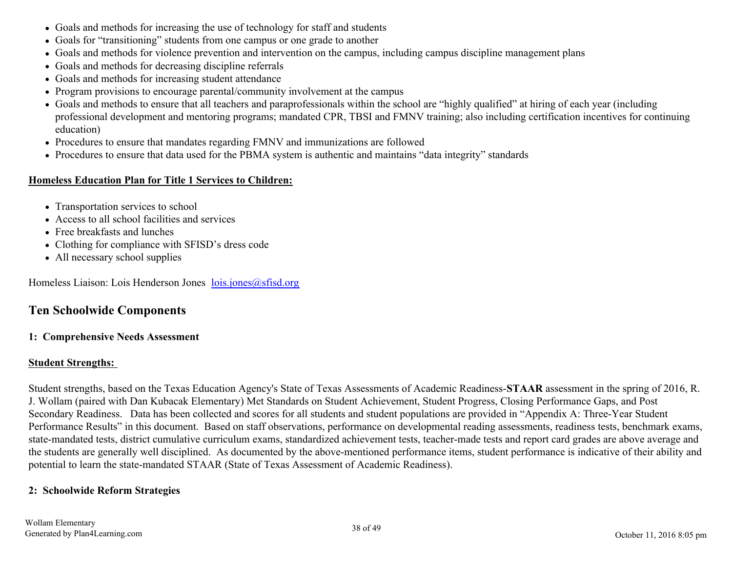- Goals and methods for increasing the use of technology for staff and students
- Goals for "transitioning" students from one campus or one grade to another
- Goals and methods for violence prevention and intervention on the campus, including campus discipline management plans
- Goals and methods for decreasing discipline referrals
- Goals and methods for increasing student attendance
- Program provisions to encourage parental/community involvement at the campus
- Goals and methods to ensure that all teachers and paraprofessionals within the school are "highly qualified" at hiring of each year (including professional development and mentoring programs; mandated CPR, TBSI and FMNV training; also including certification incentives for continuing education)
- Procedures to ensure that mandates regarding FMNV and immunizations are followed
- Procedures to ensure that data used for the PBMA system is authentic and maintains "data integrity" standards

**Homeless Education Plan for Title 1 Services to Children:**

- Transportation services to school
- Access to all school facilities and services
- Free breakfasts and lunches
- Clothing for compliance with SFISD's dress code
- All necessary school supplies

Homeless Liaison: Lois Henderson Jones lois.jones@sfisd.org

## Ten Schoolwide Components

#### 1: Comprehensive Needs Assessment

**Student Strengths:**

Student strengths, based on the Texas Education Agency's State of Texas Assessments of Academic Readiness-**STAAR** assessment in the spring of 2016, R. J. Wollam (paired with Dan Kubacak Elementary) Met Standards on Student Achievement, Student Progress, Closing Performance Gaps, and Post Secondary Readiness. Data has been collected and scores for all students and student populations are provided in "Appendix A: Three-Year Student Performance Results" in this document. Based on staff observations, performance on developmental reading assessments, readiness tests, benchmark exams, state-mandated tests, district cumulative curriculum exams, standardized achievement tests, teacher-made tests and report card grades are above average and the students are generally well disciplined. As documented by the above-mentioned performance items, student performance is indicative of their ability and potential to learn the state-mandated STAAR (State of Texas Assessment of Academic Readiness).

#### 2: Schoolwide Reform Strategies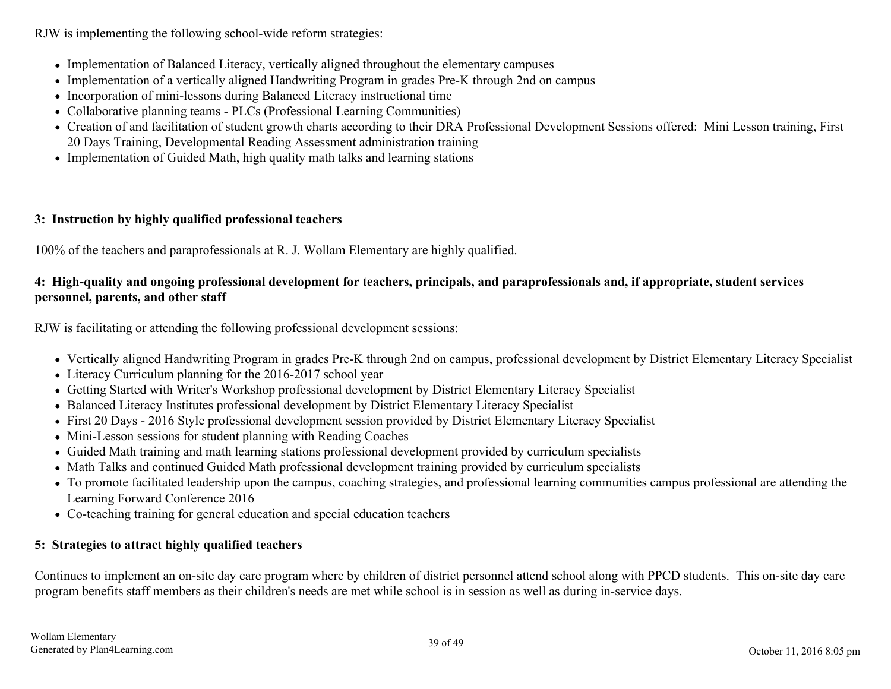RJW is implementing the following school-wide reform strategies:

- Implementation of Balanced Literacy, vertically aligned throughout the elementary campuses
- Implementation of a vertically aligned Handwriting Program in grades Pre-K through 2nd on campus
- Incorporation of mini-lessons during Balanced Literacy instructional time
- Collaborative planning teams - PLCs (Professional Learning Communities)
- Creation of and facilitation of student growth charts according to their DRA Professional Development Sessions offered: Mini Lesson training, First 20 Days Training, Developmental Reading Assessment administration training
- Implementation of Guided Math, high quality math talks and learning stations

**3: Instruction by highly qualified professional teachers**

100% of the teachers and paraprofessionals at R. J. Wollam Elementary are highly qualified.

**4: High-quality and ongoing professional development for teachers, principals, and paraprofessionals and, if appropriate, student services personnel, parents, and other staff**

RJW is facilitating or attending the following professional development sessions:

- Vertically aligned Handwriting Program in grades Pre-K through 2nd on campus, professional development by District Elementary Literacy Specialist
- Literacy Curriculum planning for the 2016-2017 school year
- Getting Started with Writer's Workshop professional development by District Elementary Literacy Specialist
- Balanced Literacy Institutes professional development by District Elementary Literacy Specialist
- First 20 Days - 2016 Style professional development session provided by District Elementary Literacy Specialist
- Mini-Lesson sessions for student planning with Reading Coaches
- Guided Math training and math learning stations professional development provided by curriculum specialists
- Math Talks and continued Guided Math professional development training provided by curriculum specialists
- To promote facilitated leadership upon the campus, coaching strategies, and professional learning communities campus professional are attending the Learning Forward Conference 2016
- Co-teaching training for general education and special education teachers

**5: Strategies to attract highly qualified teachers**

Continues to implement an on-site day care program where by children of district personnel attend school along with PPCD students. This on-site day care program benefits staff members as their children's needs are met while school is in session as well as during in-service days.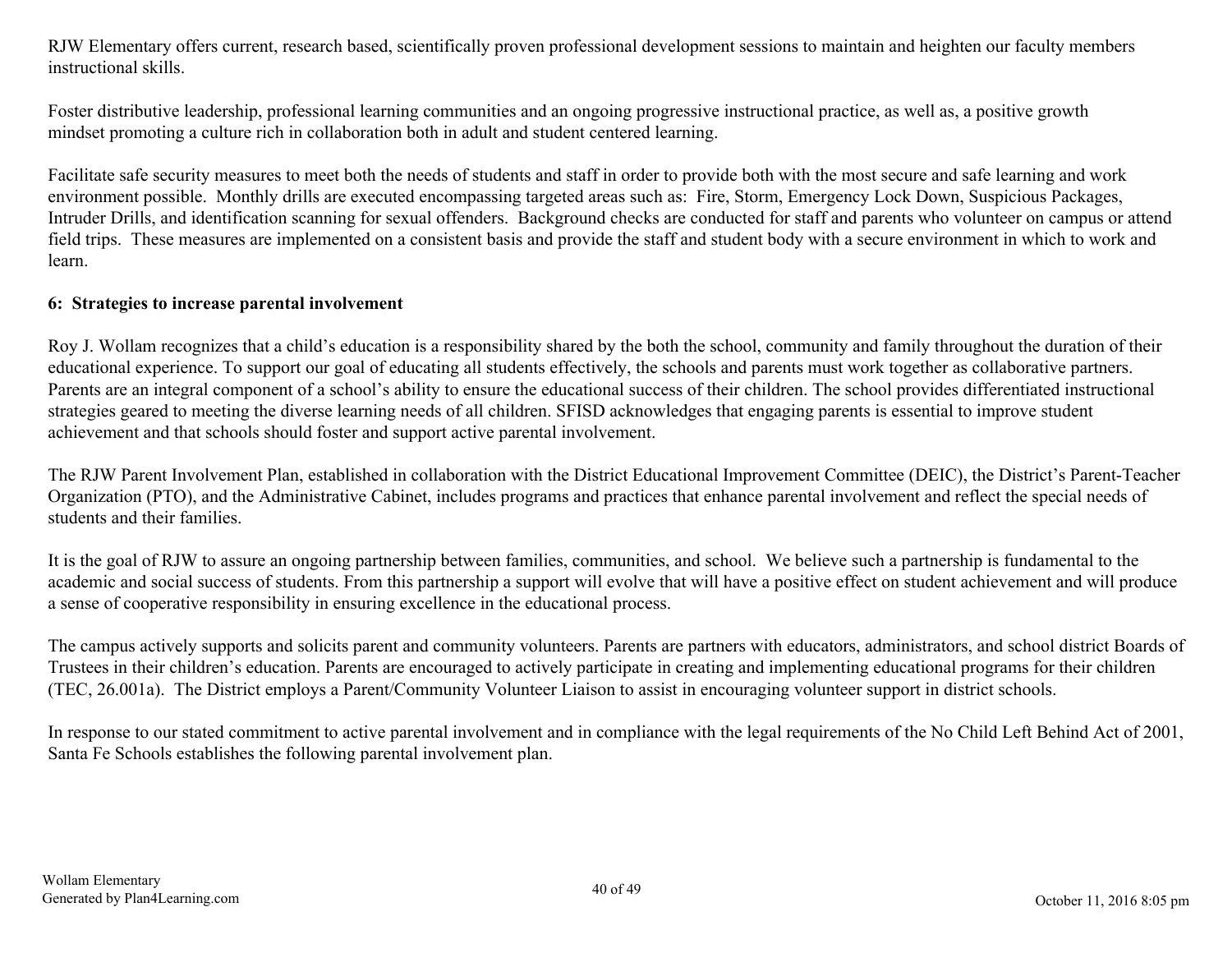RJW Elementary offers current, research based, scientifically proven professional development sessions to maintain and heighten our faculty members instructional skills.

Foster distributive leadership, professional learning communities and an ongoing progressive instructional practice, as well as, a positive growth mindset promoting a culture rich in collaboration both in adult and student centered learning.

Facilitate safe security measures to meet both the needs of students and staff in order to provide both with the most secure and safe learning and work environment possible. Monthly drills are executed encompassing targeted areas such as: Fire, Storm, Emergency Lock Down, Suspicious Packages, Intruder Drills, and identification scanning for sexual offenders. Background checks are conducted for staff and parents who volunteer on campus or attend field trips. These measures are implemented on a consistent basis and provide the staff and student body with a secure environment in which to work and learn.

**6: Strategies to increase parental involvement**

Roy J. Wollam recognizes that a child's education is a responsibility shared by the both the school, community and family throughout the duration of their educational experience. To support our goal of educating all students effectively, the schools and parents must work together as collaborative partners. Parents are an integral component of a school's ability to ensure the educational success of their children. The school provides differentiated instructional strategies geared to meeting the diverse learning needs of all children. SFISD acknowledges that engaging parents is essential to improve student achievement and that schools should foster and support active parental involvement.

The RJW Parent Involvement Plan, established in collaboration with the District Educational Improvement Committee (DEIC), the District's Parent-Teacher Organization (PTO), and the Administrative Cabinet, includes programs and practices that enhance parental involvement and reflect the special needs of students and their families.

It is the goal of RJW to assure an ongoing partnership between families, communities, and school. We believe such a partnership is fundamental to the academic and social success of students. From this partnership a support will evolve that will have a positive effect on student achievement and will produce a sense of cooperative responsibility in ensuring excellence in the educational process.

The campus actively supports and solicits parent and community volunteers. Parents are partners with educators, administrators, and school district Boards of Trustees in their children's education. Parents are encouraged to actively participate in creating and implementing educational programs for their children (TEC, 26.001a). The District employs a Parent/Community Volunteer Liaison to assist in encouraging volunteer support in district schools.

In response to our stated commitment to active parental involvement and in compliance with the legal requirements of the No Child Left Behind Act of 2001, Santa Fe Schools establishes the following parental involvement plan.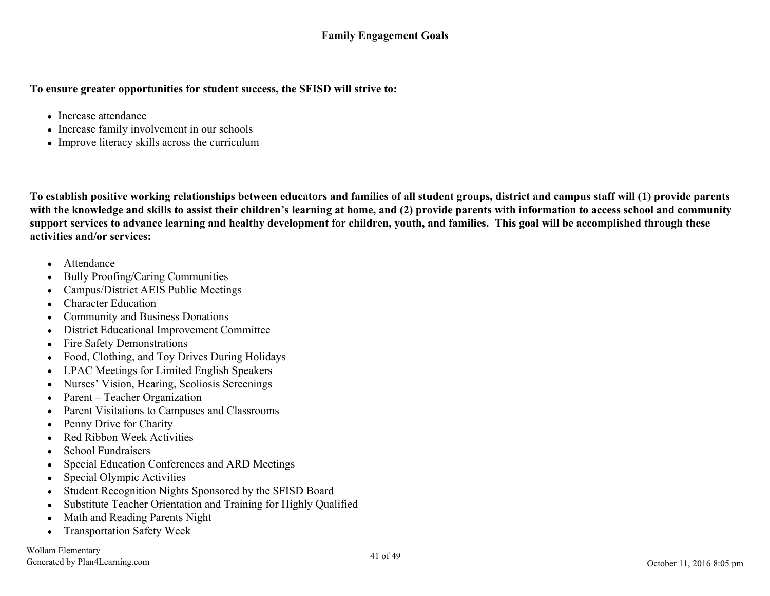## Family Engagement Goals

**To ensure greater opportunities for student success, the SFISD will strive to:**

- Increase attendance
- Increase family involvement in our schools
- Improve literacy skills across the curriculum

**To establish positive working relationships between educators and families of all student groups, district and campus staff will (1) provide parents with the knowledge and skills to assist their children's learning at home, and (2) provide parents with information to access school and community support services to advance learning and healthy development for children, youth, and families. This goal will be accomplished through these activities and/or services:**

- Attendance
- Bully Proofing/Caring Communities
- Campus/District AEIS Public Meetings
- Character Education
- Community and Business Donations
- District Educational Improvement Committee
- Fire Safety Demonstrations
- Food, Clothing, and Toy Drives During Holidays
- LPAC Meetings for Limited English Speakers
- Nurses' Vision, Hearing, Scoliosis Screenings
- Parent – Teacher Organization
- Parent Visitations to Campuses and Classrooms
- Penny Drive for Charity
- Red Ribbon Week Activities
- School Fundraisers
- Special Education Conferences and ARD Meetings
- Special Olympic Activities
- Student Recognition Nights Sponsored by the SFISD Board
- Substitute Teacher Orientation and Training for Highly Qualified
- Math and Reading Parents Night
- Transportation Safety Week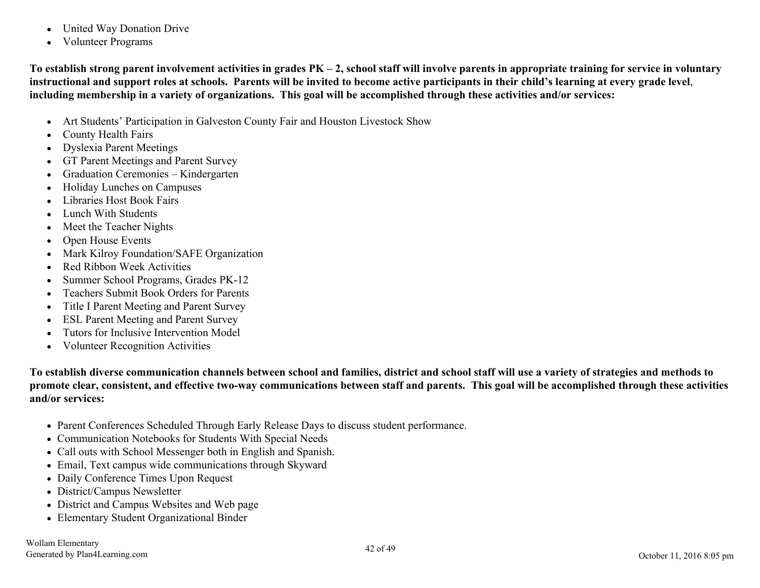- United Way Donation Drive
- Volunteer Programs

**To establish strong parent involvement activities in grades PK – 2, school staff will involve parents in appropriate training for service in voluntary instructional and support roles at schools. Parents will be invited to become active participants in their child's learning at every grade level, including membership in a variety of organizations. This goal will be accomplished through these activities and/or services:**

- Art Students' Participation in Galveston County Fair and Houston Livestock Show
- County Health Fairs
- Dyslexia Parent Meetings
- GT Parent Meetings and Parent Survey
- Graduation Ceremonies – Kindergarten
- Holiday Lunches on Campuses
- Libraries Host Book Fairs
- Lunch With Students
- Meet the Teacher Nights
- Open House Events
- Mark Kilroy Foundation/SAFE Organization
- Red Ribbon Week Activities
- Summer School Programs, Grades PK-12
- Teachers Submit Book Orders for Parents
- Title I Parent Meeting and Parent Survey
- ESL Parent Meeting and Parent Survey
- Tutors for Inclusive Intervention Model
- Volunteer Recognition Activities

**To establish diverse communication channels between school and families, district and school staff will use a variety of strategies and methods to promote clear, consistent, and effective two-way communications between staff and parents. This goal will be accomplished through these activities and/or services:**

- Parent Conferences Scheduled Through Early Release Days to discuss student performance.
- Communication Notebooks for Students With Special Needs
- Call outs with School Messenger both in English and Spanish.
- Email, Text campus wide communications through Skyward
- Daily Conference Times Upon Request
- District/Campus Newsletter
- District and Campus Websites and Web page
- Elementary Student Organizational Binder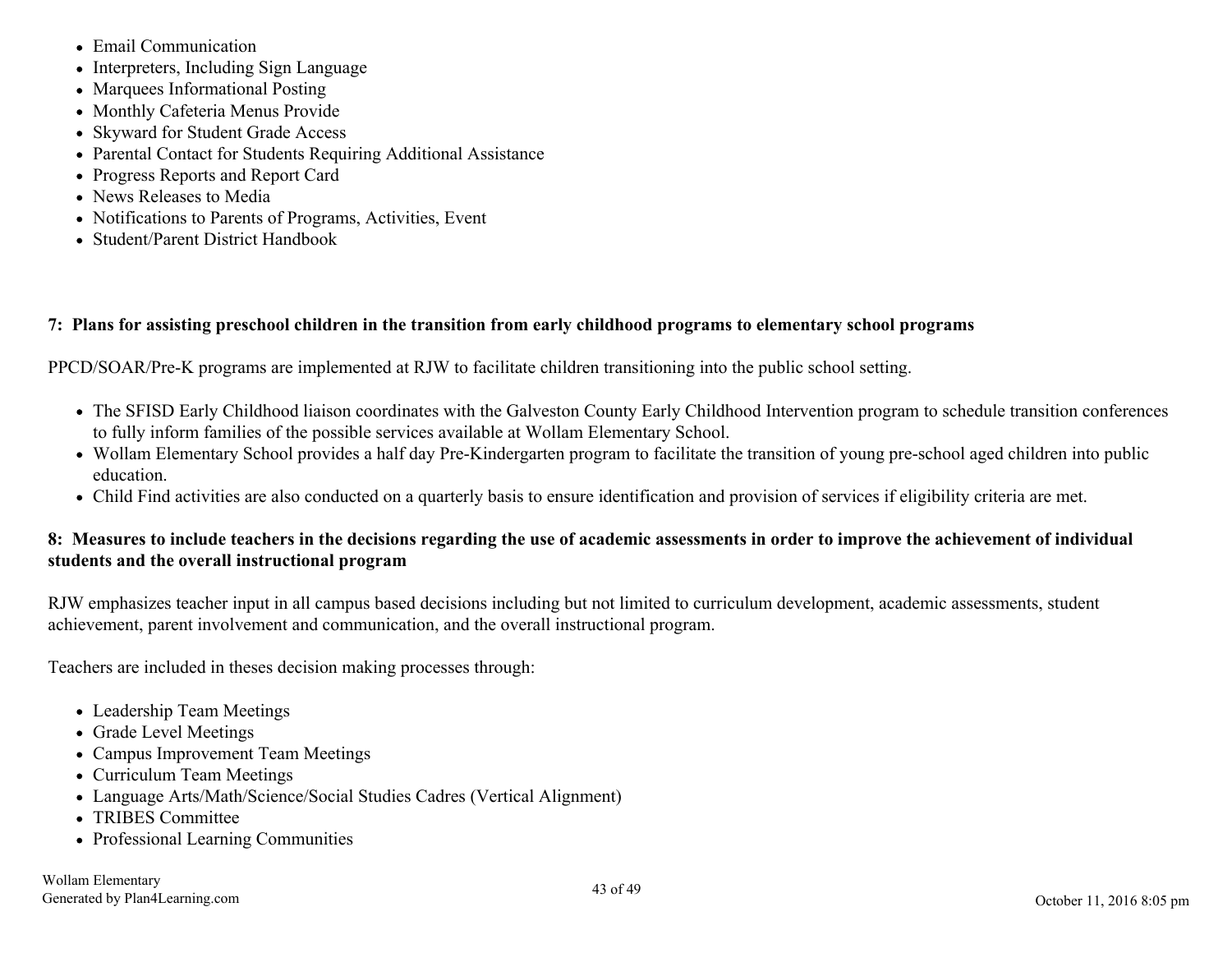- Email Communication
- Interpreters, Including Sign Language
- Marquees Informational Posting
- Monthly Cafeteria Menus Provide
- Skyward for Student Grade Access
- Parental Contact for Students Requiring Additional Assistance
- Progress Reports and Report Card
- News Releases to Media
- Notifications to Parents of Programs, Activities, Event
- Student/Parent District Handbook

**7: Plans for assisting preschool children in the transition from early childhood programs to elementary school programs**

PPCD/SOAR/Pre-K programs are implemented at RJW to facilitate children transitioning into the public school setting.

- The SFISD Early Childhood liaison coordinates with the Galveston County Early Childhood Intervention program to schedule transition conferences to fully inform families of the possible services available at Wollam Elementary School.
- Wollam Elementary School provides a half day Pre-Kindergarten program to facilitate the transition of young pre-school aged children into public education.
- Child Find activities are also conducted on a quarterly basis to ensure identification and provision of services if eligibility criteria are met.

**8: Measures to include teachers in the decisions regarding the use of academic assessments in order to improve the achievement of individual students and the overall instructional program**

RJW emphasizes teacher input in all campus based decisions including but not limited to curriculum development, academic assessments, student achievement, parent involvement and communication, and the overall instructional program.

Teachers are included in theses decision making processes through:

- Leadership Team Meetings
- Grade Level Meetings
- Campus Improvement Team Meetings
- Curriculum Team Meetings
- Language Arts/Math/Science/Social Studies Cadres (Vertical Alignment)
- TRIBES Committee
- Professional Learning Communities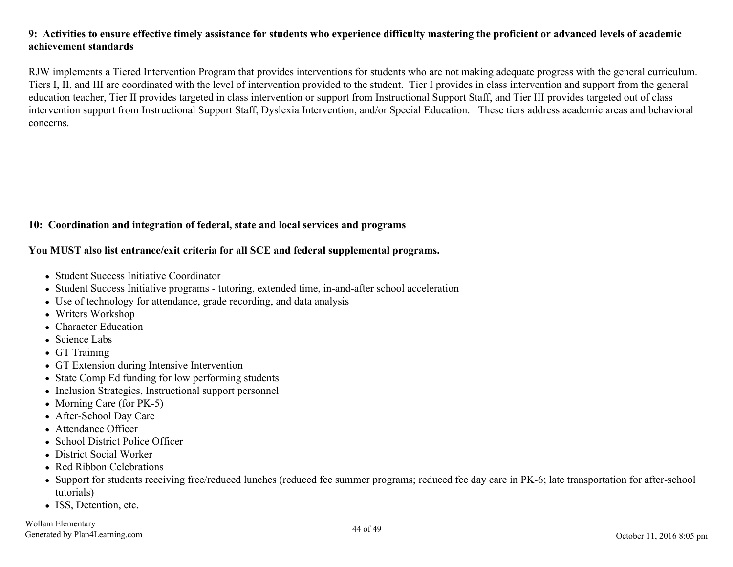**9: Activities to ensure effective timely assistance for students who experience difficulty mastering the proficient or advanced levels of academic achievement standards**

RJW implements a Tiered Intervention Program that provides interventions for students who are not making adequate progress with the general curriculum. Tiers I, II, and III are coordinated with the level of intervention provided to the student. Tier I provides in class intervention and support from the general education teacher, Tier II provides targeted in class intervention or support from Instructional Support Staff, and Tier III provides targeted out of class intervention support from Instructional Support Staff, Dyslexia Intervention, and/or Special Education. These tiers address academic areas and behavioral concerns.

**10: Coordination and integration of federal, state and local services and programs**

**You MUST also list entrance/exit criteria for all SCE and federal supplemental programs.**

- Student Success Initiative Coordinator
- Student Success Initiative programs - tutoring, extended time, in-and-after school acceleration
- Use of technology for attendance, grade recording, and data analysis
- Writers Workshop
- Character Education
- Science Labs
- GT Training
- GT Extension during Intensive Intervention
- State Comp Ed funding for low performing students
- Inclusion Strategies, Instructional support personnel
- Morning Care (for PK-5)
- After-School Day Care
- Attendance Officer
- School District Police Officer
- District Social Worker
- Red Ribbon Celebrations
- Support for students receiving free/reduced lunches (reduced fee summer programs; reduced fee day care in PK-6; late transportation for after-school tutorials)
- ISS, Detention, etc.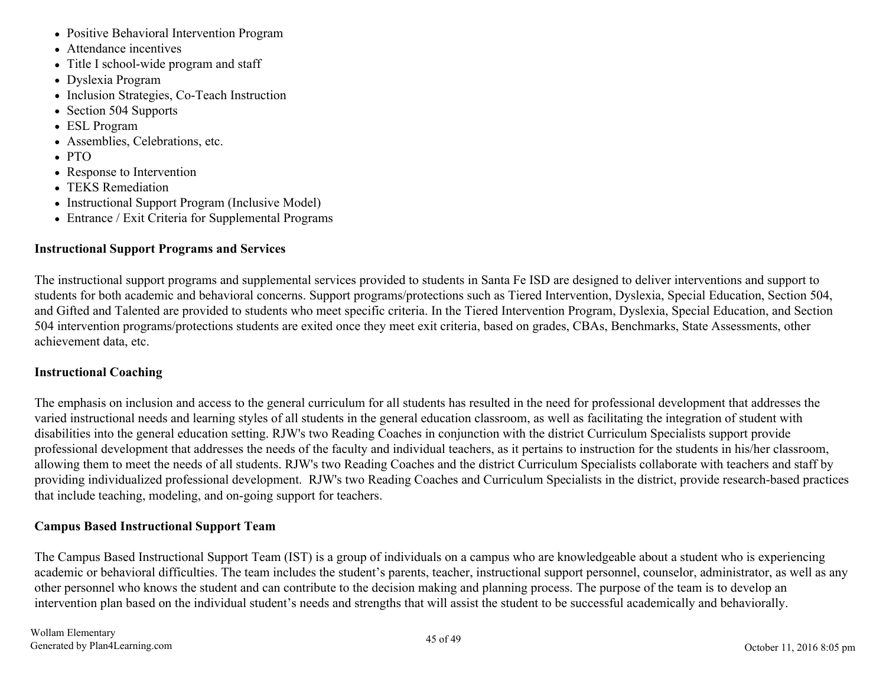- Positive Behavioral Intervention Program
- Attendance incentives
- Title I school-wide program and staff
- Dyslexia Program
- Inclusion Strategies, Co-Teach Instruction
- Section 504 Supports
- ESL Program
- Assemblies, Celebrations, etc.
- PTO
- Response to Intervention
- TEKS Remediation
- Instructional Support Program (Inclusive Model)
- Entrance / Exit Criteria for Supplemental Programs

**Instructional Support Programs and Services**

The instructional support programs and supplemental services provided to students in Santa Fe ISD are designed to deliver interventions and support to students for both academic and behavioral concerns. Support programs/protections such as Tiered Intervention, Dyslexia, Special Education, Section 504, and Gifted and Talented are provided to students who meet specific criteria. In the Tiered Intervention Program, Dyslexia, Special Education, and Section 504 intervention programs/protections students are exited once they meet exit criteria, based on grades, CBAs, Benchmarks, State Assessments, other achievement data, etc.

**Instructional Coaching**

The emphasis on inclusion and access to the general curriculum for all students has resulted in the need for professional development that addresses the varied instructional needs and learning styles of all students in the general education classroom, as well as facilitating the integration of student with disabilities into the general education setting. RJW's two Reading Coaches in conjunction with the district Curriculum Specialists support provide professional development that addresses the needs of the faculty and individual teachers, as it pertains to instruction for the students in his/her classroom, allowing them to meet the needs of all students. RJW's two Reading Coaches and the district Curriculum Specialists collaborate with teachers and staff by providing individualized professional development. RJW's two Reading Coaches and Curriculum Specialists in the district, provide research-based practices that include teaching, modeling, and on-going support for teachers.

**Campus Based Instructional Support Team**

The Campus Based Instructional Support Team (IST) is a group of individuals on a campus who are knowledgeable about a student who is experiencing academic or behavioral difficulties. The team includes the student's parents, teacher, instructional support personnel, counselor, administrator, as well as any other personnel who knows the student and can contribute to the decision making and planning process. The purpose of the team is to develop an intervention plan based on the individual student's needs and strengths that will assist the student to be successful academically and behaviorally.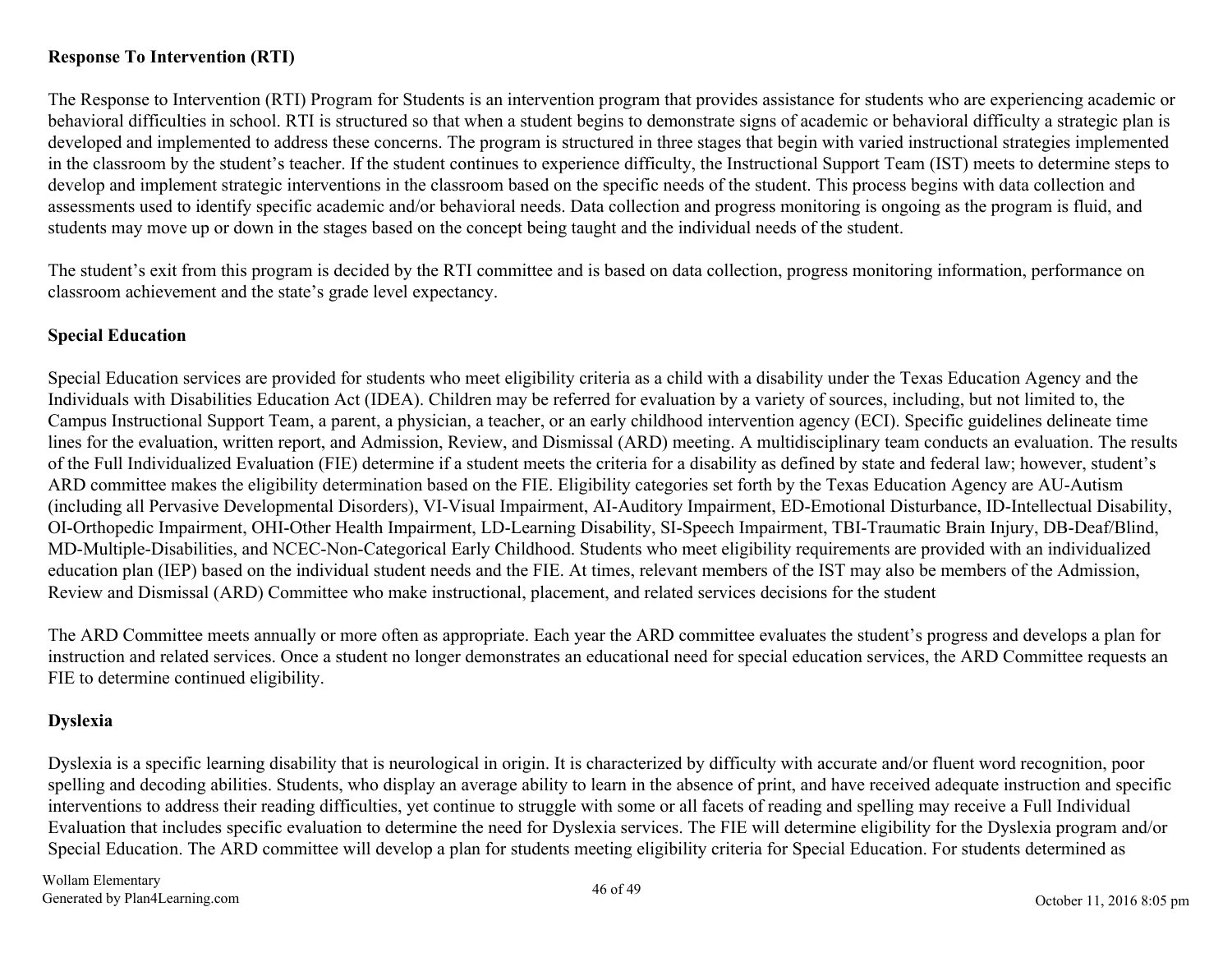**Response To Intervention (RTI)**

The Response to Intervention (RTI) Program for Students is an intervention program that provides assistance for students who are experiencing academic or behavioral difficulties in school. RTI is structured so that when a student begins to demonstrate signs of academic or behavioral difficulty a strategic plan is developed and implemented to address these concerns. The program is structured in three stages that begin with varied instructional strategies implemented in the classroom by the student's teacher. If the student continues to experience difficulty, the Instructional Support Team (IST) meets to determine steps to develop and implement strategic interventions in the classroom based on the specific needs of the student. This process begins with data collection and assessments used to identify specific academic and/or behavioral needs. Data collection and progress monitoring is ongoing as the program is fluid, and students may move up or down in the stages based on the concept being taught and the individual needs of the student.

The student's exit from this program is decided by the RTI committee and is based on data collection, progress monitoring information, performance on classroom achievement and the state's grade level expectancy.

**Special Education**

Special Education services are provided for students who meet eligibility criteria as a child with a disability under the Texas Education Agency and the Individuals with Disabilities Education Act (IDEA). Children may be referred for evaluation by a variety of sources, including, but not limited to, the Campus Instructional Support Team, a parent, a physician, a teacher, or an early childhood intervention agency (ECI). Specific guidelines delineate time lines for the evaluation, written report, and Admission, Review, and Dismissal (ARD) meeting. A multidisciplinary team conducts an evaluation. The results of the Full Individualized Evaluation (FIE) determine if a student meets the criteria for a disability as defined by state and federal law; however, student's ARD committee makes the eligibility determination based on the FIE. Eligibility categories set forth by the Texas Education Agency are AU-Autism (including all Pervasive Developmental Disorders), VI-Visual Impairment, AI-Auditory Impairment, ED-Emotional Disturbance, ID-Intellectual Disability, OI-Orthopedic Impairment, OHI-Other Health Impairment, LD-Learning Disability, SI-Speech Impairment, TBI-Traumatic Brain Injury, DB-Deaf/Blind, MD-Multiple-Disabilities, and NCEC-Non-Categorical Early Childhood. Students who meet eligibility requirements are provided with an individualized education plan (IEP) based on the individual student needs and the FIE. At times, relevant members of the IST may also be members of the Admission, Review and Dismissal (ARD) Committee who make instructional, placement, and related services decisions for the student

The ARD Committee meets annually or more often as appropriate. Each year the ARD committee evaluates the student's progress and develops a plan for instruction and related services. Once a student no longer demonstrates an educational need for special education services, the ARD Committee requests an FIE to determine continued eligibility.

**Dyslexia**

Dyslexia is a specific learning disability that is neurological in origin. It is characterized by difficulty with accurate and/or fluent word recognition, poor spelling and decoding abilities. Students, who display an average ability to learn in the absence of print, and have received adequate instruction and specific interventions to address their reading difficulties, yet continue to struggle with some or all facets of reading and spelling may receive a Full Individual Evaluation that includes specific evaluation to determine the need for Dyslexia services. The FIE will determine eligibility for the Dyslexia program and/or Special Education. The ARD committee will develop a plan for students meeting eligibility criteria for Special Education. For students determined as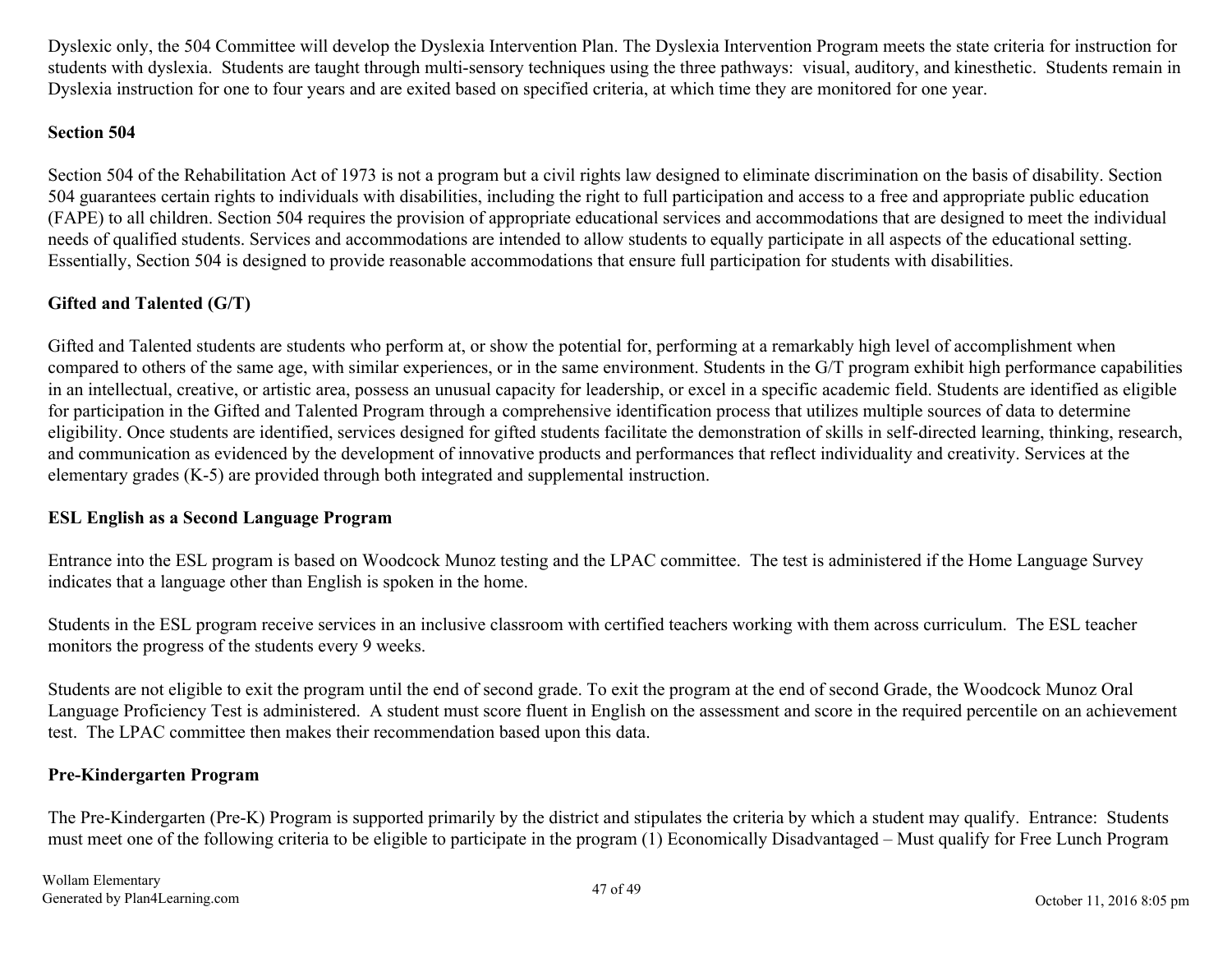Dyslexic only, the 504 Committee will develop the Dyslexia Intervention Plan. The Dyslexia Intervention Program meets the state criteria for instruction for students with dyslexia. Students are taught through multi-sensory techniques using the three pathways: visual, auditory, and kinesthetic. Students remain in Dyslexia instruction for one to four years and are exited based on specified criteria, at which time they are monitored for one year.

**Section 504**

Section 504 of the Rehabilitation Act of 1973 is not a program but a civil rights law designed to eliminate discrimination on the basis of disability. Section 504 guarantees certain rights to individuals with disabilities, including the right to full participation and access to a free and appropriate public education (FAPE) to all children. Section 504 requires the provision of appropriate educational services and accommodations that are designed to meet the individual needs of qualified students. Services and accommodations are intended to allow students to equally participate in all aspects of the educational setting. Essentially, Section 504 is designed to provide reasonable accommodations that ensure full participation for students with disabilities.

**Gifted and Talented (G/T)**

Gifted and Talented students are students who perform at, or show the potential for, performing at a remarkably high level of accomplishment when compared to others of the same age, with similar experiences, or in the same environment. Students in the G/T program exhibit high performance capabilities in an intellectual, creative, or artistic area, possess an unusual capacity for leadership, or excel in a specific academic field. Students are identified as eligible for participation in the Gifted and Talented Program through a comprehensive identification process that utilizes multiple sources of data to determine eligibility. Once students are identified, services designed for gifted students facilitate the demonstration of skills in self-directed learning, thinking, research, and communication as evidenced by the development of innovative products and performances that reflect individuality and creativity. Services at the elementary grades (K-5) are provided through both integrated and supplemental instruction.

**ESL English as a Second Language Program**

Entrance into the ESL program is based on Woodcock Munoz testing and the LPAC committee. The test is administered if the Home Language Survey indicates that a language other than English is spoken in the home.

Students in the ESL program receive services in an inclusive classroom with certified teachers working with them across curriculum. The ESL teacher monitors the progress of the students every 9 weeks.

Students are not eligible to exit the program until the end of second grade. To exit the program at the end of second Grade, the Woodcock Munoz Oral Language Proficiency Test is administered. A student must score fluent in English on the assessment and score in the required percentile on an achievement test. The LPAC committee then makes their recommendation based upon this data.

**Pre-Kindergarten Program**

The Pre-Kindergarten (Pre-K) Program is supported primarily by the district and stipulates the criteria by which a student may qualify. Entrance: Students must meet one of the following criteria to be eligible to participate in the program (1) Economically Disadvantaged – Must qualify for Free Lunch Program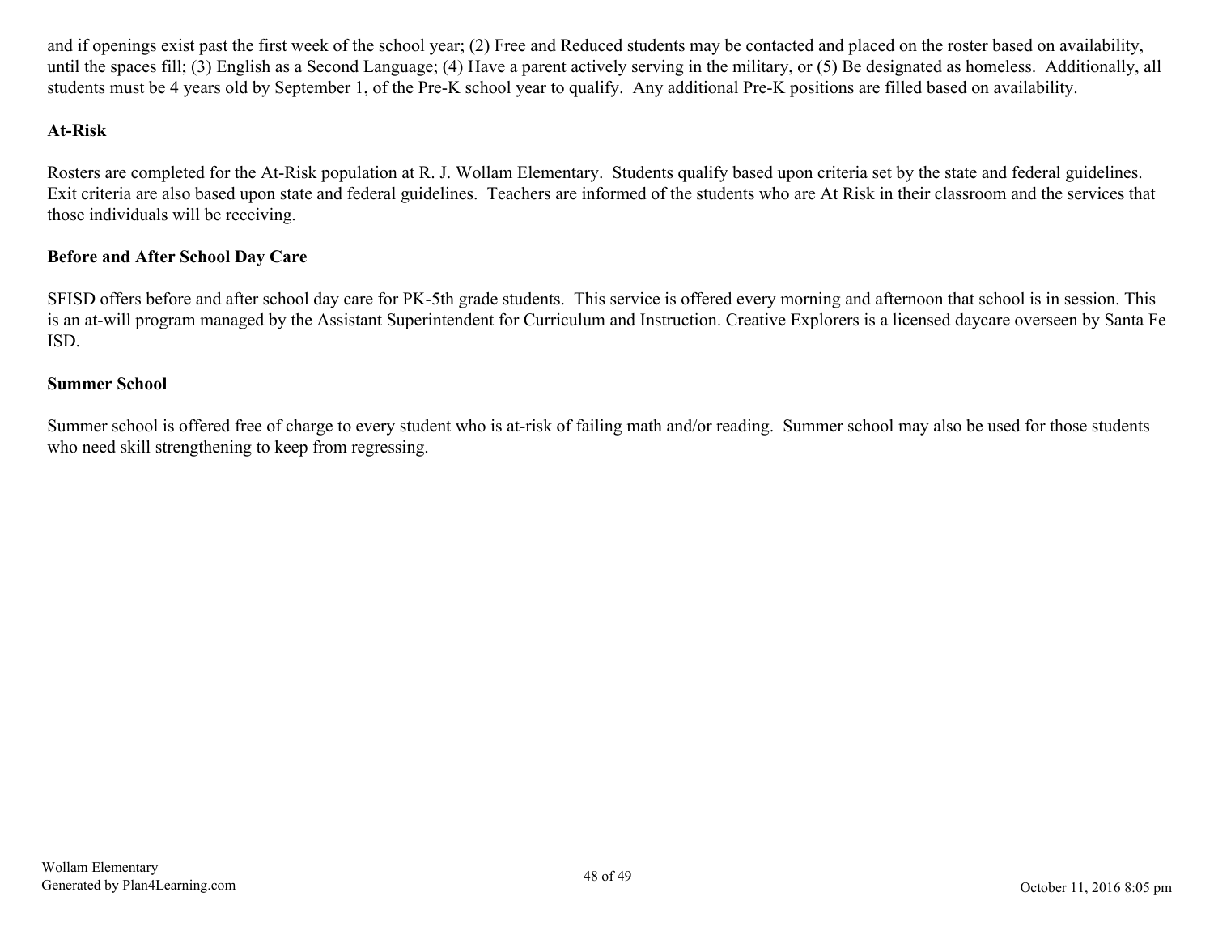and if openings exist past the first week of the school year; (2) Free and Reduced students may be contacted and placed on the roster based on availability, until the spaces fill; (3) English as a Second Language; (4) Have a parent actively serving in the military, or (5) Be designated as homeless. Additionally, all students must be 4 years old by September 1, of the Pre-K school year to qualify. Any additional Pre-K positions are filled based on availability.

**At-Risk**

Rosters are completed for the At-Risk population at R. J. Wollam Elementary. Students qualify based upon criteria set by the state and federal guidelines. Exit criteria are also based upon state and federal guidelines. Teachers are informed of the students who are At Risk in their classroom and the services that those individuals will be receiving.

**Before and After School Day Care**

SFISD offers before and after school day care for PK-5th grade students. This service is offered every morning and afternoon that school is in session. This is an at-will program managed by the Assistant Superintendent for Curriculum and Instruction. Creative Explorers is a licensed daycare overseen by Santa Fe ISD.

**Summer School**

Summer school is offered free of charge to every student who is at-risk of failing math and/or reading. Summer school may also be used for those students who need skill strengthening to keep from regressing.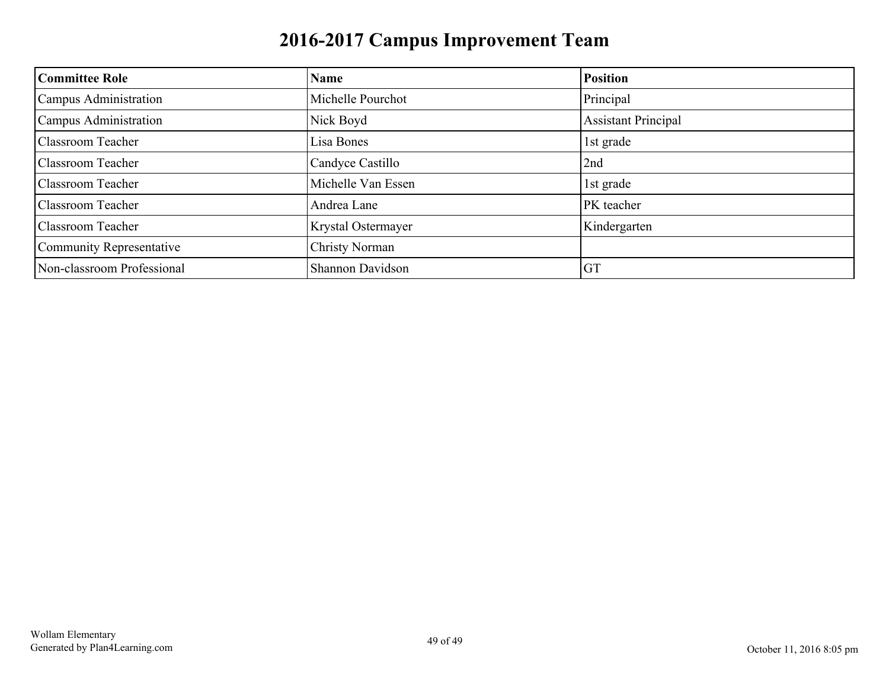# 2016-2017 Campus Improvement Team

| Committee Role | Name | Position |
|---|---|---|
| Campus Administration | Michelle Pourchot | Principal |
| Campus Administration | Nick Boyd | Assistant Principal |
| Classroom Teacher | Lisa Bones | 1st grade |
| Classroom Teacher | Candyce Castillo | 2nd |
| Classroom Teacher | Michelle Van Essen | 1st grade |
| Classroom Teacher | Andrea Lane | PK teacher |
| Classroom Teacher | Krystal Ostermayer | Kindergarten |
| Community Representative | Christy Norman | |
| Non-classroom Professional | Shannon Davidson | GT |